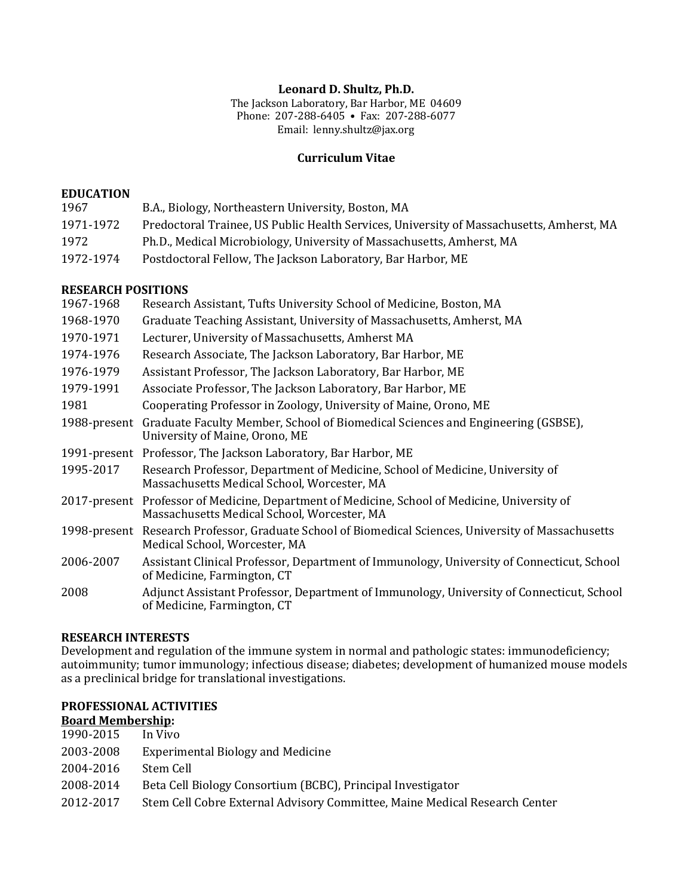**Leonard D. Shultz, Ph.D.**
The Jackson Laboratory, Bar Harbor, ME 04609
Phone: 207-288-6405 • Fax: 207-288-6077
Email: lenny.shultz@jax.org

## Curriculum Vitae

### EDUCATION

| | |
|---|---|
| 1967 | B.A., Biology, Northeastern University, Boston, MA |
| 1971-1972 | Predoctoral Trainee, US Public Health Services, University of Massachusetts, Amherst, MA |
| 1972 | Ph.D., Medical Microbiology, University of Massachusetts, Amherst, MA |
| 1972-1974 | Postdoctoral Fellow, The Jackson Laboratory, Bar Harbor, ME |

### RESEARCH POSITIONS

| | |
|---|---|
| 1967-1968 | Research Assistant, Tufts University School of Medicine, Boston, MA |
| 1968-1970 | Graduate Teaching Assistant, University of Massachusetts, Amherst, MA |
| 1970-1971 | Lecturer, University of Massachusetts, Amherst MA |
| 1974-1976 | Research Associate, The Jackson Laboratory, Bar Harbor, ME |
| 1976-1979 | Assistant Professor, The Jackson Laboratory, Bar Harbor, ME |
| 1979-1991 | Associate Professor, The Jackson Laboratory, Bar Harbor, ME |
| 1981 | Cooperating Professor in Zoology, University of Maine, Orono, ME |
| 1988-present | Graduate Faculty Member, School of Biomedical Sciences and Engineering (GSBSE), University of Maine, Orono, ME |
| 1991-present | Professor, The Jackson Laboratory, Bar Harbor, ME |
| 1995-2017 | Research Professor, Department of Medicine, School of Medicine, University of Massachusetts Medical School, Worcester, MA |
| 2017-present | Professor of Medicine, Department of Medicine, School of Medicine, University of Massachusetts Medical School, Worcester, MA |
| 1998-present | Research Professor, Graduate School of Biomedical Sciences, University of Massachusetts Medical School, Worcester, MA |
| 2006-2007 | Assistant Clinical Professor, Department of Immunology, University of Connecticut, School of Medicine, Farmington, CT |
| 2008 | Adjunct Assistant Professor, Department of Immunology, University of Connecticut, School of Medicine, Farmington, CT |

### RESEARCH INTERESTS

Development and regulation of the immune system in normal and pathologic states: immunodeficiency; autoimmunity; tumor immunology; infectious disease; diabetes; development of humanized mouse models as a preclinical bridge for translational investigations.

### PROFESSIONAL ACTIVITIES

**Board Membership:**

| | |
|---|---|
| 1990-2015 | In Vivo |
| 2003-2008 | Experimental Biology and Medicine |
| 2004-2016 | Stem Cell |
| 2008-2014 | Beta Cell Biology Consortium (BCBC), Principal Investigator |
| 2012-2017 | Stem Cell Cobre External Advisory Committee, Maine Medical Research Center |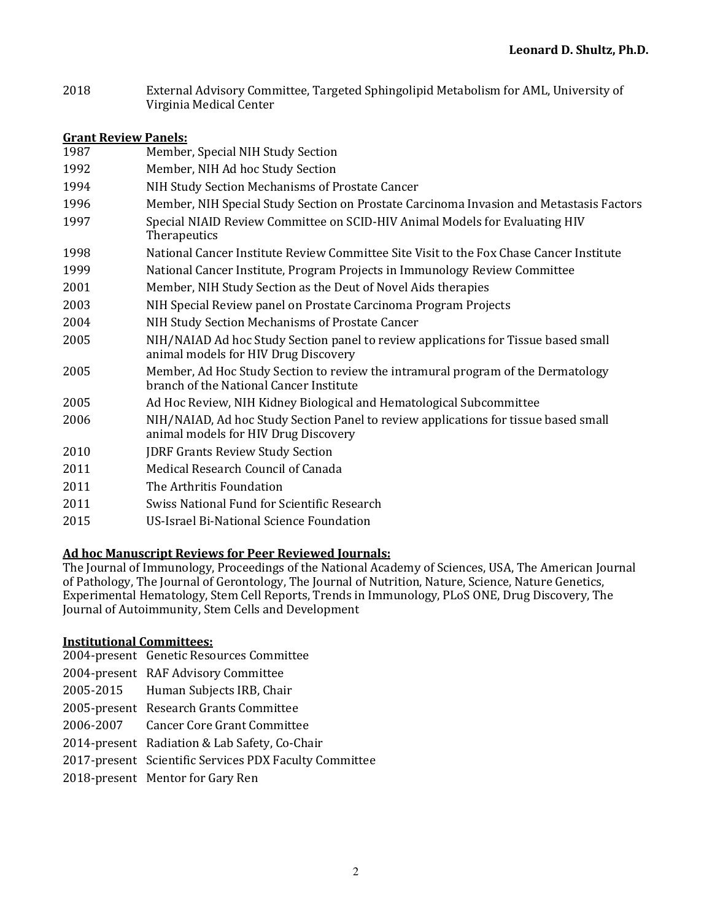2018 External Advisory Committee, Targeted Sphingolipid Metabolism for AML, University of Virginia Medical Center

**Grant Review Panels:**

| | |
|---|---|
| 1987 | Member, Special NIH Study Section |
| 1992 | Member, NIH Ad hoc Study Section |
| 1994 | NIH Study Section Mechanisms of Prostate Cancer |
| 1996 | Member, NIH Special Study Section on Prostate Carcinoma Invasion and Metastasis Factors |
| 1997 | Special NIAID Review Committee on SCID-HIV Animal Models for Evaluating HIV Therapeutics |
| 1998 | National Cancer Institute Review Committee Site Visit to the Fox Chase Cancer Institute |
| 1999 | National Cancer Institute, Program Projects in Immunology Review Committee |
| 2001 | Member, NIH Study Section as the Deut of Novel Aids therapies |
| 2003 | NIH Special Review panel on Prostate Carcinoma Program Projects |
| 2004 | NIH Study Section Mechanisms of Prostate Cancer |
| 2005 | NIH/NAIAD Ad hoc Study Section panel to review applications for Tissue based small animal models for HIV Drug Discovery |
| 2005 | Member, Ad Hoc Study Section to review the intramural program of the Dermatology branch of the National Cancer Institute |
| 2005 | Ad Hoc Review, NIH Kidney Biological and Hematological Subcommittee |
| 2006 | NIH/NAIAD, Ad hoc Study Section Panel to review applications for tissue based small animal models for HIV Drug Discovery |
| 2010 | JDRF Grants Review Study Section |
| 2011 | Medical Research Council of Canada |
| 2011 | The Arthritis Foundation |
| 2011 | Swiss National Fund for Scientific Research |
| 2015 | US-Israel Bi-National Science Foundation |

**Ad hoc Manuscript Reviews for Peer Reviewed Journals:**

The Journal of Immunology, Proceedings of the National Academy of Sciences, USA, The American Journal of Pathology, The Journal of Gerontology, The Journal of Nutrition, Nature, Science, Nature Genetics, Experimental Hematology, Stem Cell Reports, Trends in Immunology, PLoS ONE, Drug Discovery, The Journal of Autoimmunity, Stem Cells and Development

**Institutional Committees:**

| | |
|---|---|
| 2004-present | Genetic Resources Committee |
| 2004-present | RAF Advisory Committee |
| 2005-2015 | Human Subjects IRB, Chair |
| 2005-present | Research Grants Committee |
| 2006-2007 | Cancer Core Grant Committee |
| 2014-present | Radiation & Lab Safety, Co-Chair |
| 2017-present | Scientific Services PDX Faculty Committee |
| 2018-present | Mentor for Gary Ren |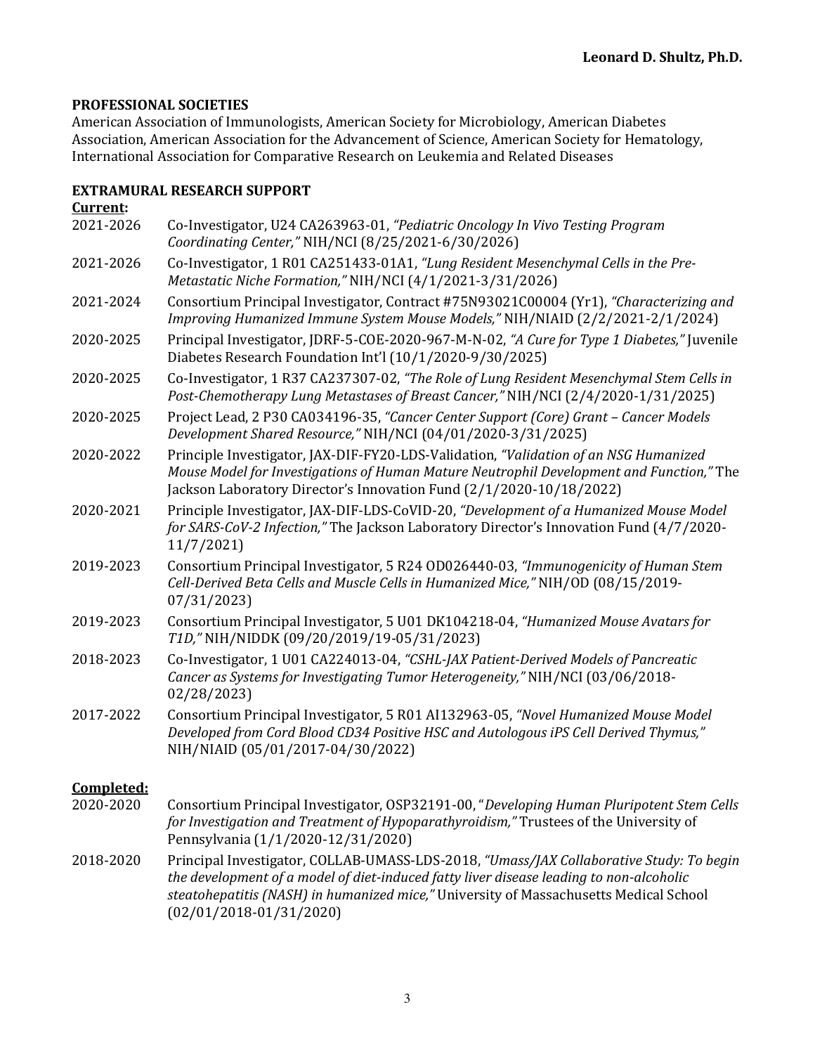**PROFESSIONAL SOCIETIES**

American Association of Immunologists, American Society for Microbiology, American Diabetes Association, American Association for the Advancement of Science, American Society for Hematology, International Association for Comparative Research on Leukemia and Related Diseases

**EXTRAMURAL RESEARCH SUPPORT**

**Current:**

2021-2026 Co-Investigator, U24 CA263963-01, *"Pediatric Oncology In Vivo Testing Program Coordinating Center,"* NIH/NCI (8/25/2021-6/30/2026)

2021-2026 Co-Investigator, 1 R01 CA251433-01A1, *"Lung Resident Mesenchymal Cells in the Pre-Metastatic Niche Formation,"* NIH/NCI (4/1/2021-3/31/2026)

2021-2024 Consortium Principal Investigator, Contract #75N93021C00004 (Yr1), *"Characterizing and Improving Humanized Immune System Mouse Models,"* NIH/NIAID (2/2/2021-2/1/2024)

2020-2025 Principal Investigator, JDRF-5-COE-2020-967-M-N-02, *"A Cure for Type 1 Diabetes,"* Juvenile Diabetes Research Foundation Int'l (10/1/2020-9/30/2025)

2020-2025 Co-Investigator, 1 R37 CA237307-02, *"The Role of Lung Resident Mesenchymal Stem Cells in Post-Chemotherapy Lung Metastases of Breast Cancer,"* NIH/NCI (2/4/2020-1/31/2025)

2020-2025 Project Lead, 2 P30 CA034196-35, *"Cancer Center Support (Core) Grant – Cancer Models Development Shared Resource,"* NIH/NCI (04/01/2020-3/31/2025)

2020-2022 Principle Investigator, JAX-DIF-FY20-LDS-Validation, *"Validation of an NSG Humanized Mouse Model for Investigations of Human Mature Neutrophil Development and Function,"* The Jackson Laboratory Director's Innovation Fund (2/1/2020-10/18/2022)

2020-2021 Principle Investigator, JAX-DIF-LDS-CoVID-20, *"Development of a Humanized Mouse Model for SARS-CoV-2 Infection,"* The Jackson Laboratory Director's Innovation Fund (4/7/2020-11/7/2021)

2019-2023 Consortium Principal Investigator, 5 R24 OD026440-03, *"Immunogenicity of Human Stem Cell-Derived Beta Cells and Muscle Cells in Humanized Mice,"* NIH/OD (08/15/2019-07/31/2023)

2019-2023 Consortium Principal Investigator, 5 U01 DK104218-04, *"Humanized Mouse Avatars for T1D,"* NIH/NIDDK (09/20/2019/19-05/31/2023)

2018-2023 Co-Investigator, 1 U01 CA224013-04, *"CSHL-JAX Patient-Derived Models of Pancreatic Cancer as Systems for Investigating Tumor Heterogeneity,"* NIH/NCI (03/06/2018-02/28/2023)

2017-2022 Consortium Principal Investigator, 5 R01 AI132963-05, *"Novel Humanized Mouse Model Developed from Cord Blood CD34 Positive HSC and Autologous iPS Cell Derived Thymus,"* NIH/NIAID (05/01/2017-04/30/2022)

**Completed:**

2020-2020 Consortium Principal Investigator, OSP32191-00, "*Developing Human Pluripotent Stem Cells for Investigation and Treatment of Hypoparathyroidism,"* Trustees of the University of Pennsylvania (1/1/2020-12/31/2020)

2018-2020 Principal Investigator, COLLAB-UMASS-LDS-2018, *"Umass/JAX Collaborative Study: To begin the development of a model of diet-induced fatty liver disease leading to non-alcoholic steatohepatitis (NASH) in humanized mice,"* University of Massachusetts Medical School (02/01/2018-01/31/2020)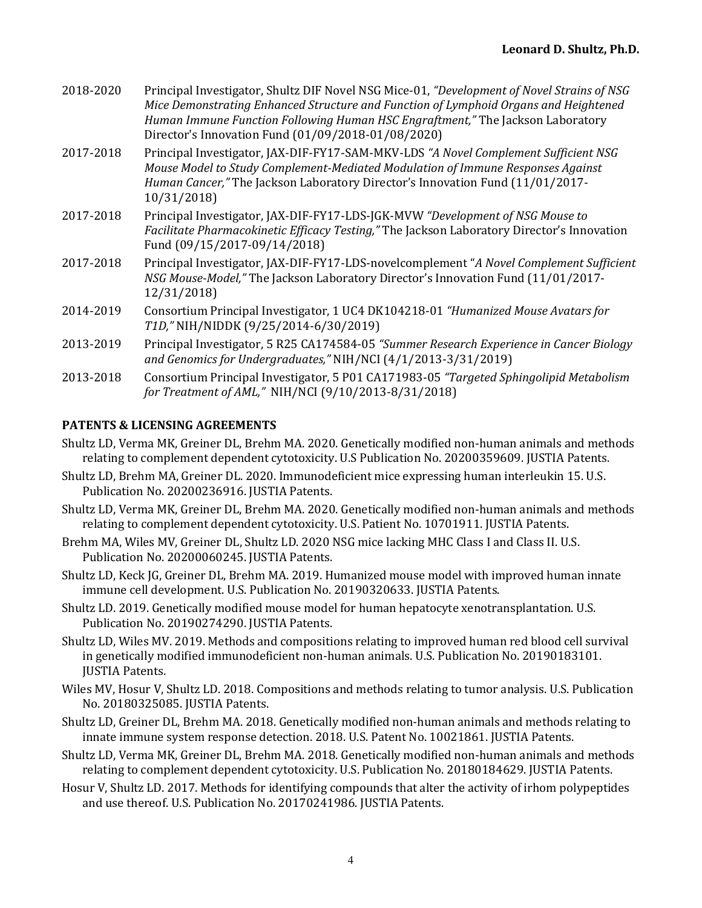2018-2020 Principal Investigator, Shultz DIF Novel NSG Mice-01, *"Development of Novel Strains of NSG Mice Demonstrating Enhanced Structure and Function of Lymphoid Organs and Heightened Human Immune Function Following Human HSC Engraftment,"* The Jackson Laboratory Director's Innovation Fund (01/09/2018-01/08/2020)

2017-2018 Principal Investigator, JAX-DIF-FY17-SAM-MKV-LDS *"A Novel Complement Sufficient NSG Mouse Model to Study Complement-Mediated Modulation of Immune Responses Against Human Cancer,"* The Jackson Laboratory Director's Innovation Fund (11/01/2017-10/31/2018)

2017-2018 Principal Investigator, JAX-DIF-FY17-LDS-JGK-MVW *"Development of NSG Mouse to Facilitate Pharmacokinetic Efficacy Testing,"* The Jackson Laboratory Director's Innovation Fund (09/15/2017-09/14/2018)

2017-2018 Principal Investigator, JAX-DIF-FY17-LDS-novelcomplement "*A Novel Complement Sufficient NSG Mouse-Model,"* The Jackson Laboratory Director's Innovation Fund (11/01/2017-12/31/2018)

2014-2019 Consortium Principal Investigator, 1 UC4 DK104218-01 *"Humanized Mouse Avatars for T1D,"* NIH/NIDDK (9/25/2014-6/30/2019)

2013-2019 Principal Investigator, 5 R25 CA174584-05 *"Summer Research Experience in Cancer Biology and Genomics for Undergraduates,"* NIH/NCI (4/1/2013-3/31/2019)

2013-2018 Consortium Principal Investigator, 5 P01 CA171983-05 *"Targeted Sphingolipid Metabolism for Treatment of AML,"* NIH/NCI (9/10/2013-8/31/2018)

**PATENTS & LICENSING AGREEMENTS**

Shultz LD, Verma MK, Greiner DL, Brehm MA. 2020. Genetically modified non-human animals and methods relating to complement dependent cytotoxicity. U.S Publication No. 20200359609. JUSTIA Patents.

Shultz LD, Brehm MA, Greiner DL. 2020. Immunodeficient mice expressing human interleukin 15. U.S. Publication No. 20200236916. JUSTIA Patents.

Shultz LD, Verma MK, Greiner DL, Brehm MA. 2020. Genetically modified non-human animals and methods relating to complement dependent cytotoxicity. U.S. Patient No. 10701911. JUSTIA Patents.

Brehm MA, Wiles MV, Greiner DL, Shultz LD. 2020 NSG mice lacking MHC Class I and Class II. U.S. Publication No. 20200060245. JUSTIA Patents.

Shultz LD, Keck JG, Greiner DL, Brehm MA. 2019. Humanized mouse model with improved human innate immune cell development. U.S. Publication No. 20190320633. JUSTIA Patents.

Shultz LD. 2019. Genetically modified mouse model for human hepatocyte xenotransplantation. U.S. Publication No. 20190274290. JUSTIA Patents.

Shultz LD, Wiles MV. 2019. Methods and compositions relating to improved human red blood cell survival in genetically modified immunodeficient non-human animals. U.S. Publication No. 20190183101. JUSTIA Patents.

Wiles MV, Hosur V, Shultz LD. 2018. Compositions and methods relating to tumor analysis. U.S. Publication No. 20180325085. JUSTIA Patents.

Shultz LD, Greiner DL, Brehm MA. 2018. Genetically modified non-human animals and methods relating to innate immune system response detection. 2018. U.S. Patent No. 10021861. JUSTIA Patents.

Shultz LD, Verma MK, Greiner DL, Brehm MA. 2018. Genetically modified non-human animals and methods relating to complement dependent cytotoxicity. U.S. Publication No. 20180184629. JUSTIA Patents.

Hosur V, Shultz LD. 2017. Methods for identifying compounds that alter the activity of irhom polypeptides and use thereof. U.S. Publication No. 20170241986. JUSTIA Patents.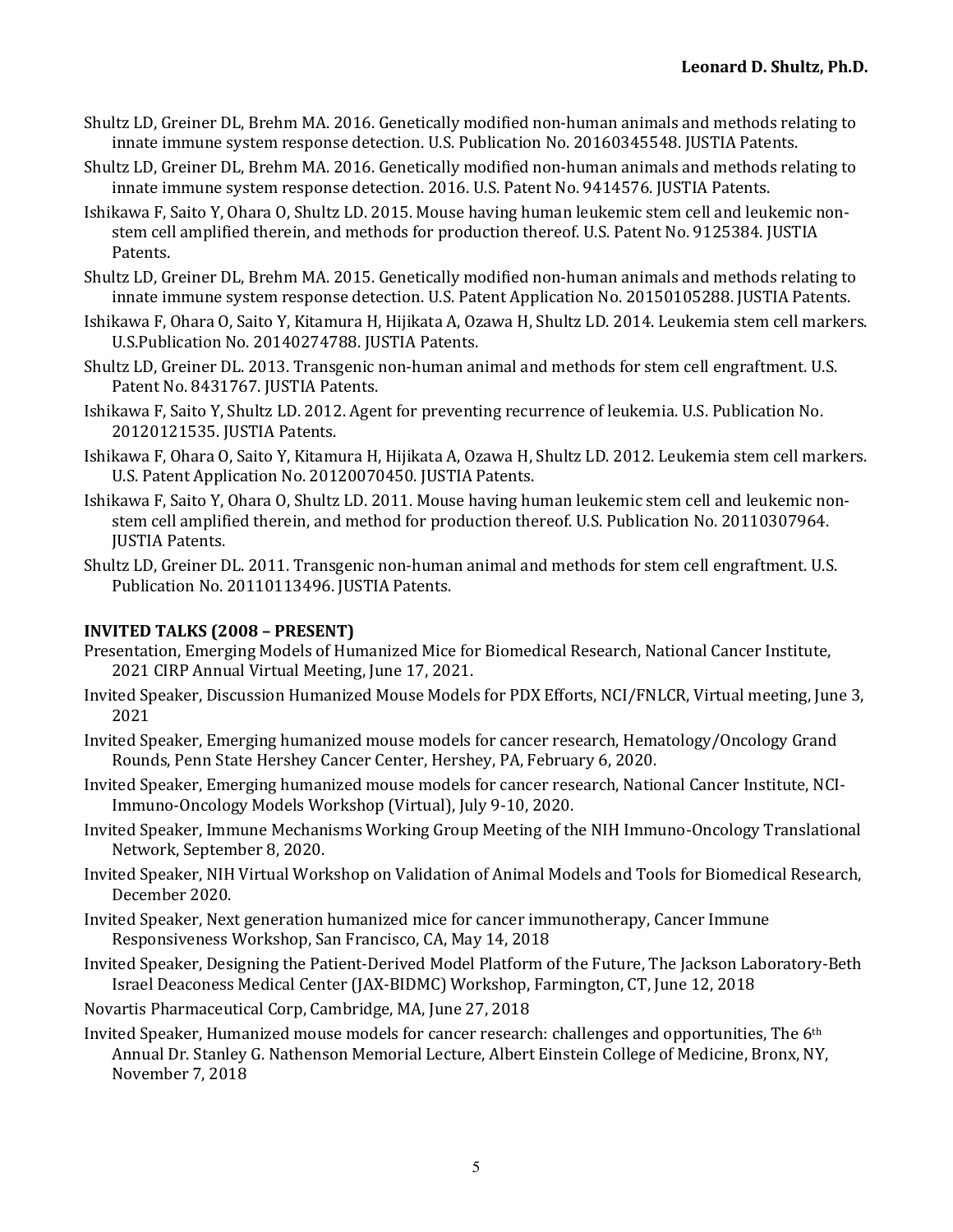Shultz LD, Greiner DL, Brehm MA. 2016. Genetically modified non-human animals and methods relating to innate immune system response detection. U.S. Publication No. 20160345548. JUSTIA Patents.

Shultz LD, Greiner DL, Brehm MA. 2016. Genetically modified non-human animals and methods relating to innate immune system response detection. 2016. U.S. Patent No. 9414576. JUSTIA Patents.

Ishikawa F, Saito Y, Ohara O, Shultz LD. 2015. Mouse having human leukemic stem cell and leukemic non-stem cell amplified therein, and methods for production thereof. U.S. Patent No. 9125384. JUSTIA Patents.

Shultz LD, Greiner DL, Brehm MA. 2015. Genetically modified non-human animals and methods relating to innate immune system response detection. U.S. Patent Application No. 20150105288. JUSTIA Patents.

Ishikawa F, Ohara O, Saito Y, Kitamura H, Hijikata A, Ozawa H, Shultz LD. 2014. Leukemia stem cell markers. U.S.Publication No. 20140274788. JUSTIA Patents.

Shultz LD, Greiner DL. 2013. Transgenic non-human animal and methods for stem cell engraftment. U.S. Patent No. 8431767. JUSTIA Patents.

Ishikawa F, Saito Y, Shultz LD. 2012. Agent for preventing recurrence of leukemia. U.S. Publication No. 20120121535. JUSTIA Patents.

Ishikawa F, Ohara O, Saito Y, Kitamura H, Hijikata A, Ozawa H, Shultz LD. 2012. Leukemia stem cell markers. U.S. Patent Application No. 20120070450. JUSTIA Patents.

Ishikawa F, Saito Y, Ohara O, Shultz LD. 2011. Mouse having human leukemic stem cell and leukemic non-stem cell amplified therein, and method for production thereof. U.S. Publication No. 20110307964. JUSTIA Patents.

Shultz LD, Greiner DL. 2011. Transgenic non-human animal and methods for stem cell engraftment. U.S. Publication No. 20110113496. JUSTIA Patents.

## INVITED TALKS (2008 – PRESENT)

Presentation, Emerging Models of Humanized Mice for Biomedical Research, National Cancer Institute, 2021 CIRP Annual Virtual Meeting, June 17, 2021.

Invited Speaker, Discussion Humanized Mouse Models for PDX Efforts, NCI/FNLCR, Virtual meeting, June 3, 2021

Invited Speaker, Emerging humanized mouse models for cancer research, Hematology/Oncology Grand Rounds, Penn State Hershey Cancer Center, Hershey, PA, February 6, 2020.

Invited Speaker, Emerging humanized mouse models for cancer research, National Cancer Institute, NCI-Immuno-Oncology Models Workshop (Virtual), July 9-10, 2020.

Invited Speaker, Immune Mechanisms Working Group Meeting of the NIH Immuno-Oncology Translational Network, September 8, 2020.

Invited Speaker, NIH Virtual Workshop on Validation of Animal Models and Tools for Biomedical Research, December 2020.

Invited Speaker, Next generation humanized mice for cancer immunotherapy, Cancer Immune Responsiveness Workshop, San Francisco, CA, May 14, 2018

Invited Speaker, Designing the Patient-Derived Model Platform of the Future, The Jackson Laboratory-Beth Israel Deaconess Medical Center (JAX-BIDMC) Workshop, Farmington, CT, June 12, 2018

Novartis Pharmaceutical Corp, Cambridge, MA, June 27, 2018

Invited Speaker, Humanized mouse models for cancer research: challenges and opportunities, The 6th Annual Dr. Stanley G. Nathenson Memorial Lecture, Albert Einstein College of Medicine, Bronx, NY, November 7, 2018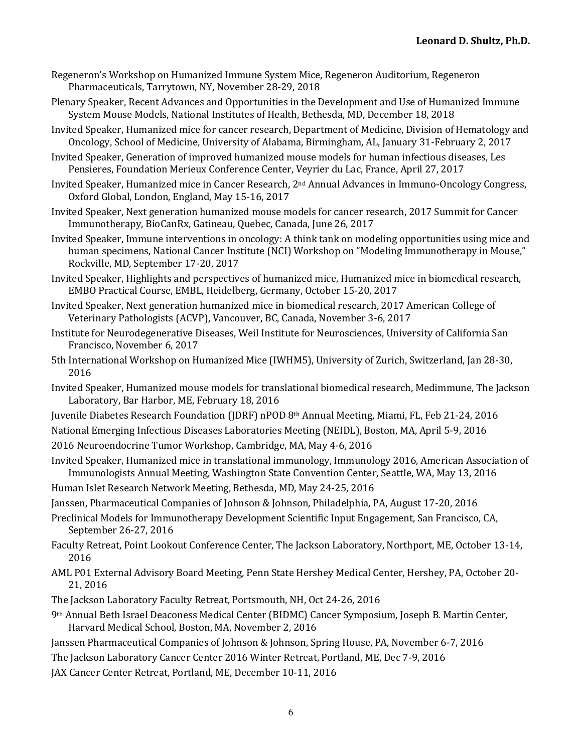Regeneron's Workshop on Humanized Immune System Mice, Regeneron Auditorium, Regeneron Pharmaceuticals, Tarrytown, NY, November 28-29, 2018

Plenary Speaker, Recent Advances and Opportunities in the Development and Use of Humanized Immune System Mouse Models, National Institutes of Health, Bethesda, MD, December 18, 2018

Invited Speaker, Humanized mice for cancer research, Department of Medicine, Division of Hematology and Oncology, School of Medicine, University of Alabama, Birmingham, AL, January 31-February 2, 2017

Invited Speaker, Generation of improved humanized mouse models for human infectious diseases, Les Pensieres, Foundation Merieux Conference Center, Veyrier du Lac, France, April 27, 2017

Invited Speaker, Humanized mice in Cancer Research, 2nd Annual Advances in Immuno-Oncology Congress, Oxford Global, London, England, May 15-16, 2017

Invited Speaker, Next generation humanized mouse models for cancer research, 2017 Summit for Cancer Immunotherapy, BioCanRx, Gatineau, Quebec, Canada, June 26, 2017

Invited Speaker, Immune interventions in oncology: A think tank on modeling opportunities using mice and human specimens, National Cancer Institute (NCI) Workshop on "Modeling Immunotherapy in Mouse," Rockville, MD, September 17-20, 2017

Invited Speaker, Highlights and perspectives of humanized mice, Humanized mice in biomedical research, EMBO Practical Course, EMBL, Heidelberg, Germany, October 15-20, 2017

Invited Speaker, Next generation humanized mice in biomedical research, 2017 American College of Veterinary Pathologists (ACVP), Vancouver, BC, Canada, November 3-6, 2017

Institute for Neurodegenerative Diseases, Weil Institute for Neurosciences, University of California San Francisco, November 6, 2017

5th International Workshop on Humanized Mice (IWHM5), University of Zurich, Switzerland, Jan 28-30, 2016

Invited Speaker, Humanized mouse models for translational biomedical research, Medimmune, The Jackson Laboratory, Bar Harbor, ME, February 18, 2016

Juvenile Diabetes Research Foundation (JDRF) nPOD 8th Annual Meeting, Miami, FL, Feb 21-24, 2016

National Emerging Infectious Diseases Laboratories Meeting (NEIDL), Boston, MA, April 5-9, 2016

2016 Neuroendocrine Tumor Workshop, Cambridge, MA, May 4-6, 2016

Invited Speaker, Humanized mice in translational immunology, Immunology 2016, American Association of Immunologists Annual Meeting, Washington State Convention Center, Seattle, WA, May 13, 2016

Human Islet Research Network Meeting, Bethesda, MD, May 24-25, 2016

Janssen, Pharmaceutical Companies of Johnson & Johnson, Philadelphia, PA, August 17-20, 2016

Preclinical Models for Immunotherapy Development Scientific Input Engagement, San Francisco, CA, September 26-27, 2016

Faculty Retreat, Point Lookout Conference Center, The Jackson Laboratory, Northport, ME, October 13-14, 2016

AML P01 External Advisory Board Meeting, Penn State Hershey Medical Center, Hershey, PA, October 20-21, 2016

The Jackson Laboratory Faculty Retreat, Portsmouth, NH, Oct 24-26, 2016

9th Annual Beth Israel Deaconess Medical Center (BIDMC) Cancer Symposium, Joseph B. Martin Center, Harvard Medical School, Boston, MA, November 2, 2016

Janssen Pharmaceutical Companies of Johnson & Johnson, Spring House, PA, November 6-7, 2016

The Jackson Laboratory Cancer Center 2016 Winter Retreat, Portland, ME, Dec 7-9, 2016

JAX Cancer Center Retreat, Portland, ME, December 10-11, 2016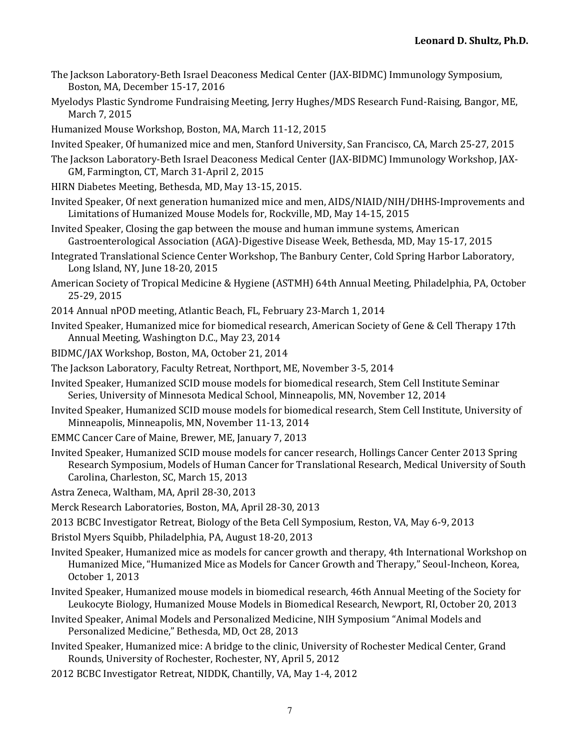The Jackson Laboratory-Beth Israel Deaconess Medical Center (JAX-BIDMC) Immunology Symposium, Boston, MA, December 15-17, 2016

Myelodys Plastic Syndrome Fundraising Meeting, Jerry Hughes/MDS Research Fund-Raising, Bangor, ME, March 7, 2015

Humanized Mouse Workshop, Boston, MA, March 11-12, 2015

Invited Speaker, Of humanized mice and men, Stanford University, San Francisco, CA, March 25-27, 2015

The Jackson Laboratory-Beth Israel Deaconess Medical Center (JAX-BIDMC) Immunology Workshop, JAX-GM, Farmington, CT, March 31-April 2, 2015

HIRN Diabetes Meeting, Bethesda, MD, May 13-15, 2015.

Invited Speaker, Of next generation humanized mice and men, AIDS/NIAID/NIH/DHHS-Improvements and Limitations of Humanized Mouse Models for, Rockville, MD, May 14-15, 2015

Invited Speaker, Closing the gap between the mouse and human immune systems, American Gastroenterological Association (AGA)-Digestive Disease Week, Bethesda, MD, May 15-17, 2015

Integrated Translational Science Center Workshop, The Banbury Center, Cold Spring Harbor Laboratory, Long Island, NY, June 18-20, 2015

American Society of Tropical Medicine & Hygiene (ASTMH) 64th Annual Meeting, Philadelphia, PA, October 25-29, 2015

2014 Annual nPOD meeting, Atlantic Beach, FL, February 23-March 1, 2014

Invited Speaker, Humanized mice for biomedical research, American Society of Gene & Cell Therapy 17th Annual Meeting, Washington D.C., May 23, 2014

BIDMC/JAX Workshop, Boston, MA, October 21, 2014

The Jackson Laboratory, Faculty Retreat, Northport, ME, November 3-5, 2014

Invited Speaker, Humanized SCID mouse models for biomedical research, Stem Cell Institute Seminar Series, University of Minnesota Medical School, Minneapolis, MN, November 12, 2014

Invited Speaker, Humanized SCID mouse models for biomedical research, Stem Cell Institute, University of Minneapolis, Minneapolis, MN, November 11-13, 2014

EMMC Cancer Care of Maine, Brewer, ME, January 7, 2013

Invited Speaker, Humanized SCID mouse models for cancer research, Hollings Cancer Center 2013 Spring Research Symposium, Models of Human Cancer for Translational Research, Medical University of South Carolina, Charleston, SC, March 15, 2013

Astra Zeneca, Waltham, MA, April 28-30, 2013

Merck Research Laboratories, Boston, MA, April 28-30, 2013

2013 BCBC Investigator Retreat, Biology of the Beta Cell Symposium, Reston, VA, May 6-9, 2013

Bristol Myers Squibb, Philadelphia, PA, August 18-20, 2013

Invited Speaker, Humanized mice as models for cancer growth and therapy, 4th International Workshop on Humanized Mice, "Humanized Mice as Models for Cancer Growth and Therapy," Seoul-Incheon, Korea, October 1, 2013

Invited Speaker, Humanized mouse models in biomedical research, 46th Annual Meeting of the Society for Leukocyte Biology, Humanized Mouse Models in Biomedical Research, Newport, RI, October 20, 2013

Invited Speaker, Animal Models and Personalized Medicine, NIH Symposium "Animal Models and Personalized Medicine," Bethesda, MD, Oct 28, 2013

Invited Speaker, Humanized mice: A bridge to the clinic, University of Rochester Medical Center, Grand Rounds, University of Rochester, Rochester, NY, April 5, 2012

2012 BCBC Investigator Retreat, NIDDK, Chantilly, VA, May 1-4, 2012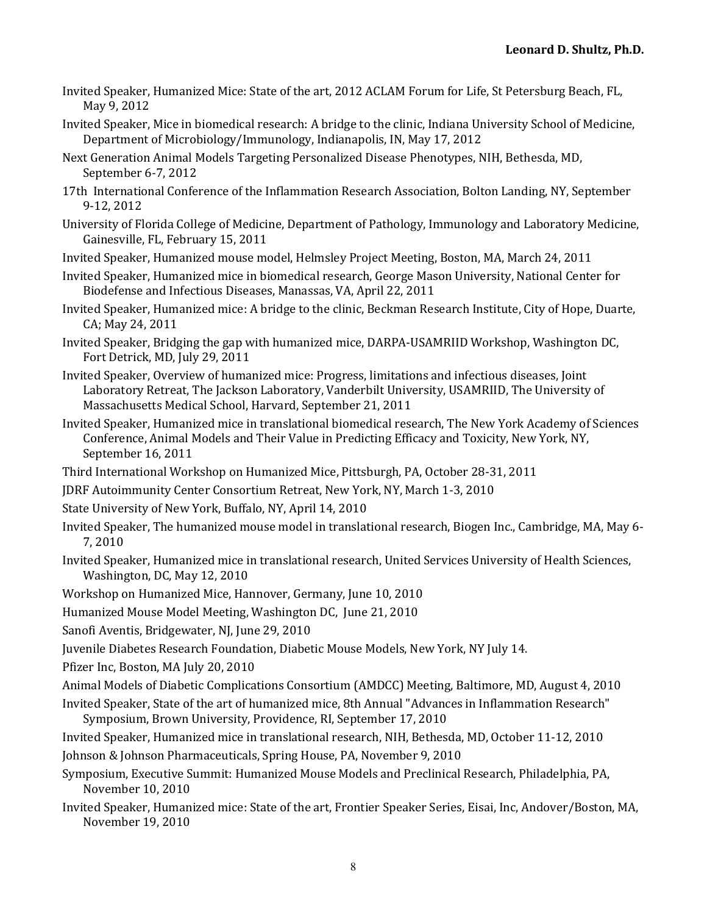Invited Speaker, Humanized Mice: State of the art, 2012 ACLAM Forum for Life, St Petersburg Beach, FL, May 9, 2012

Invited Speaker, Mice in biomedical research: A bridge to the clinic, Indiana University School of Medicine, Department of Microbiology/Immunology, Indianapolis, IN, May 17, 2012

Next Generation Animal Models Targeting Personalized Disease Phenotypes, NIH, Bethesda, MD, September 6-7, 2012

17th International Conference of the Inflammation Research Association, Bolton Landing, NY, September 9-12, 2012

University of Florida College of Medicine, Department of Pathology, Immunology and Laboratory Medicine, Gainesville, FL, February 15, 2011

Invited Speaker, Humanized mouse model, Helmsley Project Meeting, Boston, MA, March 24, 2011

Invited Speaker, Humanized mice in biomedical research, George Mason University, National Center for Biodefense and Infectious Diseases, Manassas, VA, April 22, 2011

Invited Speaker, Humanized mice: A bridge to the clinic, Beckman Research Institute, City of Hope, Duarte, CA; May 24, 2011

Invited Speaker, Bridging the gap with humanized mice, DARPA-USAMRIID Workshop, Washington DC, Fort Detrick, MD, July 29, 2011

Invited Speaker, Overview of humanized mice: Progress, limitations and infectious diseases, Joint Laboratory Retreat, The Jackson Laboratory, Vanderbilt University, USAMRIID, The University of Massachusetts Medical School, Harvard, September 21, 2011

Invited Speaker, Humanized mice in translational biomedical research, The New York Academy of Sciences Conference, Animal Models and Their Value in Predicting Efficacy and Toxicity, New York, NY, September 16, 2011

Third International Workshop on Humanized Mice, Pittsburgh, PA, October 28-31, 2011

JDRF Autoimmunity Center Consortium Retreat, New York, NY, March 1-3, 2010

State University of New York, Buffalo, NY, April 14, 2010

Invited Speaker, The humanized mouse model in translational research, Biogen Inc., Cambridge, MA, May 6-7, 2010

Invited Speaker, Humanized mice in translational research, United Services University of Health Sciences, Washington, DC, May 12, 2010

Workshop on Humanized Mice, Hannover, Germany, June 10, 2010

Humanized Mouse Model Meeting, Washington DC, June 21, 2010

Sanofi Aventis, Bridgewater, NJ, June 29, 2010

Juvenile Diabetes Research Foundation, Diabetic Mouse Models, New York, NY July 14.

Pfizer Inc, Boston, MA July 20, 2010

Animal Models of Diabetic Complications Consortium (AMDCC) Meeting, Baltimore, MD, August 4, 2010

Invited Speaker, State of the art of humanized mice, 8th Annual "Advances in Inflammation Research" Symposium, Brown University, Providence, RI, September 17, 2010

Invited Speaker, Humanized mice in translational research, NIH, Bethesda, MD, October 11-12, 2010

Johnson & Johnson Pharmaceuticals, Spring House, PA, November 9, 2010

Symposium, Executive Summit: Humanized Mouse Models and Preclinical Research, Philadelphia, PA, November 10, 2010

Invited Speaker, Humanized mice: State of the art, Frontier Speaker Series, Eisai, Inc, Andover/Boston, MA, November 19, 2010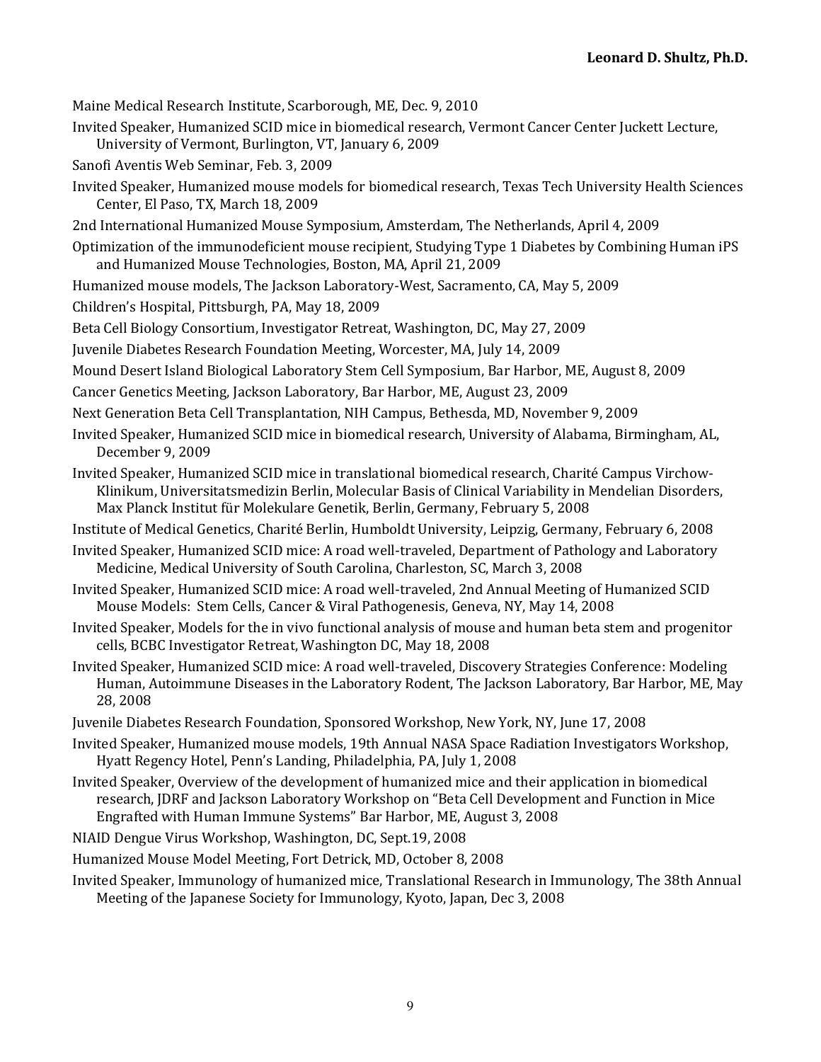Maine Medical Research Institute, Scarborough, ME, Dec. 9, 2010

Invited Speaker, Humanized SCID mice in biomedical research, Vermont Cancer Center Juckett Lecture, University of Vermont, Burlington, VT, January 6, 2009

Sanofi Aventis Web Seminar, Feb. 3, 2009

Invited Speaker, Humanized mouse models for biomedical research, Texas Tech University Health Sciences Center, El Paso, TX, March 18, 2009

2nd International Humanized Mouse Symposium, Amsterdam, The Netherlands, April 4, 2009

Optimization of the immunodeficient mouse recipient, Studying Type 1 Diabetes by Combining Human iPS and Humanized Mouse Technologies, Boston, MA, April 21, 2009

Humanized mouse models, The Jackson Laboratory-West, Sacramento, CA, May 5, 2009

Children's Hospital, Pittsburgh, PA, May 18, 2009

Beta Cell Biology Consortium, Investigator Retreat, Washington, DC, May 27, 2009

Juvenile Diabetes Research Foundation Meeting, Worcester, MA, July 14, 2009

Mound Desert Island Biological Laboratory Stem Cell Symposium, Bar Harbor, ME, August 8, 2009

Cancer Genetics Meeting, Jackson Laboratory, Bar Harbor, ME, August 23, 2009

Next Generation Beta Cell Transplantation, NIH Campus, Bethesda, MD, November 9, 2009

Invited Speaker, Humanized SCID mice in biomedical research, University of Alabama, Birmingham, AL, December 9, 2009

Invited Speaker, Humanized SCID mice in translational biomedical research, Charité Campus Virchow-Klinikum, Universitatsmedizin Berlin, Molecular Basis of Clinical Variability in Mendelian Disorders, Max Planck Institut für Molekulare Genetik, Berlin, Germany, February 5, 2008

Institute of Medical Genetics, Charité Berlin, Humboldt University, Leipzig, Germany, February 6, 2008

Invited Speaker, Humanized SCID mice: A road well-traveled, Department of Pathology and Laboratory Medicine, Medical University of South Carolina, Charleston, SC, March 3, 2008

Invited Speaker, Humanized SCID mice: A road well-traveled, 2nd Annual Meeting of Humanized SCID Mouse Models: Stem Cells, Cancer & Viral Pathogenesis, Geneva, NY, May 14, 2008

Invited Speaker, Models for the in vivo functional analysis of mouse and human beta stem and progenitor cells, BCBC Investigator Retreat, Washington DC, May 18, 2008

Invited Speaker, Humanized SCID mice: A road well-traveled, Discovery Strategies Conference: Modeling Human, Autoimmune Diseases in the Laboratory Rodent, The Jackson Laboratory, Bar Harbor, ME, May 28, 2008

Juvenile Diabetes Research Foundation, Sponsored Workshop, New York, NY, June 17, 2008

Invited Speaker, Humanized mouse models, 19th Annual NASA Space Radiation Investigators Workshop, Hyatt Regency Hotel, Penn's Landing, Philadelphia, PA, July 1, 2008

Invited Speaker, Overview of the development of humanized mice and their application in biomedical research, JDRF and Jackson Laboratory Workshop on "Beta Cell Development and Function in Mice Engrafted with Human Immune Systems" Bar Harbor, ME, August 3, 2008

NIAID Dengue Virus Workshop, Washington, DC, Sept.19, 2008

Humanized Mouse Model Meeting, Fort Detrick, MD, October 8, 2008

Invited Speaker, Immunology of humanized mice, Translational Research in Immunology, The 38th Annual Meeting of the Japanese Society for Immunology, Kyoto, Japan, Dec 3, 2008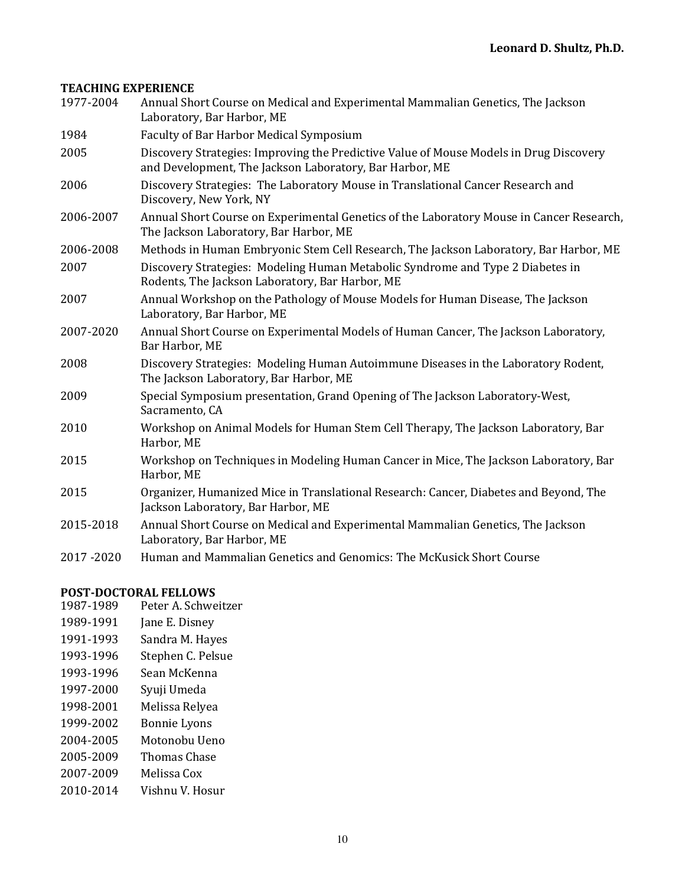## TEACHING EXPERIENCE

| | |
|---|---|
| 1977-2004 | Annual Short Course on Medical and Experimental Mammalian Genetics, The Jackson Laboratory, Bar Harbor, ME |
| 1984 | Faculty of Bar Harbor Medical Symposium |
| 2005 | Discovery Strategies: Improving the Predictive Value of Mouse Models in Drug Discovery and Development, The Jackson Laboratory, Bar Harbor, ME |
| 2006 | Discovery Strategies: The Laboratory Mouse in Translational Cancer Research and Discovery, New York, NY |
| 2006-2007 | Annual Short Course on Experimental Genetics of the Laboratory Mouse in Cancer Research, The Jackson Laboratory, Bar Harbor, ME |
| 2006-2008 | Methods in Human Embryonic Stem Cell Research, The Jackson Laboratory, Bar Harbor, ME |
| 2007 | Discovery Strategies: Modeling Human Metabolic Syndrome and Type 2 Diabetes in Rodents, The Jackson Laboratory, Bar Harbor, ME |
| 2007 | Annual Workshop on the Pathology of Mouse Models for Human Disease, The Jackson Laboratory, Bar Harbor, ME |
| 2007-2020 | Annual Short Course on Experimental Models of Human Cancer, The Jackson Laboratory, Bar Harbor, ME |
| 2008 | Discovery Strategies: Modeling Human Autoimmune Diseases in the Laboratory Rodent, The Jackson Laboratory, Bar Harbor, ME |
| 2009 | Special Symposium presentation, Grand Opening of The Jackson Laboratory-West, Sacramento, CA |
| 2010 | Workshop on Animal Models for Human Stem Cell Therapy, The Jackson Laboratory, Bar Harbor, ME |
| 2015 | Workshop on Techniques in Modeling Human Cancer in Mice, The Jackson Laboratory, Bar Harbor, ME |
| 2015 | Organizer, Humanized Mice in Translational Research: Cancer, Diabetes and Beyond, The Jackson Laboratory, Bar Harbor, ME |
| 2015-2018 | Annual Short Course on Medical and Experimental Mammalian Genetics, The Jackson Laboratory, Bar Harbor, ME |
| 2017 -2020 | Human and Mammalian Genetics and Genomics: The McKusick Short Course |

## POST-DOCTORAL FELLOWS

| | |
|---|---|
| 1987-1989 | Peter A. Schweitzer |
| 1989-1991 | Jane E. Disney |
| 1991-1993 | Sandra M. Hayes |
| 1993-1996 | Stephen C. Pelsue |
| 1993-1996 | Sean McKenna |
| 1997-2000 | Syuji Umeda |
| 1998-2001 | Melissa Relyea |
| 1999-2002 | Bonnie Lyons |
| 2004-2005 | Motonobu Ueno |
| 2005-2009 | Thomas Chase |
| 2007-2009 | Melissa Cox |
| 2010-2014 | Vishnu V. Hosur |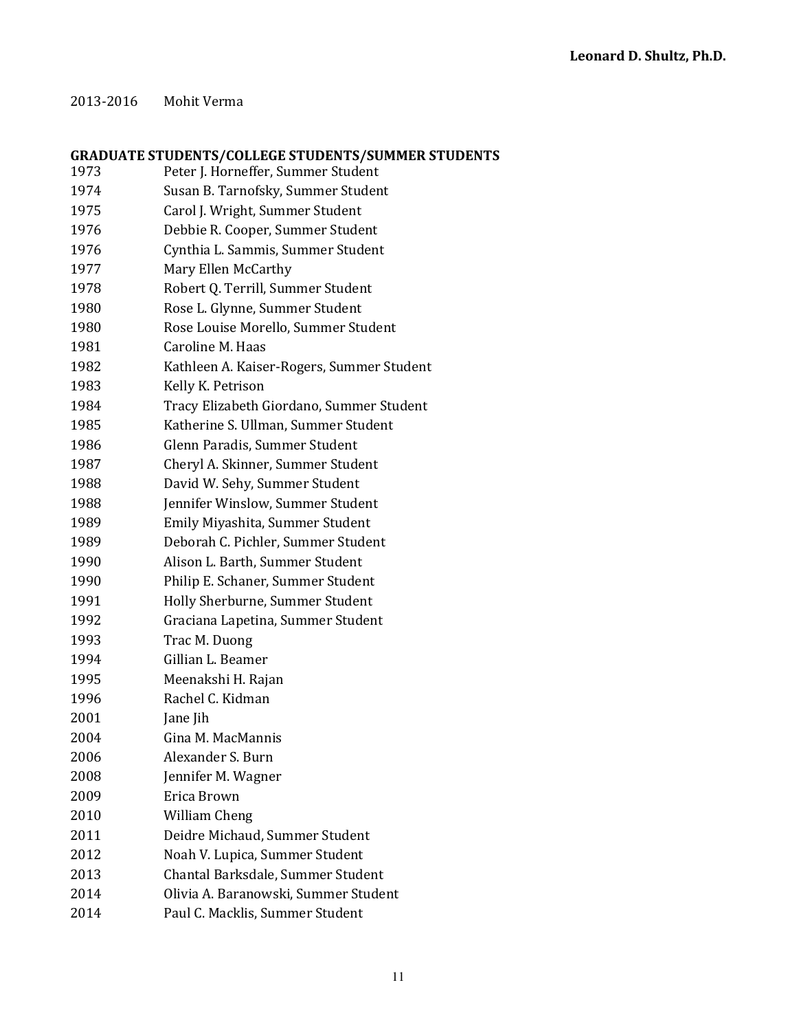2013-2016 Mohit Verma

**GRADUATE STUDENTS/COLLEGE STUDENTS/SUMMER STUDENTS**

1973 Peter J. Horneffer, Summer Student
1974 Susan B. Tarnofsky, Summer Student
1975 Carol J. Wright, Summer Student
1976 Debbie R. Cooper, Summer Student
1976 Cynthia L. Sammis, Summer Student
1977 Mary Ellen McCarthy
1978 Robert Q. Terrill, Summer Student
1980 Rose L. Glynne, Summer Student
1980 Rose Louise Morello, Summer Student
1981 Caroline M. Haas
1982 Kathleen A. Kaiser-Rogers, Summer Student
1983 Kelly K. Petrison
1984 Tracy Elizabeth Giordano, Summer Student
1985 Katherine S. Ullman, Summer Student
1986 Glenn Paradis, Summer Student
1987 Cheryl A. Skinner, Summer Student
1988 David W. Sehy, Summer Student
1988 Jennifer Winslow, Summer Student
1989 Emily Miyashita, Summer Student
1989 Deborah C. Pichler, Summer Student
1990 Alison L. Barth, Summer Student
1990 Philip E. Schaner, Summer Student
1991 Holly Sherburne, Summer Student
1992 Graciana Lapetina, Summer Student
1993 Trac M. Duong
1994 Gillian L. Beamer
1995 Meenakshi H. Rajan
1996 Rachel C. Kidman
2001 Jane Jih
2004 Gina M. MacMannis
2006 Alexander S. Burn
2008 Jennifer M. Wagner
2009 Erica Brown
2010 William Cheng
2011 Deidre Michaud, Summer Student
2012 Noah V. Lupica, Summer Student
2013 Chantal Barksdale, Summer Student
2014 Olivia A. Baranowski, Summer Student
2014 Paul C. Macklis, Summer Student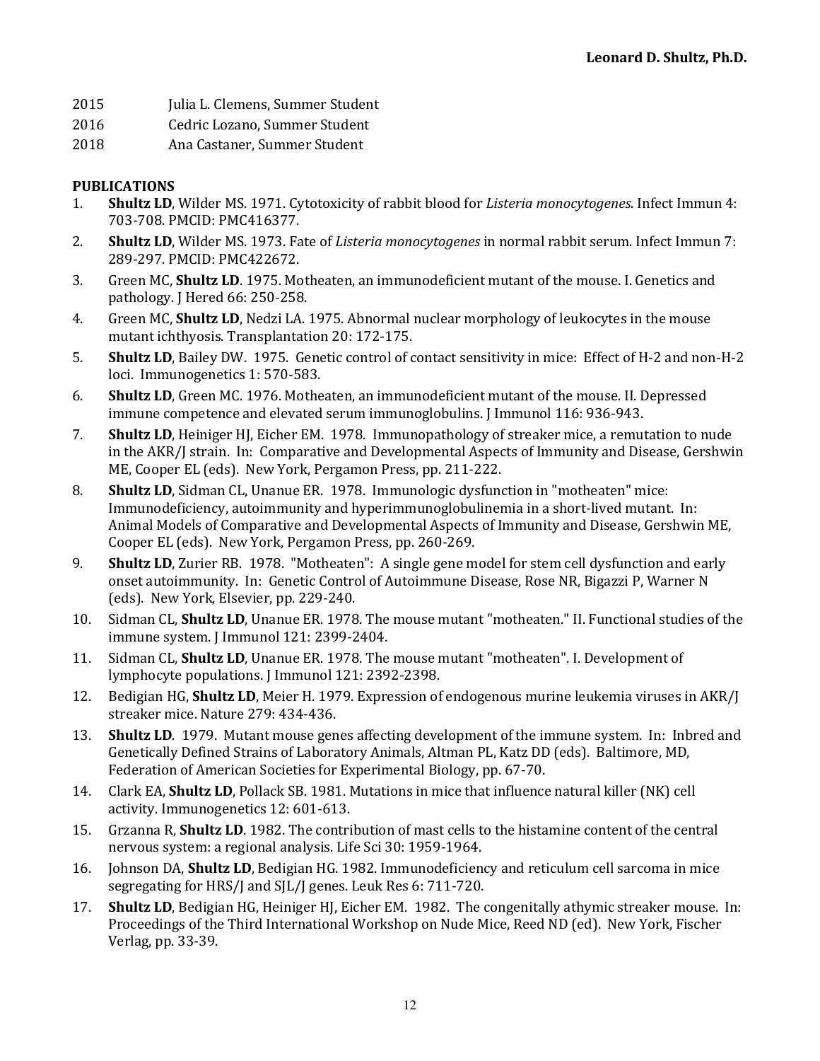2015 Julia L. Clemens, Summer Student

2016 Cedric Lozano, Summer Student

2018 Ana Castaner, Summer Student

**PUBLICATIONS**

1. **Shultz LD**, Wilder MS. 1971. Cytotoxicity of rabbit blood for *Listeria monocytogenes*. Infect Immun 4: 703-708. PMCID: PMC416377.
2. **Shultz LD**, Wilder MS. 1973. Fate of *Listeria monocytogenes* in normal rabbit serum. Infect Immun 7: 289-297. PMCID: PMC422672.
3. Green MC, **Shultz LD**. 1975. Motheaten, an immunodeficient mutant of the mouse. I. Genetics and pathology. J Hered 66: 250-258.
4. Green MC, **Shultz LD**, Nedzi LA. 1975. Abnormal nuclear morphology of leukocytes in the mouse mutant ichthyosis. Transplantation 20: 172-175.
5. **Shultz LD**, Bailey DW. 1975. Genetic control of contact sensitivity in mice: Effect of H-2 and non-H-2 loci. Immunogenetics 1: 570-583.
6. **Shultz LD**, Green MC. 1976. Motheaten, an immunodeficient mutant of the mouse. II. Depressed immune competence and elevated serum immunoglobulins. J Immunol 116: 936-943.
7. **Shultz LD**, Heiniger HJ, Eicher EM. 1978. Immunopathology of streaker mice, a remutation to nude in the AKR/J strain. In: Comparative and Developmental Aspects of Immunity and Disease, Gershwin ME, Cooper EL (eds). New York, Pergamon Press, pp. 211-222.
8. **Shultz LD**, Sidman CL, Unanue ER. 1978. Immunologic dysfunction in "motheaten" mice: Immunodeficiency, autoimmunity and hyperimmunoglobulinemia in a short-lived mutant. In: Animal Models of Comparative and Developmental Aspects of Immunity and Disease, Gershwin ME, Cooper EL (eds). New York, Pergamon Press, pp. 260-269.
9. **Shultz LD**, Zurier RB. 1978. "Motheaten": A single gene model for stem cell dysfunction and early onset autoimmunity. In: Genetic Control of Autoimmune Disease, Rose NR, Bigazzi P, Warner N (eds). New York, Elsevier, pp. 229-240.
10. Sidman CL, **Shultz LD**, Unanue ER. 1978. The mouse mutant "motheaten." II. Functional studies of the immune system. J Immunol 121: 2399-2404.
11. Sidman CL, **Shultz LD**, Unanue ER. 1978. The mouse mutant "motheaten". I. Development of lymphocyte populations. J Immunol 121: 2392-2398.
12. Bedigian HG, **Shultz LD**, Meier H. 1979. Expression of endogenous murine leukemia viruses in AKR/J streaker mice. Nature 279: 434-436.
13. **Shultz LD**. 1979. Mutant mouse genes affecting development of the immune system. In: Inbred and Genetically Defined Strains of Laboratory Animals, Altman PL, Katz DD (eds). Baltimore, MD, Federation of American Societies for Experimental Biology, pp. 67-70.
14. Clark EA, **Shultz LD**, Pollack SB. 1981. Mutations in mice that influence natural killer (NK) cell activity. Immunogenetics 12: 601-613.
15. Grzanna R, **Shultz LD**. 1982. The contribution of mast cells to the histamine content of the central nervous system: a regional analysis. Life Sci 30: 1959-1964.
16. Johnson DA, **Shultz LD**, Bedigian HG. 1982. Immunodeficiency and reticulum cell sarcoma in mice segregating for HRS/J and SJL/J genes. Leuk Res 6: 711-720.
17. **Shultz LD**, Bedigian HG, Heiniger HJ, Eicher EM. 1982. The congenitally athymic streaker mouse. In: Proceedings of the Third International Workshop on Nude Mice, Reed ND (ed). New York, Fischer Verlag, pp. 33-39.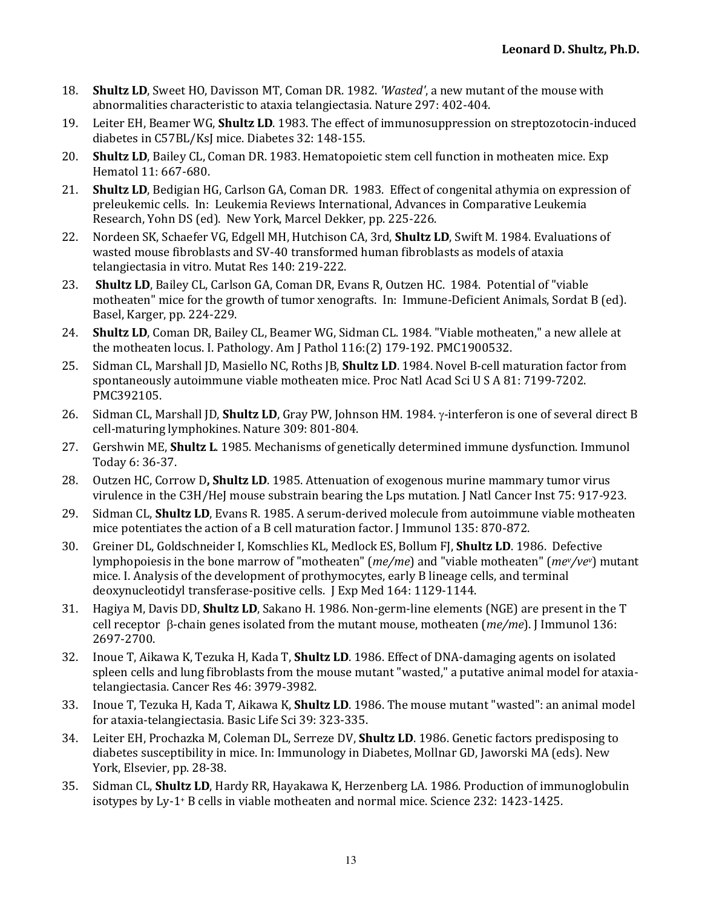18. **Shultz LD**, Sweet HO, Davisson MT, Coman DR. 1982. *'Wasted'*, a new mutant of the mouse with abnormalities characteristic to ataxia telangiectasia. Nature 297: 402-404.
19. Leiter EH, Beamer WG, **Shultz LD**. 1983. The effect of immunosuppression on streptozotocin-induced diabetes in C57BL/KsJ mice. Diabetes 32: 148-155.
20. **Shultz LD**, Bailey CL, Coman DR. 1983. Hematopoietic stem cell function in motheaten mice. Exp Hematol 11: 667-680.
21. **Shultz LD**, Bedigian HG, Carlson GA, Coman DR. 1983. Effect of congenital athymia on expression of preleukemic cells. In: Leukemia Reviews International, Advances in Comparative Leukemia Research, Yohn DS (ed). New York, Marcel Dekker, pp. 225-226.
22. Nordeen SK, Schaefer VG, Edgell MH, Hutchison CA, 3rd, **Shultz LD**, Swift M. 1984. Evaluations of wasted mouse fibroblasts and SV-40 transformed human fibroblasts as models of ataxia telangiectasia in vitro. Mutat Res 140: 219-222.
23. **Shultz LD**, Bailey CL, Carlson GA, Coman DR, Evans R, Outzen HC. 1984. Potential of "viable motheaten" mice for the growth of tumor xenografts. In: Immune-Deficient Animals, Sordat B (ed). Basel, Karger, pp. 224-229.
24. **Shultz LD**, Coman DR, Bailey CL, Beamer WG, Sidman CL. 1984. "Viable motheaten," a new allele at the motheaten locus. I. Pathology. Am J Pathol 116:(2) 179-192. PMC1900532.
25. Sidman CL, Marshall JD, Masiello NC, Roths JB, **Shultz LD**. 1984. Novel B-cell maturation factor from spontaneously autoimmune viable motheaten mice. Proc Natl Acad Sci U S A 81: 7199-7202. PMC392105.
26. Sidman CL, Marshall JD, **Shultz LD**, Gray PW, Johnson HM. 1984. γ-interferon is one of several direct B cell-maturing lymphokines. Nature 309: 801-804.
27. Gershwin ME, **Shultz L**. 1985. Mechanisms of genetically determined immune dysfunction. Immunol Today 6: 36-37.
28. Outzen HC, Corrow D**, Shultz LD**. 1985. Attenuation of exogenous murine mammary tumor virus virulence in the C3H/HeJ mouse substrain bearing the Lps mutation. J Natl Cancer Inst 75: 917-923.
29. Sidman CL, **Shultz LD**, Evans R. 1985. A serum-derived molecule from autoimmune viable motheaten mice potentiates the action of a B cell maturation factor. J Immunol 135: 870-872.
30. Greiner DL, Goldschneider I, Komschlies KL, Medlock ES, Bollum FJ, **Shultz LD**. 1986. Defective lymphopoiesis in the bone marrow of "motheaten" (*me/me*) and "viable motheaten" (*me$^v$/ve$^v$*) mutant mice. I. Analysis of the development of prothymocytes, early B lineage cells, and terminal deoxynucleotidyl transferase-positive cells. J Exp Med 164: 1129-1144.
31. Hagiya M, Davis DD, **Shultz LD**, Sakano H. 1986. Non-germ-line elements (NGE) are present in the T cell receptor β-chain genes isolated from the mutant mouse, motheaten (*me/me*). J Immunol 136: 2697-2700.
32. Inoue T, Aikawa K, Tezuka H, Kada T, **Shultz LD**. 1986. Effect of DNA-damaging agents on isolated spleen cells and lung fibroblasts from the mouse mutant "wasted," a putative animal model for ataxia-telangiectasia. Cancer Res 46: 3979-3982.
33. Inoue T, Tezuka H, Kada T, Aikawa K, **Shultz LD**. 1986. The mouse mutant "wasted": an animal model for ataxia-telangiectasia. Basic Life Sci 39: 323-335.
34. Leiter EH, Prochazka M, Coleman DL, Serreze DV, **Shultz LD**. 1986. Genetic factors predisposing to diabetes susceptibility in mice. In: Immunology in Diabetes, Mollnar GD, Jaworski MA (eds). New York, Elsevier, pp. 28-38.
35. Sidman CL, **Shultz LD**, Hardy RR, Hayakawa K, Herzenberg LA. 1986. Production of immunoglobulin isotypes by Ly-1$^+$ B cells in viable motheaten and normal mice. Science 232: 1423-1425.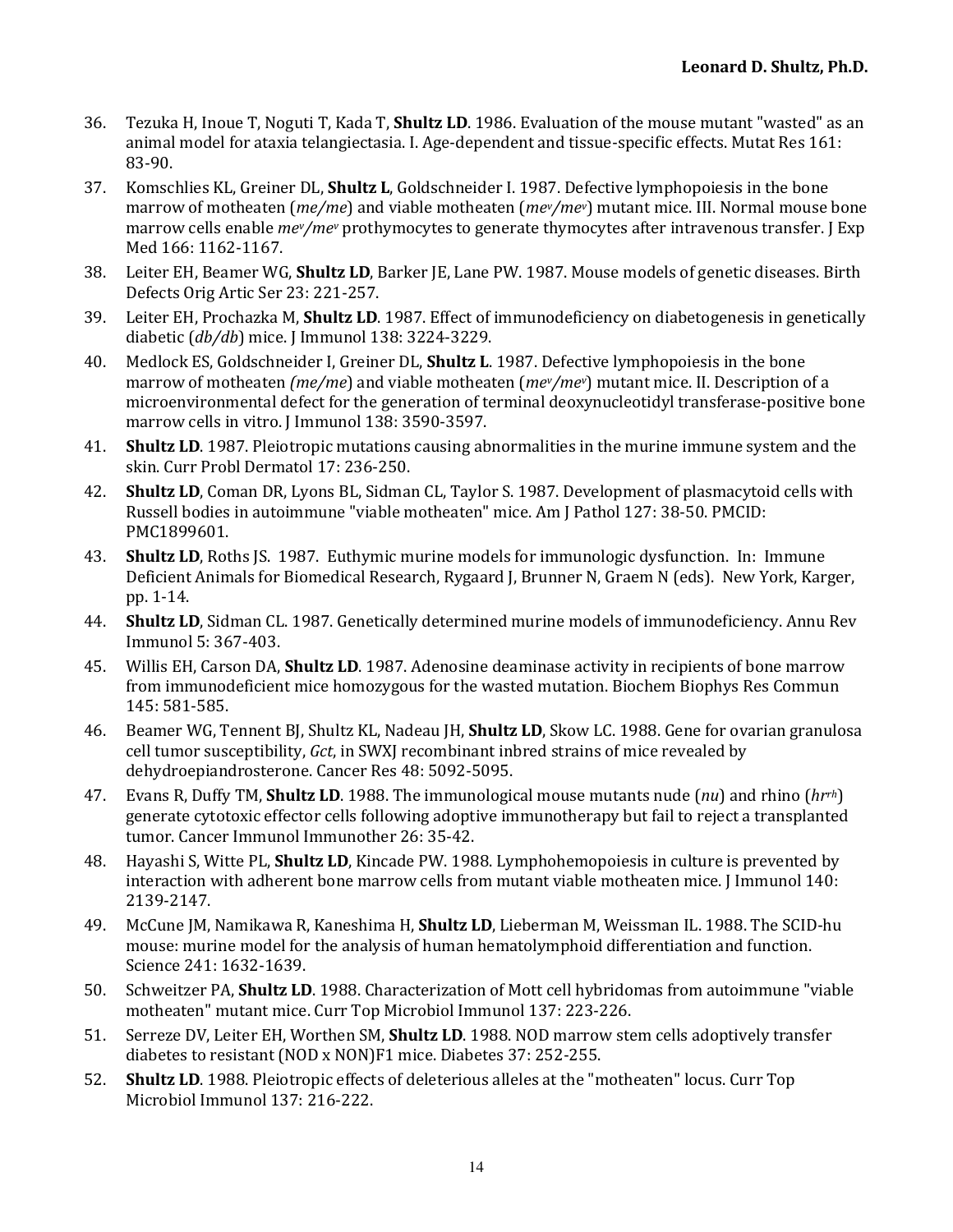36. Tezuka H, Inoue T, Noguti T, Kada T, **Shultz LD**. 1986. Evaluation of the mouse mutant "wasted" as an animal model for ataxia telangiectasia. I. Age-dependent and tissue-specific effects. Mutat Res 161: 83-90.
37. Komschlies KL, Greiner DL, **Shultz L**, Goldschneider I. 1987. Defective lymphopoiesis in the bone marrow of motheaten (*me/me*) and viable motheaten (*me$^v$/me$^v$*) mutant mice. III. Normal mouse bone marrow cells enable *me$^v$/me$^v$* prothymocytes to generate thymocytes after intravenous transfer. J Exp Med 166: 1162-1167.
38. Leiter EH, Beamer WG, **Shultz LD**, Barker JE, Lane PW. 1987. Mouse models of genetic diseases. Birth Defects Orig Artic Ser 23: 221-257.
39. Leiter EH, Prochazka M, **Shultz LD**. 1987. Effect of immunodeficiency on diabetogenesis in genetically diabetic (*db/db*) mice. J Immunol 138: 3224-3229.
40. Medlock ES, Goldschneider I, Greiner DL, **Shultz L**. 1987. Defective lymphopoiesis in the bone marrow of motheaten *(me/me*) and viable motheaten (*me$^v$/me$^v$*) mutant mice. II. Description of a microenvironmental defect for the generation of terminal deoxynucleotidyl transferase-positive bone marrow cells in vitro. J Immunol 138: 3590-3597.
41. **Shultz LD**. 1987. Pleiotropic mutations causing abnormalities in the murine immune system and the skin. Curr Probl Dermatol 17: 236-250.
42. **Shultz LD**, Coman DR, Lyons BL, Sidman CL, Taylor S. 1987. Development of plasmacytoid cells with Russell bodies in autoimmune "viable motheaten" mice. Am J Pathol 127: 38-50. PMCID: PMC1899601.
43. **Shultz LD**, Roths JS. 1987. Euthymic murine models for immunologic dysfunction. In: Immune Deficient Animals for Biomedical Research, Rygaard J, Brunner N, Graem N (eds). New York, Karger, pp. 1-14.
44. **Shultz LD**, Sidman CL. 1987. Genetically determined murine models of immunodeficiency. Annu Rev Immunol 5: 367-403.
45. Willis EH, Carson DA, **Shultz LD**. 1987. Adenosine deaminase activity in recipients of bone marrow from immunodeficient mice homozygous for the wasted mutation. Biochem Biophys Res Commun 145: 581-585.
46. Beamer WG, Tennent BJ, Shultz KL, Nadeau JH, **Shultz LD**, Skow LC. 1988. Gene for ovarian granulosa cell tumor susceptibility, *Gct*, in SWXJ recombinant inbred strains of mice revealed by dehydroepiandrosterone. Cancer Res 48: 5092-5095.
47. Evans R, Duffy TM, **Shultz LD**. 1988. The immunological mouse mutants nude (*nu*) and rhino (*hr$^{rh}$*) generate cytotoxic effector cells following adoptive immunotherapy but fail to reject a transplanted tumor. Cancer Immunol Immunother 26: 35-42.
48. Hayashi S, Witte PL, **Shultz LD**, Kincade PW. 1988. Lymphohemopoiesis in culture is prevented by interaction with adherent bone marrow cells from mutant viable motheaten mice. J Immunol 140: 2139-2147.
49. McCune JM, Namikawa R, Kaneshima H, **Shultz LD**, Lieberman M, Weissman IL. 1988. The SCID-hu mouse: murine model for the analysis of human hematolymphoid differentiation and function. Science 241: 1632-1639.
50. Schweitzer PA, **Shultz LD**. 1988. Characterization of Mott cell hybridomas from autoimmune "viable motheaten" mutant mice. Curr Top Microbiol Immunol 137: 223-226.
51. Serreze DV, Leiter EH, Worthen SM, **Shultz LD**. 1988. NOD marrow stem cells adoptively transfer diabetes to resistant (NOD x NON)F1 mice. Diabetes 37: 252-255.
52. **Shultz LD**. 1988. Pleiotropic effects of deleterious alleles at the "motheaten" locus. Curr Top Microbiol Immunol 137: 216-222.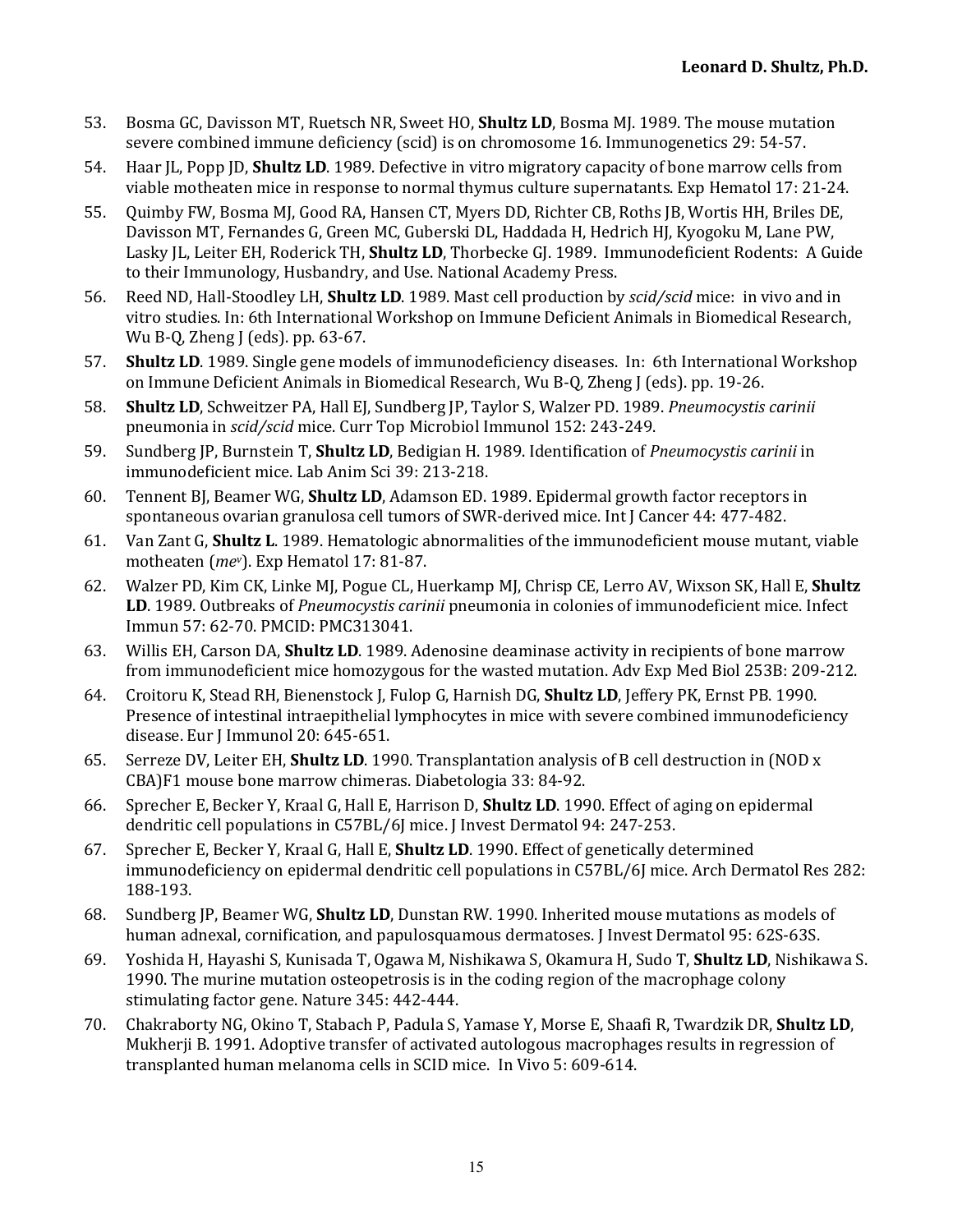53. Bosma GC, Davisson MT, Ruetsch NR, Sweet HO, **Shultz LD**, Bosma MJ. 1989. The mouse mutation severe combined immune deficiency (scid) is on chromosome 16. Immunogenetics 29: 54-57.
54. Haar JL, Popp JD, **Shultz LD**. 1989. Defective in vitro migratory capacity of bone marrow cells from viable motheaten mice in response to normal thymus culture supernatants. Exp Hematol 17: 21-24.
55. Quimby FW, Bosma MJ, Good RA, Hansen CT, Myers DD, Richter CB, Roths JB, Wortis HH, Briles DE, Davisson MT, Fernandes G, Green MC, Guberski DL, Haddada H, Hedrich HJ, Kyogoku M, Lane PW, Lasky JL, Leiter EH, Roderick TH, **Shultz LD**, Thorbecke GJ. 1989. Immunodeficient Rodents: A Guide to their Immunology, Husbandry, and Use. National Academy Press.
56. Reed ND, Hall-Stoodley LH, **Shultz LD**. 1989. Mast cell production by *scid/scid* mice: in vivo and in vitro studies. In: 6th International Workshop on Immune Deficient Animals in Biomedical Research, Wu B-Q, Zheng J (eds). pp. 63-67.
57. **Shultz LD**. 1989. Single gene models of immunodeficiency diseases. In: 6th International Workshop on Immune Deficient Animals in Biomedical Research, Wu B-Q, Zheng J (eds). pp. 19-26.
58. **Shultz LD**, Schweitzer PA, Hall EJ, Sundberg JP, Taylor S, Walzer PD. 1989. *Pneumocystis carinii* pneumonia in *scid/scid* mice. Curr Top Microbiol Immunol 152: 243-249.
59. Sundberg JP, Burnstein T, **Shultz LD**, Bedigian H. 1989. Identification of *Pneumocystis carinii* in immunodeficient mice. Lab Anim Sci 39: 213-218.
60. Tennent BJ, Beamer WG, **Shultz LD**, Adamson ED. 1989. Epidermal growth factor receptors in spontaneous ovarian granulosa cell tumors of SWR-derived mice. Int J Cancer 44: 477-482.
61. Van Zant G, **Shultz L**. 1989. Hematologic abnormalities of the immunodeficient mouse mutant, viable motheaten (*me$^{v}$*). Exp Hematol 17: 81-87.
62. Walzer PD, Kim CK, Linke MJ, Pogue CL, Huerkamp MJ, Chrisp CE, Lerro AV, Wixson SK, Hall E, **Shultz LD**. 1989. Outbreaks of *Pneumocystis carinii* pneumonia in colonies of immunodeficient mice. Infect Immun 57: 62-70. PMCID: PMC313041.
63. Willis EH, Carson DA, **Shultz LD**. 1989. Adenosine deaminase activity in recipients of bone marrow from immunodeficient mice homozygous for the wasted mutation. Adv Exp Med Biol 253B: 209-212.
64. Croitoru K, Stead RH, Bienenstock J, Fulop G, Harnish DG, **Shultz LD**, Jeffery PK, Ernst PB. 1990. Presence of intestinal intraepithelial lymphocytes in mice with severe combined immunodeficiency disease. Eur J Immunol 20: 645-651.
65. Serreze DV, Leiter EH, **Shultz LD**. 1990. Transplantation analysis of B cell destruction in (NOD x CBA)F1 mouse bone marrow chimeras. Diabetologia 33: 84-92.
66. Sprecher E, Becker Y, Kraal G, Hall E, Harrison D, **Shultz LD**. 1990. Effect of aging on epidermal dendritic cell populations in C57BL/6J mice. J Invest Dermatol 94: 247-253.
67. Sprecher E, Becker Y, Kraal G, Hall E, **Shultz LD**. 1990. Effect of genetically determined immunodeficiency on epidermal dendritic cell populations in C57BL/6J mice. Arch Dermatol Res 282: 188-193.
68. Sundberg JP, Beamer WG, **Shultz LD**, Dunstan RW. 1990. Inherited mouse mutations as models of human adnexal, cornification, and papulosquamous dermatoses. J Invest Dermatol 95: 62S-63S.
69. Yoshida H, Hayashi S, Kunisada T, Ogawa M, Nishikawa S, Okamura H, Sudo T, **Shultz LD**, Nishikawa S. 1990. The murine mutation osteopetrosis is in the coding region of the macrophage colony stimulating factor gene. Nature 345: 442-444.
70. Chakraborty NG, Okino T, Stabach P, Padula S, Yamase Y, Morse E, Shaafi R, Twardzik DR, **Shultz LD**, Mukherji B. 1991. Adoptive transfer of activated autologous macrophages results in regression of transplanted human melanoma cells in SCID mice. In Vivo 5: 609-614.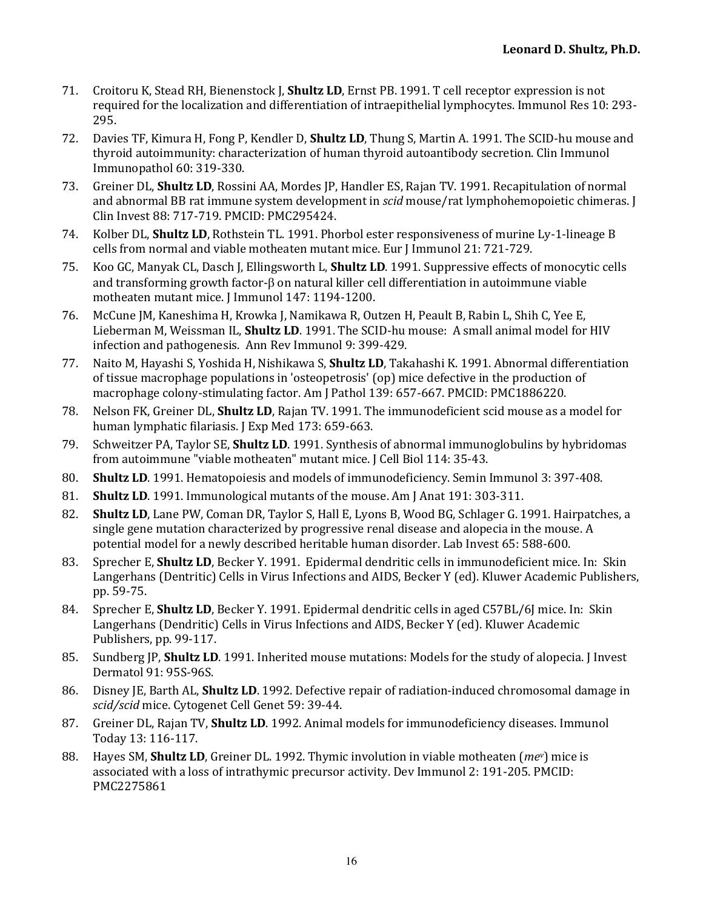71. Croitoru K, Stead RH, Bienenstock J, **Shultz LD**, Ernst PB. 1991. T cell receptor expression is not required for the localization and differentiation of intraepithelial lymphocytes. Immunol Res 10: 293-295.
72. Davies TF, Kimura H, Fong P, Kendler D, **Shultz LD**, Thung S, Martin A. 1991. The SCID-hu mouse and thyroid autoimmunity: characterization of human thyroid autoantibody secretion. Clin Immunol Immunopathol 60: 319-330.
73. Greiner DL, **Shultz LD**, Rossini AA, Mordes JP, Handler ES, Rajan TV. 1991. Recapitulation of normal and abnormal BB rat immune system development in *scid* mouse/rat lymphohemopoietic chimeras. J Clin Invest 88: 717-719. PMCID: PMC295424.
74. Kolber DL, **Shultz LD**, Rothstein TL. 1991. Phorbol ester responsiveness of murine Ly-1-lineage B cells from normal and viable motheaten mutant mice. Eur J Immunol 21: 721-729.
75. Koo GC, Manyak CL, Dasch J, Ellingsworth L, **Shultz LD**. 1991. Suppressive effects of monocytic cells and transforming growth factor-β on natural killer cell differentiation in autoimmune viable motheaten mutant mice. J Immunol 147: 1194-1200.
76. McCune JM, Kaneshima H, Krowka J, Namikawa R, Outzen H, Peault B, Rabin L, Shih C, Yee E, Lieberman M, Weissman IL, **Shultz LD**. 1991. The SCID-hu mouse: A small animal model for HIV infection and pathogenesis. Ann Rev Immunol 9: 399-429.
77. Naito M, Hayashi S, Yoshida H, Nishikawa S, **Shultz LD**, Takahashi K. 1991. Abnormal differentiation of tissue macrophage populations in 'osteopetrosis' (op) mice defective in the production of macrophage colony-stimulating factor. Am J Pathol 139: 657-667. PMCID: PMC1886220.
78. Nelson FK, Greiner DL, **Shultz LD**, Rajan TV. 1991. The immunodeficient scid mouse as a model for human lymphatic filariasis. J Exp Med 173: 659-663.
79. Schweitzer PA, Taylor SE, **Shultz LD**. 1991. Synthesis of abnormal immunoglobulins by hybridomas from autoimmune "viable motheaten" mutant mice. J Cell Biol 114: 35-43.
80. **Shultz LD**. 1991. Hematopoiesis and models of immunodeficiency. Semin Immunol 3: 397-408.
81. **Shultz LD**. 1991. Immunological mutants of the mouse. Am J Anat 191: 303-311.
82. **Shultz LD**, Lane PW, Coman DR, Taylor S, Hall E, Lyons B, Wood BG, Schlager G. 1991. Hairpatches, a single gene mutation characterized by progressive renal disease and alopecia in the mouse. A potential model for a newly described heritable human disorder. Lab Invest 65: 588-600.
83. Sprecher E, **Shultz LD**, Becker Y. 1991. Epidermal dendritic cells in immunodeficient mice. In: Skin Langerhans (Dentritic) Cells in Virus Infections and AIDS, Becker Y (ed). Kluwer Academic Publishers, pp. 59-75.
84. Sprecher E, **Shultz LD**, Becker Y. 1991. Epidermal dendritic cells in aged C57BL/6J mice. In: Skin Langerhans (Dendritic) Cells in Virus Infections and AIDS, Becker Y (ed). Kluwer Academic Publishers, pp. 99-117.
85. Sundberg JP, **Shultz LD**. 1991. Inherited mouse mutations: Models for the study of alopecia. J Invest Dermatol 91: 95S-96S.
86. Disney JE, Barth AL, **Shultz LD**. 1992. Defective repair of radiation-induced chromosomal damage in *scid/scid* mice. Cytogenet Cell Genet 59: 39-44.
87. Greiner DL, Rajan TV, **Shultz LD**. 1992. Animal models for immunodeficiency diseases. Immunol Today 13: 116-117.
88. Hayes SM, **Shultz LD**, Greiner DL. 1992. Thymic involution in viable motheaten ($me^v$) mice is associated with a loss of intrathymic precursor activity. Dev Immunol 2: 191-205. PMCID: PMC2275861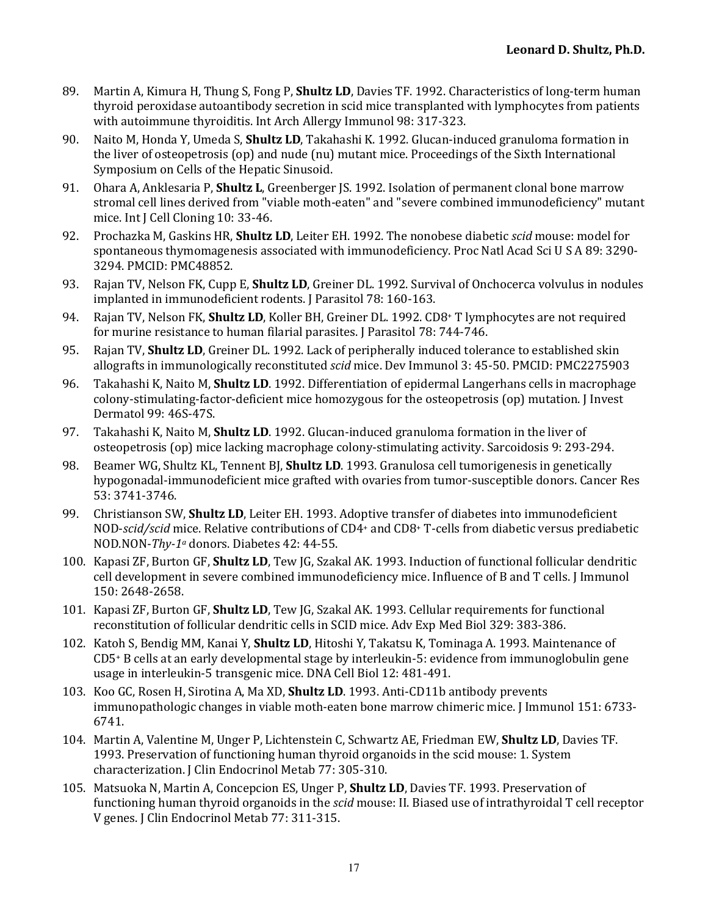89. Martin A, Kimura H, Thung S, Fong P, **Shultz LD**, Davies TF. 1992. Characteristics of long-term human thyroid peroxidase autoantibody secretion in scid mice transplanted with lymphocytes from patients with autoimmune thyroiditis. Int Arch Allergy Immunol 98: 317-323.
90. Naito M, Honda Y, Umeda S, **Shultz LD**, Takahashi K. 1992. Glucan-induced granuloma formation in the liver of osteopetrosis (op) and nude (nu) mutant mice. Proceedings of the Sixth International Symposium on Cells of the Hepatic Sinusoid.
91. Ohara A, Anklesaria P, **Shultz L**, Greenberger JS. 1992. Isolation of permanent clonal bone marrow stromal cell lines derived from "viable moth-eaten" and "severe combined immunodeficiency" mutant mice. Int J Cell Cloning 10: 33-46.
92. Prochazka M, Gaskins HR, **Shultz LD**, Leiter EH. 1992. The nonobese diabetic *scid* mouse: model for spontaneous thymomagenesis associated with immunodeficiency. Proc Natl Acad Sci U S A 89: 3290-3294. PMCID: PMC48852.
93. Rajan TV, Nelson FK, Cupp E, **Shultz LD**, Greiner DL. 1992. Survival of Onchocerca volvulus in nodules implanted in immunodeficient rodents. J Parasitol 78: 160-163.
94. Rajan TV, Nelson FK, **Shultz LD**, Koller BH, Greiner DL. 1992. CD8+ T lymphocytes are not required for murine resistance to human filarial parasites. J Parasitol 78: 744-746.
95. Rajan TV, **Shultz LD**, Greiner DL. 1992. Lack of peripherally induced tolerance to established skin allografts in immunologically reconstituted *scid* mice. Dev Immunol 3: 45-50. PMCID: PMC2275903
96. Takahashi K, Naito M, **Shultz LD**. 1992. Differentiation of epidermal Langerhans cells in macrophage colony-stimulating-factor-deficient mice homozygous for the osteopetrosis (op) mutation. J Invest Dermatol 99: 46S-47S.
97. Takahashi K, Naito M, **Shultz LD**. 1992. Glucan-induced granuloma formation in the liver of osteopetrosis (op) mice lacking macrophage colony-stimulating activity. Sarcoidosis 9: 293-294.
98. Beamer WG, Shultz KL, Tennent BJ, **Shultz LD**. 1993. Granulosa cell tumorigenesis in genetically hypogonadal-immunodeficient mice grafted with ovaries from tumor-susceptible donors. Cancer Res 53: 3741-3746.
99. Christianson SW, **Shultz LD**, Leiter EH. 1993. Adoptive transfer of diabetes into immunodeficient NOD-*scid/scid* mice. Relative contributions of CD4+ and CD8+ T-cells from diabetic versus prediabetic NOD.NON-*Thy-1a* donors. Diabetes 42: 44-55.
100. Kapasi ZF, Burton GF, **Shultz LD**, Tew JG, Szakal AK. 1993. Induction of functional follicular dendritic cell development in severe combined immunodeficiency mice. Influence of B and T cells. J Immunol 150: 2648-2658.
101. Kapasi ZF, Burton GF, **Shultz LD**, Tew JG, Szakal AK. 1993. Cellular requirements for functional reconstitution of follicular dendritic cells in SCID mice. Adv Exp Med Biol 329: 383-386.
102. Katoh S, Bendig MM, Kanai Y, **Shultz LD**, Hitoshi Y, Takatsu K, Tominaga A. 1993. Maintenance of CD5+ B cells at an early developmental stage by interleukin-5: evidence from immunoglobulin gene usage in interleukin-5 transgenic mice. DNA Cell Biol 12: 481-491.
103. Koo GC, Rosen H, Sirotina A, Ma XD, **Shultz LD**. 1993. Anti-CD11b antibody prevents immunopathologic changes in viable moth-eaten bone marrow chimeric mice. J Immunol 151: 6733-6741.
104. Martin A, Valentine M, Unger P, Lichtenstein C, Schwartz AE, Friedman EW, **Shultz LD**, Davies TF. 1993. Preservation of functioning human thyroid organoids in the scid mouse: 1. System characterization. J Clin Endocrinol Metab 77: 305-310.
105. Matsuoka N, Martin A, Concepcion ES, Unger P, **Shultz LD**, Davies TF. 1993. Preservation of functioning human thyroid organoids in the *scid* mouse: II. Biased use of intrathyroidal T cell receptor V genes. J Clin Endocrinol Metab 77: 311-315.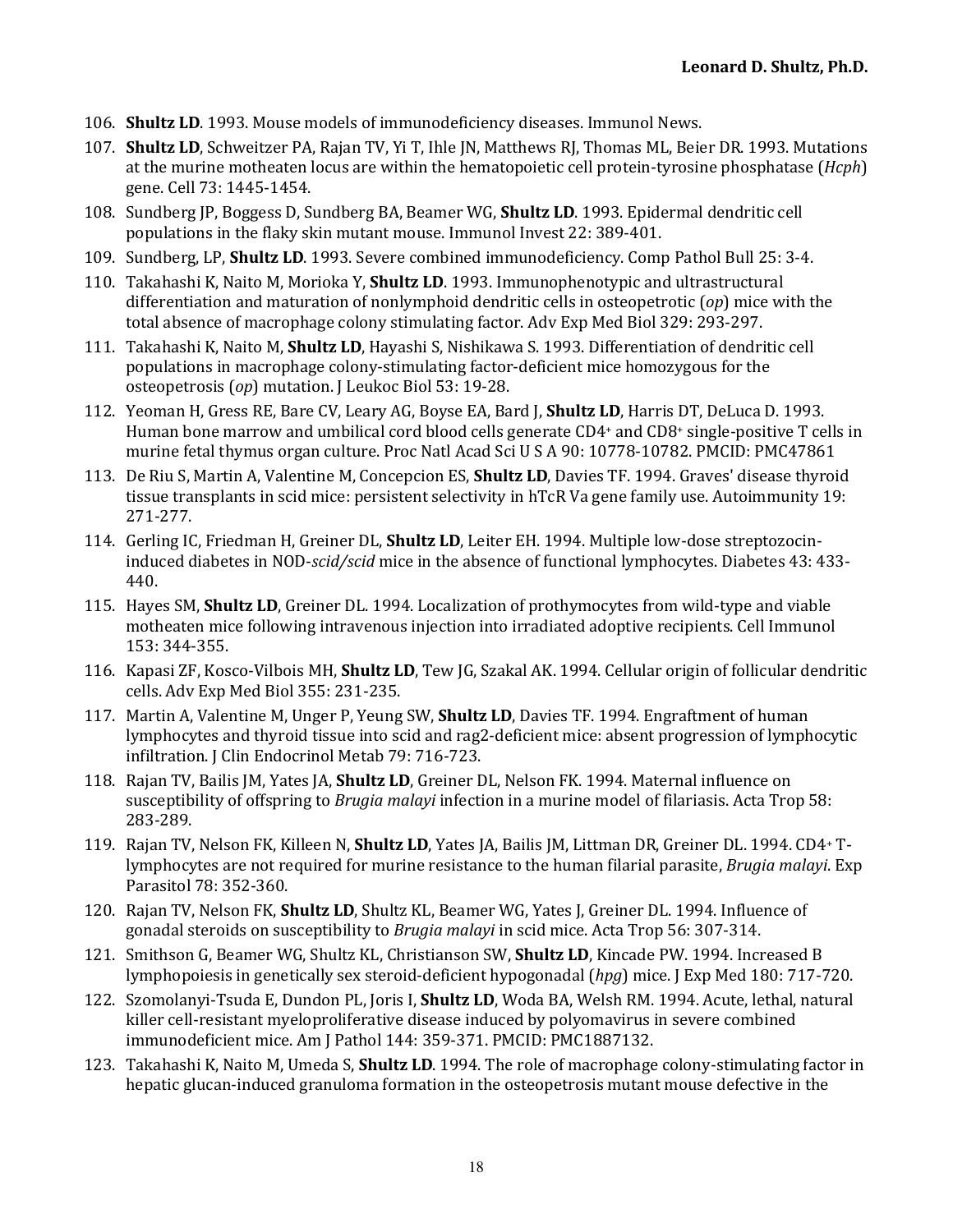106. **Shultz LD**. 1993. Mouse models of immunodeficiency diseases. Immunol News.
107. **Shultz LD**, Schweitzer PA, Rajan TV, Yi T, Ihle JN, Matthews RJ, Thomas ML, Beier DR. 1993. Mutations at the murine motheaten locus are within the hematopoietic cell protein-tyrosine phosphatase (*Hcph*) gene. Cell 73: 1445-1454.
108. Sundberg JP, Boggess D, Sundberg BA, Beamer WG, **Shultz LD**. 1993. Epidermal dendritic cell populations in the flaky skin mutant mouse. Immunol Invest 22: 389-401.
109. Sundberg, LP, **Shultz LD**. 1993. Severe combined immunodeficiency. Comp Pathol Bull 25: 3-4.
110. Takahashi K, Naito M, Morioka Y, **Shultz LD**. 1993. Immunophenotypic and ultrastructural differentiation and maturation of nonlymphoid dendritic cells in osteopetrotic (*op*) mice with the total absence of macrophage colony stimulating factor. Adv Exp Med Biol 329: 293-297.
111. Takahashi K, Naito M, **Shultz LD**, Hayashi S, Nishikawa S. 1993. Differentiation of dendritic cell populations in macrophage colony-stimulating factor-deficient mice homozygous for the osteopetrosis (*op*) mutation. J Leukoc Biol 53: 19-28.
112. Yeoman H, Gress RE, Bare CV, Leary AG, Boyse EA, Bard J, **Shultz LD**, Harris DT, DeLuca D. 1993. Human bone marrow and umbilical cord blood cells generate CD4+ and CD8+ single-positive T cells in murine fetal thymus organ culture. Proc Natl Acad Sci U S A 90: 10778-10782. PMCID: PMC47861
113. De Riu S, Martin A, Valentine M, Concepcion ES, **Shultz LD**, Davies TF. 1994. Graves' disease thyroid tissue transplants in scid mice: persistent selectivity in hTcR Va gene family use. Autoimmunity 19: 271-277.
114. Gerling IC, Friedman H, Greiner DL, **Shultz LD**, Leiter EH. 1994. Multiple low-dose streptozocin-induced diabetes in NOD-*scid/scid* mice in the absence of functional lymphocytes. Diabetes 43: 433-440.
115. Hayes SM, **Shultz LD**, Greiner DL. 1994. Localization of prothymocytes from wild-type and viable motheaten mice following intravenous injection into irradiated adoptive recipients. Cell Immunol 153: 344-355.
116. Kapasi ZF, Kosco-Vilbois MH, **Shultz LD**, Tew JG, Szakal AK. 1994. Cellular origin of follicular dendritic cells. Adv Exp Med Biol 355: 231-235.
117. Martin A, Valentine M, Unger P, Yeung SW, **Shultz LD**, Davies TF. 1994. Engraftment of human lymphocytes and thyroid tissue into scid and rag2-deficient mice: absent progression of lymphocytic infiltration. J Clin Endocrinol Metab 79: 716-723.
118. Rajan TV, Bailis JM, Yates JA, **Shultz LD**, Greiner DL, Nelson FK. 1994. Maternal influence on susceptibility of offspring to *Brugia malayi* infection in a murine model of filariasis. Acta Trop 58: 283-289.
119. Rajan TV, Nelson FK, Killeen N, **Shultz LD**, Yates JA, Bailis JM, Littman DR, Greiner DL. 1994. CD4+ T-lymphocytes are not required for murine resistance to the human filarial parasite, *Brugia malayi*. Exp Parasitol 78: 352-360.
120. Rajan TV, Nelson FK, **Shultz LD**, Shultz KL, Beamer WG, Yates J, Greiner DL. 1994. Influence of gonadal steroids on susceptibility to *Brugia malayi* in scid mice. Acta Trop 56: 307-314.
121. Smithson G, Beamer WG, Shultz KL, Christianson SW, **Shultz LD**, Kincade PW. 1994. Increased B lymphopoiesis in genetically sex steroid-deficient hypogonadal (*hpg*) mice. J Exp Med 180: 717-720.
122. Szomolanyi-Tsuda E, Dundon PL, Joris I, **Shultz LD**, Woda BA, Welsh RM. 1994. Acute, lethal, natural killer cell-resistant myeloproliferative disease induced by polyomavirus in severe combined immunodeficient mice. Am J Pathol 144: 359-371. PMCID: PMC1887132.
123. Takahashi K, Naito M, Umeda S, **Shultz LD**. 1994. The role of macrophage colony-stimulating factor in hepatic glucan-induced granuloma formation in the osteopetrosis mutant mouse defective in the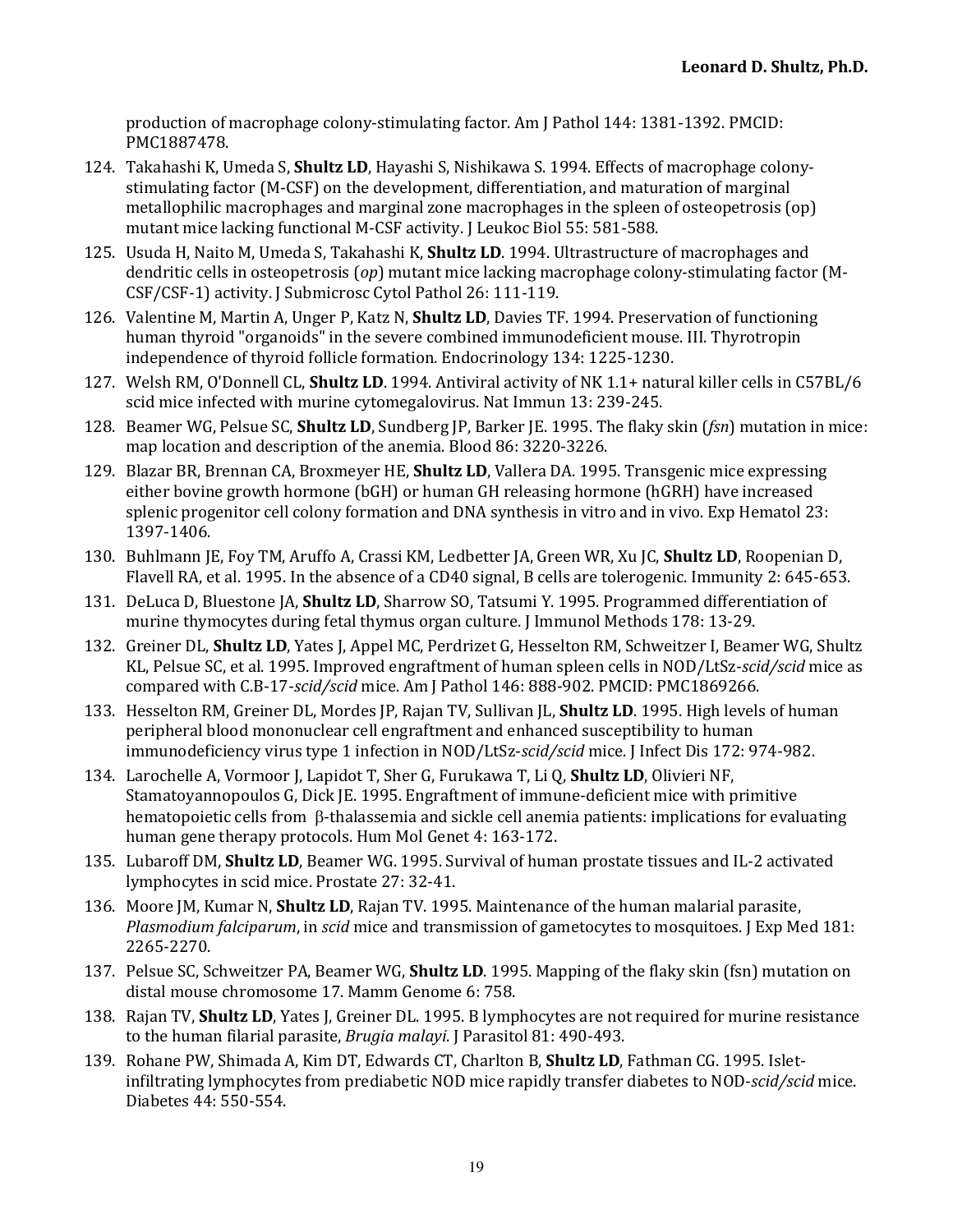production of macrophage colony-stimulating factor. Am J Pathol 144: 1381-1392. PMCID: PMC1887478.

124. Takahashi K, Umeda S, **Shultz LD**, Hayashi S, Nishikawa S. 1994. Effects of macrophage colony-stimulating factor (M-CSF) on the development, differentiation, and maturation of marginal metallophilic macrophages and marginal zone macrophages in the spleen of osteopetrosis (op) mutant mice lacking functional M-CSF activity. J Leukoc Biol 55: 581-588.
125. Usuda H, Naito M, Umeda S, Takahashi K, **Shultz LD**. 1994. Ultrastructure of macrophages and dendritic cells in osteopetrosis (*op*) mutant mice lacking macrophage colony-stimulating factor (M-CSF/CSF-1) activity. J Submicrosc Cytol Pathol 26: 111-119.
126. Valentine M, Martin A, Unger P, Katz N, **Shultz LD**, Davies TF. 1994. Preservation of functioning human thyroid "organoids" in the severe combined immunodeficient mouse. III. Thyrotropin independence of thyroid follicle formation. Endocrinology 134: 1225-1230.
127. Welsh RM, O'Donnell CL, **Shultz LD**. 1994. Antiviral activity of NK 1.1+ natural killer cells in C57BL/6 scid mice infected with murine cytomegalovirus. Nat Immun 13: 239-245.
128. Beamer WG, Pelsue SC, **Shultz LD**, Sundberg JP, Barker JE. 1995. The flaky skin (*fsn*) mutation in mice: map location and description of the anemia. Blood 86: 3220-3226.
129. Blazar BR, Brennan CA, Broxmeyer HE, **Shultz LD**, Vallera DA. 1995. Transgenic mice expressing either bovine growth hormone (bGH) or human GH releasing hormone (hGRH) have increased splenic progenitor cell colony formation and DNA synthesis in vitro and in vivo. Exp Hematol 23: 1397-1406.
130. Buhlmann JE, Foy TM, Aruffo A, Crassi KM, Ledbetter JA, Green WR, Xu JC, **Shultz LD**, Roopenian D, Flavell RA, et al. 1995. In the absence of a CD40 signal, B cells are tolerogenic. Immunity 2: 645-653.
131. DeLuca D, Bluestone JA, **Shultz LD**, Sharrow SO, Tatsumi Y. 1995. Programmed differentiation of murine thymocytes during fetal thymus organ culture. J Immunol Methods 178: 13-29.
132. Greiner DL, **Shultz LD**, Yates J, Appel MC, Perdrizet G, Hesselton RM, Schweitzer I, Beamer WG, Shultz KL, Pelsue SC, et al. 1995. Improved engraftment of human spleen cells in NOD/LtSz-*scid/scid* mice as compared with C.B-17-*scid/scid* mice. Am J Pathol 146: 888-902. PMCID: PMC1869266.
133. Hesselton RM, Greiner DL, Mordes JP, Rajan TV, Sullivan JL, **Shultz LD**. 1995. High levels of human peripheral blood mononuclear cell engraftment and enhanced susceptibility to human immunodeficiency virus type 1 infection in NOD/LtSz-*scid/scid* mice. J Infect Dis 172: 974-982.
134. Larochelle A, Vormoor J, Lapidot T, Sher G, Furukawa T, Li Q, **Shultz LD**, Olivieri NF, Stamatoyannopoulos G, Dick JE. 1995. Engraftment of immune-deficient mice with primitive hematopoietic cells from β-thalassemia and sickle cell anemia patients: implications for evaluating human gene therapy protocols. Hum Mol Genet 4: 163-172.
135. Lubaroff DM, **Shultz LD**, Beamer WG. 1995. Survival of human prostate tissues and IL-2 activated lymphocytes in scid mice. Prostate 27: 32-41.
136. Moore JM, Kumar N, **Shultz LD**, Rajan TV. 1995. Maintenance of the human malarial parasite, *Plasmodium falciparum*, in *scid* mice and transmission of gametocytes to mosquitoes. J Exp Med 181: 2265-2270.
137. Pelsue SC, Schweitzer PA, Beamer WG, **Shultz LD**. 1995. Mapping of the flaky skin (fsn) mutation on distal mouse chromosome 17. Mamm Genome 6: 758.
138. Rajan TV, **Shultz LD**, Yates J, Greiner DL. 1995. B lymphocytes are not required for murine resistance to the human filarial parasite, *Brugia malayi*. J Parasitol 81: 490-493.
139. Rohane PW, Shimada A, Kim DT, Edwards CT, Charlton B, **Shultz LD**, Fathman CG. 1995. Islet-infiltrating lymphocytes from prediabetic NOD mice rapidly transfer diabetes to NOD-*scid/scid* mice. Diabetes 44: 550-554.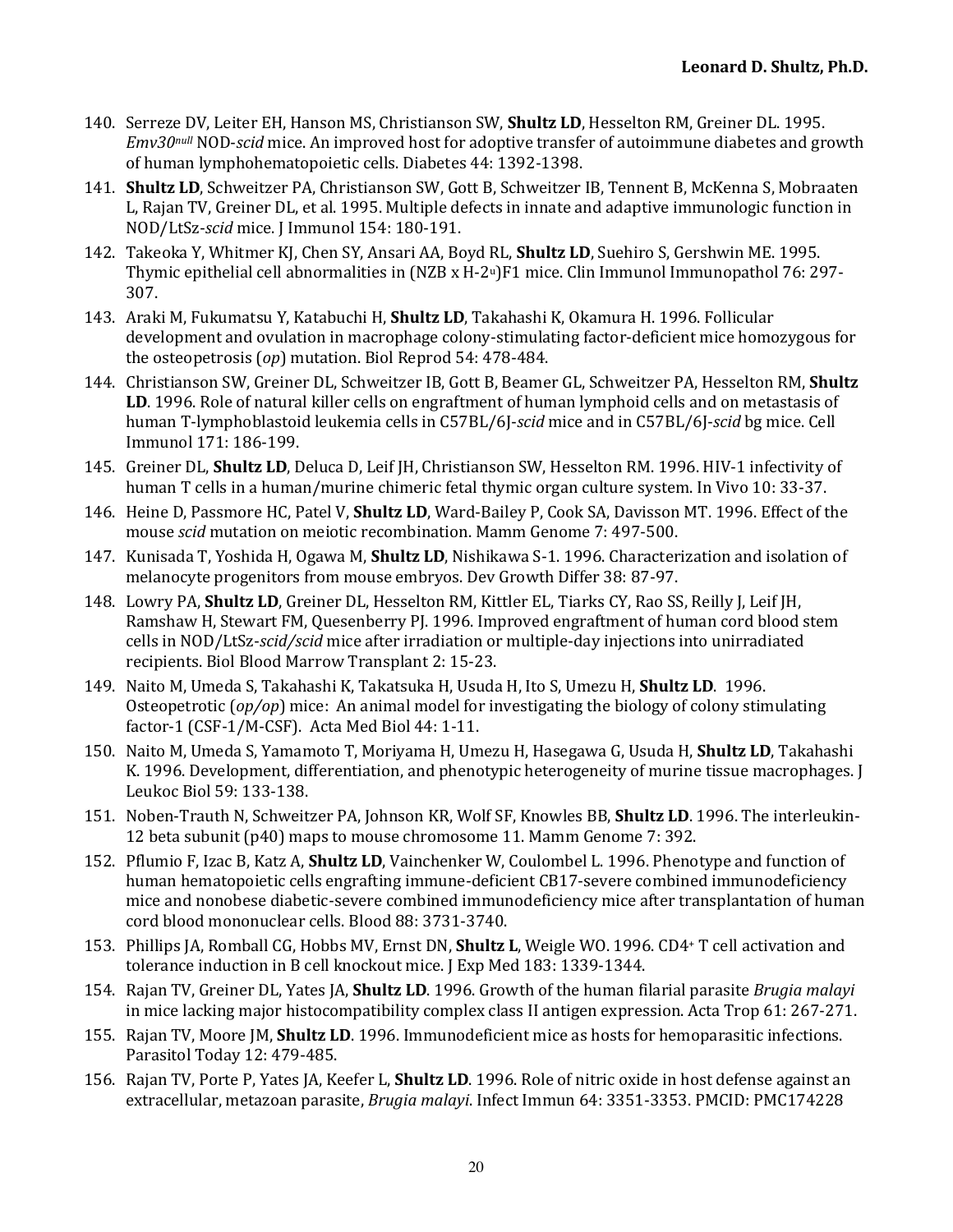140. Serreze DV, Leiter EH, Hanson MS, Christianson SW, **Shultz LD**, Hesselton RM, Greiner DL. 1995. *Emv30$^{null}$* NOD-*scid* mice. An improved host for adoptive transfer of autoimmune diabetes and growth of human lymphohematopoietic cells. Diabetes 44: 1392-1398.
141. **Shultz LD**, Schweitzer PA, Christianson SW, Gott B, Schweitzer IB, Tennent B, McKenna S, Mobraaten L, Rajan TV, Greiner DL, et al. 1995. Multiple defects in innate and adaptive immunologic function in NOD/LtSz-*scid* mice. J Immunol 154: 180-191.
142. Takeoka Y, Whitmer KJ, Chen SY, Ansari AA, Boyd RL, **Shultz LD**, Suehiro S, Gershwin ME. 1995. Thymic epithelial cell abnormalities in (NZB x H-2$^{u}$)F1 mice. Clin Immunol Immunopathol 76: 297-307.
143. Araki M, Fukumatsu Y, Katabuchi H, **Shultz LD**, Takahashi K, Okamura H. 1996. Follicular development and ovulation in macrophage colony-stimulating factor-deficient mice homozygous for the osteopetrosis (*op*) mutation. Biol Reprod 54: 478-484.
144. Christianson SW, Greiner DL, Schweitzer IB, Gott B, Beamer GL, Schweitzer PA, Hesselton RM, **Shultz LD**. 1996. Role of natural killer cells on engraftment of human lymphoid cells and on metastasis of human T-lymphoblastoid leukemia cells in C57BL/6J-*scid* mice and in C57BL/6J-*scid* bg mice. Cell Immunol 171: 186-199.
145. Greiner DL, **Shultz LD**, Deluca D, Leif JH, Christianson SW, Hesselton RM. 1996. HIV-1 infectivity of human T cells in a human/murine chimeric fetal thymic organ culture system. In Vivo 10: 33-37.
146. Heine D, Passmore HC, Patel V, **Shultz LD**, Ward-Bailey P, Cook SA, Davisson MT. 1996. Effect of the mouse *scid* mutation on meiotic recombination. Mamm Genome 7: 497-500.
147. Kunisada T, Yoshida H, Ogawa M, **Shultz LD**, Nishikawa S-1. 1996. Characterization and isolation of melanocyte progenitors from mouse embryos. Dev Growth Differ 38: 87-97.
148. Lowry PA, **Shultz LD**, Greiner DL, Hesselton RM, Kittler EL, Tiarks CY, Rao SS, Reilly J, Leif JH, Ramshaw H, Stewart FM, Quesenberry PJ. 1996. Improved engraftment of human cord blood stem cells in NOD/LtSz-*scid/scid* mice after irradiation or multiple-day injections into unirradiated recipients. Biol Blood Marrow Transplant 2: 15-23.
149. Naito M, Umeda S, Takahashi K, Takatsuka H, Usuda H, Ito S, Umezu H, **Shultz LD**. 1996. Osteopetrotic (*op/op*) mice: An animal model for investigating the biology of colony stimulating factor-1 (CSF-1/M-CSF). Acta Med Biol 44: 1-11.
150. Naito M, Umeda S, Yamamoto T, Moriyama H, Umezu H, Hasegawa G, Usuda H, **Shultz LD**, Takahashi K. 1996. Development, differentiation, and phenotypic heterogeneity of murine tissue macrophages. J Leukoc Biol 59: 133-138.
151. Noben-Trauth N, Schweitzer PA, Johnson KR, Wolf SF, Knowles BB, **Shultz LD**. 1996. The interleukin-12 beta subunit (p40) maps to mouse chromosome 11. Mamm Genome 7: 392.
152. Pflumio F, Izac B, Katz A, **Shultz LD**, Vainchenker W, Coulombel L. 1996. Phenotype and function of human hematopoietic cells engrafting immune-deficient CB17-severe combined immunodeficiency mice and nonobese diabetic-severe combined immunodeficiency mice after transplantation of human cord blood mononuclear cells. Blood 88: 3731-3740.
153. Phillips JA, Romball CG, Hobbs MV, Ernst DN, **Shultz L**, Weigle WO. 1996. CD4$^{+}$ T cell activation and tolerance induction in B cell knockout mice. J Exp Med 183: 1339-1344.
154. Rajan TV, Greiner DL, Yates JA, **Shultz LD**. 1996. Growth of the human filarial parasite *Brugia malayi* in mice lacking major histocompatibility complex class II antigen expression. Acta Trop 61: 267-271.
155. Rajan TV, Moore JM, **Shultz LD**. 1996. Immunodeficient mice as hosts for hemoparasitic infections. Parasitol Today 12: 479-485.
156. Rajan TV, Porte P, Yates JA, Keefer L, **Shultz LD**. 1996. Role of nitric oxide in host defense against an extracellular, metazoan parasite, *Brugia malayi*. Infect Immun 64: 3351-3353. PMCID: PMC174228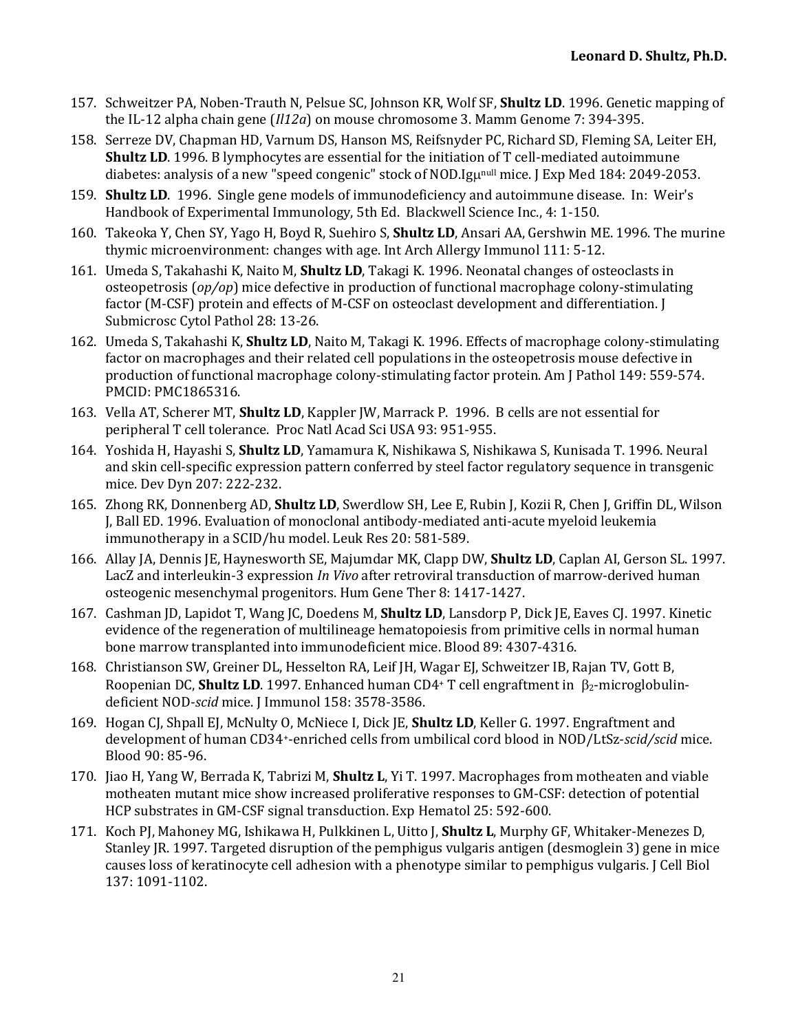157. Schweitzer PA, Noben-Trauth N, Pelsue SC, Johnson KR, Wolf SF, **Shultz LD**. 1996. Genetic mapping of the IL-12 alpha chain gene (*Il12a*) on mouse chromosome 3. Mamm Genome 7: 394-395.

158. Serreze DV, Chapman HD, Varnum DS, Hanson MS, Reifsnyder PC, Richard SD, Fleming SA, Leiter EH, **Shultz LD**. 1996. B lymphocytes are essential for the initiation of T cell-mediated autoimmune diabetes: analysis of a new "speed congenic" stock of NOD.Ig$\mu^{null}$ mice. J Exp Med 184: 2049-2053.

159. **Shultz LD**. 1996. Single gene models of immunodeficiency and autoimmune disease. In: Weir's Handbook of Experimental Immunology, 5th Ed. Blackwell Science Inc., 4: 1-150.

160. Takeoka Y, Chen SY, Yago H, Boyd R, Suehiro S, **Shultz LD**, Ansari AA, Gershwin ME. 1996. The murine thymic microenvironment: changes with age. Int Arch Allergy Immunol 111: 5-12.

161. Umeda S, Takahashi K, Naito M, **Shultz LD**, Takagi K. 1996. Neonatal changes of osteoclasts in osteopetrosis (*op/op*) mice defective in production of functional macrophage colony-stimulating factor (M-CSF) protein and effects of M-CSF on osteoclast development and differentiation. J Submicrosc Cytol Pathol 28: 13-26.

162. Umeda S, Takahashi K, **Shultz LD**, Naito M, Takagi K. 1996. Effects of macrophage colony-stimulating factor on macrophages and their related cell populations in the osteopetrosis mouse defective in production of functional macrophage colony-stimulating factor protein. Am J Pathol 149: 559-574. PMCID: PMC1865316.

163. Vella AT, Scherer MT, **Shultz LD**, Kappler JW, Marrack P. 1996. B cells are not essential for peripheral T cell tolerance. Proc Natl Acad Sci USA 93: 951-955.

164. Yoshida H, Hayashi S, **Shultz LD**, Yamamura K, Nishikawa S, Nishikawa S, Kunisada T. 1996. Neural and skin cell-specific expression pattern conferred by steel factor regulatory sequence in transgenic mice. Dev Dyn 207: 222-232.

165. Zhong RK, Donnenberg AD, **Shultz LD**, Swerdlow SH, Lee E, Rubin J, Kozii R, Chen J, Griffin DL, Wilson J, Ball ED. 1996. Evaluation of monoclonal antibody-mediated anti-acute myeloid leukemia immunotherapy in a SCID/hu model. Leuk Res 20: 581-589.

166. Allay JA, Dennis JE, Haynesworth SE, Majumdar MK, Clapp DW, **Shultz LD**, Caplan AI, Gerson SL. 1997. LacZ and interleukin-3 expression *In Vivo* after retroviral transduction of marrow-derived human osteogenic mesenchymal progenitors. Hum Gene Ther 8: 1417-1427.

167. Cashman JD, Lapidot T, Wang JC, Doedens M, **Shultz LD**, Lansdorp P, Dick JE, Eaves CJ. 1997. Kinetic evidence of the regeneration of multilineage hematopoiesis from primitive cells in normal human bone marrow transplanted into immunodeficient mice. Blood 89: 4307-4316.

168. Christianson SW, Greiner DL, Hesselton RA, Leif JH, Wagar EJ, Schweitzer IB, Rajan TV, Gott B, Roopenian DC, **Shultz LD**. 1997. Enhanced human CD4+ T cell engraftment in $\beta_2$-microglobulin-deficient NOD-*scid* mice. J Immunol 158: 3578-3586.

169. Hogan CJ, Shpall EJ, McNulty O, McNiece I, Dick JE, **Shultz LD**, Keller G. 1997. Engraftment and development of human CD34+-enriched cells from umbilical cord blood in NOD/LtSz-*scid/scid* mice. Blood 90: 85-96.

170. Jiao H, Yang W, Berrada K, Tabrizi M, **Shultz L**, Yi T. 1997. Macrophages from motheaten and viable motheaten mutant mice show increased proliferative responses to GM-CSF: detection of potential HCP substrates in GM-CSF signal transduction. Exp Hematol 25: 592-600.

171. Koch PJ, Mahoney MG, Ishikawa H, Pulkkinen L, Uitto J, **Shultz L**, Murphy GF, Whitaker-Menezes D, Stanley JR. 1997. Targeted disruption of the pemphigus vulgaris antigen (desmoglein 3) gene in mice causes loss of keratinocyte cell adhesion with a phenotype similar to pemphigus vulgaris. J Cell Biol 137: 1091-1102.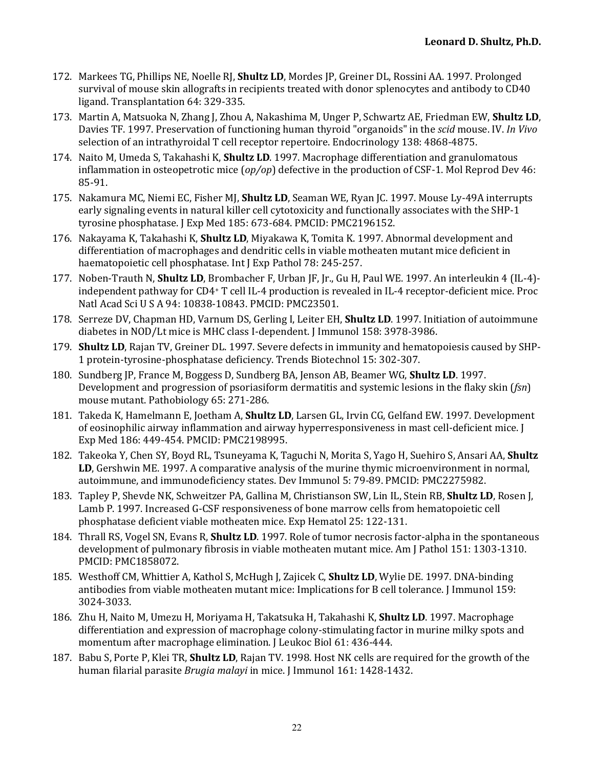172. Markees TG, Phillips NE, Noelle RJ, **Shultz LD**, Mordes JP, Greiner DL, Rossini AA. 1997. Prolonged survival of mouse skin allografts in recipients treated with donor splenocytes and antibody to CD40 ligand. Transplantation 64: 329-335.

173. Martin A, Matsuoka N, Zhang J, Zhou A, Nakashima M, Unger P, Schwartz AE, Friedman EW, **Shultz LD**, Davies TF. 1997. Preservation of functioning human thyroid "organoids" in the *scid* mouse. IV. *In Vivo* selection of an intrathyroidal T cell receptor repertoire. Endocrinology 138: 4868-4875.

174. Naito M, Umeda S, Takahashi K, **Shultz LD**. 1997. Macrophage differentiation and granulomatous inflammation in osteopetrotic mice (*op/op*) defective in the production of CSF-1. Mol Reprod Dev 46: 85-91.

175. Nakamura MC, Niemi EC, Fisher MJ, **Shultz LD**, Seaman WE, Ryan JC. 1997. Mouse Ly-49A interrupts early signaling events in natural killer cell cytotoxicity and functionally associates with the SHP-1 tyrosine phosphatase. J Exp Med 185: 673-684. PMCID: PMC2196152.

176. Nakayama K, Takahashi K, **Shultz LD**, Miyakawa K, Tomita K. 1997. Abnormal development and differentiation of macrophages and dendritic cells in viable motheaten mutant mice deficient in haematopoietic cell phosphatase. Int J Exp Pathol 78: 245-257.

177. Noben-Trauth N, **Shultz LD**, Brombacher F, Urban JF, Jr., Gu H, Paul WE. 1997. An interleukin 4 (IL-4)-independent pathway for CD4+ T cell IL-4 production is revealed in IL-4 receptor-deficient mice. Proc Natl Acad Sci U S A 94: 10838-10843. PMCID: PMC23501.

178. Serreze DV, Chapman HD, Varnum DS, Gerling I, Leiter EH, **Shultz LD**. 1997. Initiation of autoimmune diabetes in NOD/Lt mice is MHC class I-dependent. J Immunol 158: 3978-3986.

179. **Shultz LD**, Rajan TV, Greiner DL. 1997. Severe defects in immunity and hematopoiesis caused by SHP-1 protein-tyrosine-phosphatase deficiency. Trends Biotechnol 15: 302-307.

180. Sundberg JP, France M, Boggess D, Sundberg BA, Jenson AB, Beamer WG, **Shultz LD**. 1997. Development and progression of psoriasiform dermatitis and systemic lesions in the flaky skin (*fsn*) mouse mutant. Pathobiology 65: 271-286.

181. Takeda K, Hamelmann E, Joetham A, **Shultz LD**, Larsen GL, Irvin CG, Gelfand EW. 1997. Development of eosinophilic airway inflammation and airway hyperresponsiveness in mast cell-deficient mice. J Exp Med 186: 449-454. PMCID: PMC2198995.

182. Takeoka Y, Chen SY, Boyd RL, Tsuneyama K, Taguchi N, Morita S, Yago H, Suehiro S, Ansari AA, **Shultz LD**, Gershwin ME. 1997. A comparative analysis of the murine thymic microenvironment in normal, autoimmune, and immunodeficiency states. Dev Immunol 5: 79-89. PMCID: PMC2275982.

183. Tapley P, Shevde NK, Schweitzer PA, Gallina M, Christianson SW, Lin IL, Stein RB, **Shultz LD**, Rosen J, Lamb P. 1997. Increased G-CSF responsiveness of bone marrow cells from hematopoietic cell phosphatase deficient viable motheaten mice. Exp Hematol 25: 122-131.

184. Thrall RS, Vogel SN, Evans R, **Shultz LD**. 1997. Role of tumor necrosis factor-alpha in the spontaneous development of pulmonary fibrosis in viable motheaten mutant mice. Am J Pathol 151: 1303-1310. PMCID: PMC1858072.

185. Westhoff CM, Whittier A, Kathol S, McHugh J, Zajicek C, **Shultz LD**, Wylie DE. 1997. DNA-binding antibodies from viable motheaten mutant mice: Implications for B cell tolerance. J Immunol 159: 3024-3033.

186. Zhu H, Naito M, Umezu H, Moriyama H, Takatsuka H, Takahashi K, **Shultz LD**. 1997. Macrophage differentiation and expression of macrophage colony-stimulating factor in murine milky spots and momentum after macrophage elimination. J Leukoc Biol 61: 436-444.

187. Babu S, Porte P, Klei TR, **Shultz LD**, Rajan TV. 1998. Host NK cells are required for the growth of the human filarial parasite *Brugia malayi* in mice. J Immunol 161: 1428-1432.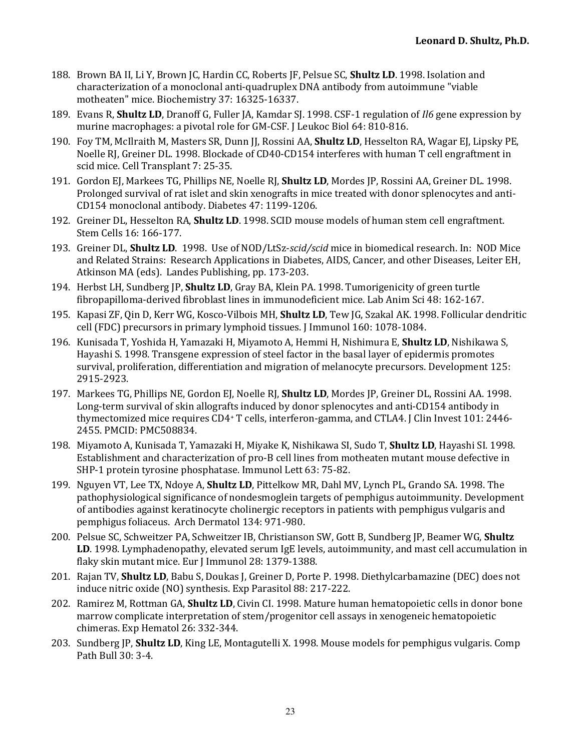188. Brown BA II, Li Y, Brown JC, Hardin CC, Roberts JF, Pelsue SC, **Shultz LD**. 1998. Isolation and characterization of a monoclonal anti-quadruplex DNA antibody from autoimmune "viable motheaten" mice. Biochemistry 37: 16325-16337.
189. Evans R, **Shultz LD**, Dranoff G, Fuller JA, Kamdar SJ. 1998. CSF-1 regulation of *Il6* gene expression by murine macrophages: a pivotal role for GM-CSF. J Leukoc Biol 64: 810-816.
190. Foy TM, McIlraith M, Masters SR, Dunn JJ, Rossini AA, **Shultz LD**, Hesselton RA, Wagar EJ, Lipsky PE, Noelle RJ, Greiner DL. 1998. Blockade of CD40-CD154 interferes with human T cell engraftment in scid mice. Cell Transplant 7: 25-35.
191. Gordon EJ, Markees TG, Phillips NE, Noelle RJ, **Shultz LD**, Mordes JP, Rossini AA, Greiner DL. 1998. Prolonged survival of rat islet and skin xenografts in mice treated with donor splenocytes and anti-CD154 monoclonal antibody. Diabetes 47: 1199-1206.
192. Greiner DL, Hesselton RA, **Shultz LD**. 1998. SCID mouse models of human stem cell engraftment. Stem Cells 16: 166-177.
193. Greiner DL, **Shultz LD**. 1998. Use of NOD/LtSz-*scid/scid* mice in biomedical research. In: NOD Mice and Related Strains: Research Applications in Diabetes, AIDS, Cancer, and other Diseases, Leiter EH, Atkinson MA (eds). Landes Publishing, pp. 173-203.
194. Herbst LH, Sundberg JP, **Shultz LD**, Gray BA, Klein PA. 1998. Tumorigenicity of green turtle fibropapilloma-derived fibroblast lines in immunodeficient mice. Lab Anim Sci 48: 162-167.
195. Kapasi ZF, Qin D, Kerr WG, Kosco-Vilbois MH, **Shultz LD**, Tew JG, Szakal AK. 1998. Follicular dendritic cell (FDC) precursors in primary lymphoid tissues. J Immunol 160: 1078-1084.
196. Kunisada T, Yoshida H, Yamazaki H, Miyamoto A, Hemmi H, Nishimura E, **Shultz LD**, Nishikawa S, Hayashi S. 1998. Transgene expression of steel factor in the basal layer of epidermis promotes survival, proliferation, differentiation and migration of melanocyte precursors. Development 125: 2915-2923.
197. Markees TG, Phillips NE, Gordon EJ, Noelle RJ, **Shultz LD**, Mordes JP, Greiner DL, Rossini AA. 1998. Long-term survival of skin allografts induced by donor splenocytes and anti-CD154 antibody in thymectomized mice requires CD4+ T cells, interferon-gamma, and CTLA4. J Clin Invest 101: 2446-2455. PMCID: PMC508834.
198. Miyamoto A, Kunisada T, Yamazaki H, Miyake K, Nishikawa SI, Sudo T, **Shultz LD**, Hayashi SI. 1998. Establishment and characterization of pro-B cell lines from motheaten mutant mouse defective in SHP-1 protein tyrosine phosphatase. Immunol Lett 63: 75-82.
199. Nguyen VT, Lee TX, Ndoye A, **Shultz LD**, Pittelkow MR, Dahl MV, Lynch PL, Grando SA. 1998. The pathophysiological significance of nondesmoglein targets of pemphigus autoimmunity. Development of antibodies against keratinocyte cholinergic receptors in patients with pemphigus vulgaris and pemphigus foliaceus. Arch Dermatol 134: 971-980.
200. Pelsue SC, Schweitzer PA, Schweitzer IB, Christianson SW, Gott B, Sundberg JP, Beamer WG, **Shultz LD**. 1998. Lymphadenopathy, elevated serum IgE levels, autoimmunity, and mast cell accumulation in flaky skin mutant mice. Eur J Immunol 28: 1379-1388.
201. Rajan TV, **Shultz LD**, Babu S, Doukas J, Greiner D, Porte P. 1998. Diethylcarbamazine (DEC) does not induce nitric oxide (NO) synthesis. Exp Parasitol 88: 217-222.
202. Ramirez M, Rottman GA, **Shultz LD**, Civin CI. 1998. Mature human hematopoietic cells in donor bone marrow complicate interpretation of stem/progenitor cell assays in xenogeneic hematopoietic chimeras. Exp Hematol 26: 332-344.
203. Sundberg JP, **Shultz LD**, King LE, Montagutelli X. 1998. Mouse models for pemphigus vulgaris. Comp Path Bull 30: 3-4.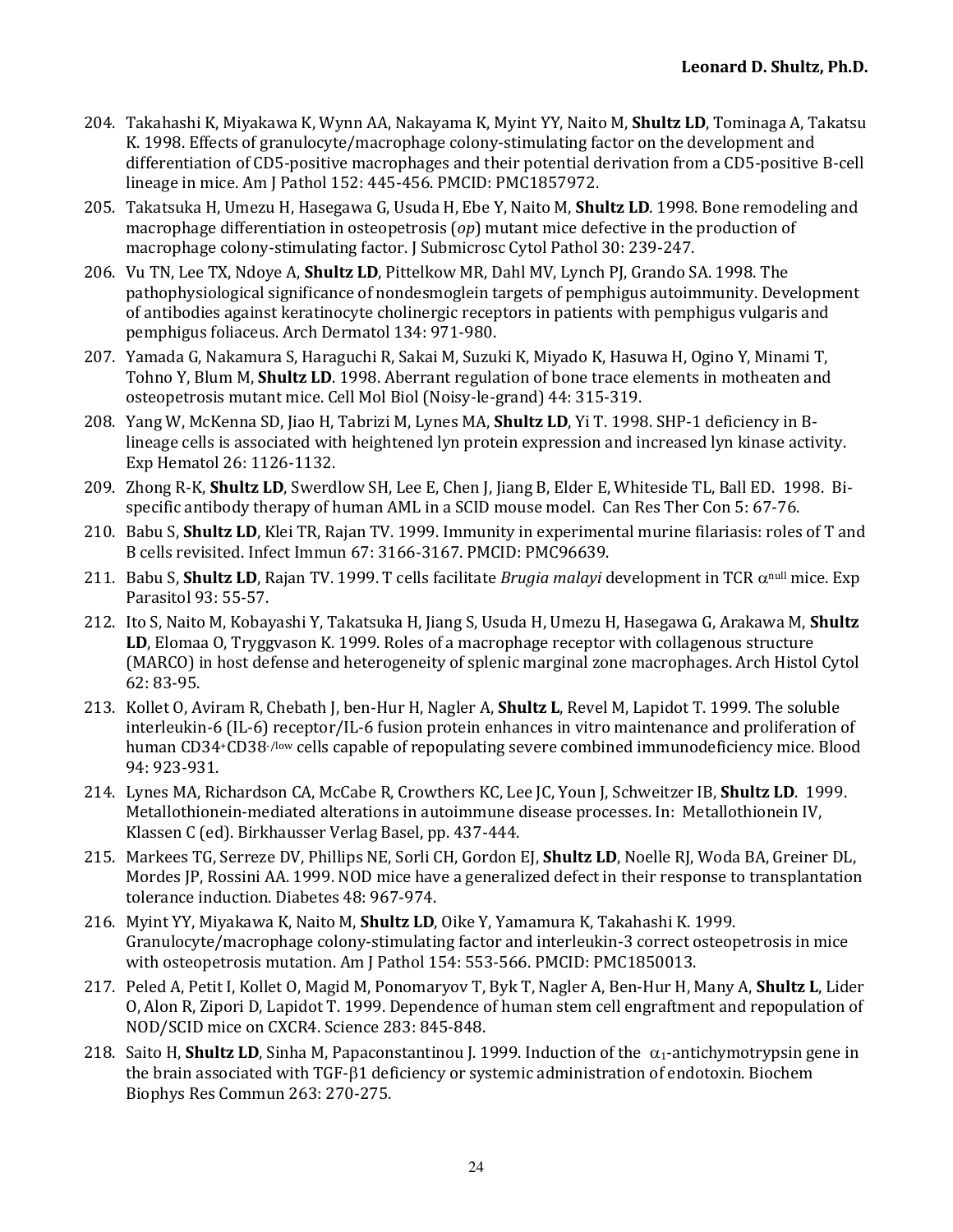204. Takahashi K, Miyakawa K, Wynn AA, Nakayama K, Myint YY, Naito M, **Shultz LD**, Tominaga A, Takatsu K. 1998. Effects of granulocyte/macrophage colony-stimulating factor on the development and differentiation of CD5-positive macrophages and their potential derivation from a CD5-positive B-cell lineage in mice. Am J Pathol 152: 445-456. PMCID: PMC1857972.
205. Takatsuka H, Umezu H, Hasegawa G, Usuda H, Ebe Y, Naito M, **Shultz LD**. 1998. Bone remodeling and macrophage differentiation in osteopetrosis (*op*) mutant mice defective in the production of macrophage colony-stimulating factor. J Submicrosc Cytol Pathol 30: 239-247.
206. Vu TN, Lee TX, Ndoye A, **Shultz LD**, Pittelkow MR, Dahl MV, Lynch PJ, Grando SA. 1998. The pathophysiological significance of nondesmoglein targets of pemphigus autoimmunity. Development of antibodies against keratinocyte cholinergic receptors in patients with pemphigus vulgaris and pemphigus foliaceus. Arch Dermatol 134: 971-980.
207. Yamada G, Nakamura S, Haraguchi R, Sakai M, Suzuki K, Miyado K, Hasuwa H, Ogino Y, Minami T, Tohno Y, Blum M, **Shultz LD**. 1998. Aberrant regulation of bone trace elements in motheaten and osteopetrosis mutant mice. Cell Mol Biol (Noisy-le-grand) 44: 315-319.
208. Yang W, McKenna SD, Jiao H, Tabrizi M, Lynes MA, **Shultz LD**, Yi T. 1998. SHP-1 deficiency in B-lineage cells is associated with heightened lyn protein expression and increased lyn kinase activity. Exp Hematol 26: 1126-1132.
209. Zhong R-K, **Shultz LD**, Swerdlow SH, Lee E, Chen J, Jiang B, Elder E, Whiteside TL, Ball ED. 1998. Bi-specific antibody therapy of human AML in a SCID mouse model. Can Res Ther Con 5: 67-76.
210. Babu S, **Shultz LD**, Klei TR, Rajan TV. 1999. Immunity in experimental murine filariasis: roles of T and B cells revisited. Infect Immun 67: 3166-3167. PMCID: PMC96639.
211. Babu S, **Shultz LD**, Rajan TV. 1999. T cells facilitate *Brugia malayi* development in TCR $\alpha^{null}$ mice. Exp Parasitol 93: 55-57.
212. Ito S, Naito M, Kobayashi Y, Takatsuka H, Jiang S, Usuda H, Umezu H, Hasegawa G, Arakawa M, **Shultz LD**, Elomaa O, Tryggvason K. 1999. Roles of a macrophage receptor with collagenous structure (MARCO) in host defense and heterogeneity of splenic marginal zone macrophages. Arch Histol Cytol 62: 83-95.
213. Kollet O, Aviram R, Chebath J, ben-Hur H, Nagler A, **Shultz L**, Revel M, Lapidot T. 1999. The soluble interleukin-6 (IL-6) receptor/IL-6 fusion protein enhances in vitro maintenance and proliferation of human $CD34^{+}CD38^{-/low}$ cells capable of repopulating severe combined immunodeficiency mice. Blood 94: 923-931.
214. Lynes MA, Richardson CA, McCabe R, Crowthers KC, Lee JC, Youn J, Schweitzer IB, **Shultz LD**. 1999. Metallothionein-mediated alterations in autoimmune disease processes. In: Metallothionein IV, Klassen C (ed). Birkhausser Verlag Basel, pp. 437-444.
215. Markees TG, Serreze DV, Phillips NE, Sorli CH, Gordon EJ, **Shultz LD**, Noelle RJ, Woda BA, Greiner DL, Mordes JP, Rossini AA. 1999. NOD mice have a generalized defect in their response to transplantation tolerance induction. Diabetes 48: 967-974.
216. Myint YY, Miyakawa K, Naito M, **Shultz LD**, Oike Y, Yamamura K, Takahashi K. 1999. Granulocyte/macrophage colony-stimulating factor and interleukin-3 correct osteopetrosis in mice with osteopetrosis mutation. Am J Pathol 154: 553-566. PMCID: PMC1850013.
217. Peled A, Petit I, Kollet O, Magid M, Ponomaryov T, Byk T, Nagler A, Ben-Hur H, Many A, **Shultz L**, Lider O, Alon R, Zipori D, Lapidot T. 1999. Dependence of human stem cell engraftment and repopulation of NOD/SCID mice on CXCR4. Science 283: 845-848.
218. Saito H, **Shultz LD**, Sinha M, Papaconstantinou J. 1999. Induction of the $\alpha_1$-antichymotrypsin gene in the brain associated with TGF-$\beta$1 deficiency or systemic administration of endotoxin. Biochem Biophys Res Commun 263: 270-275.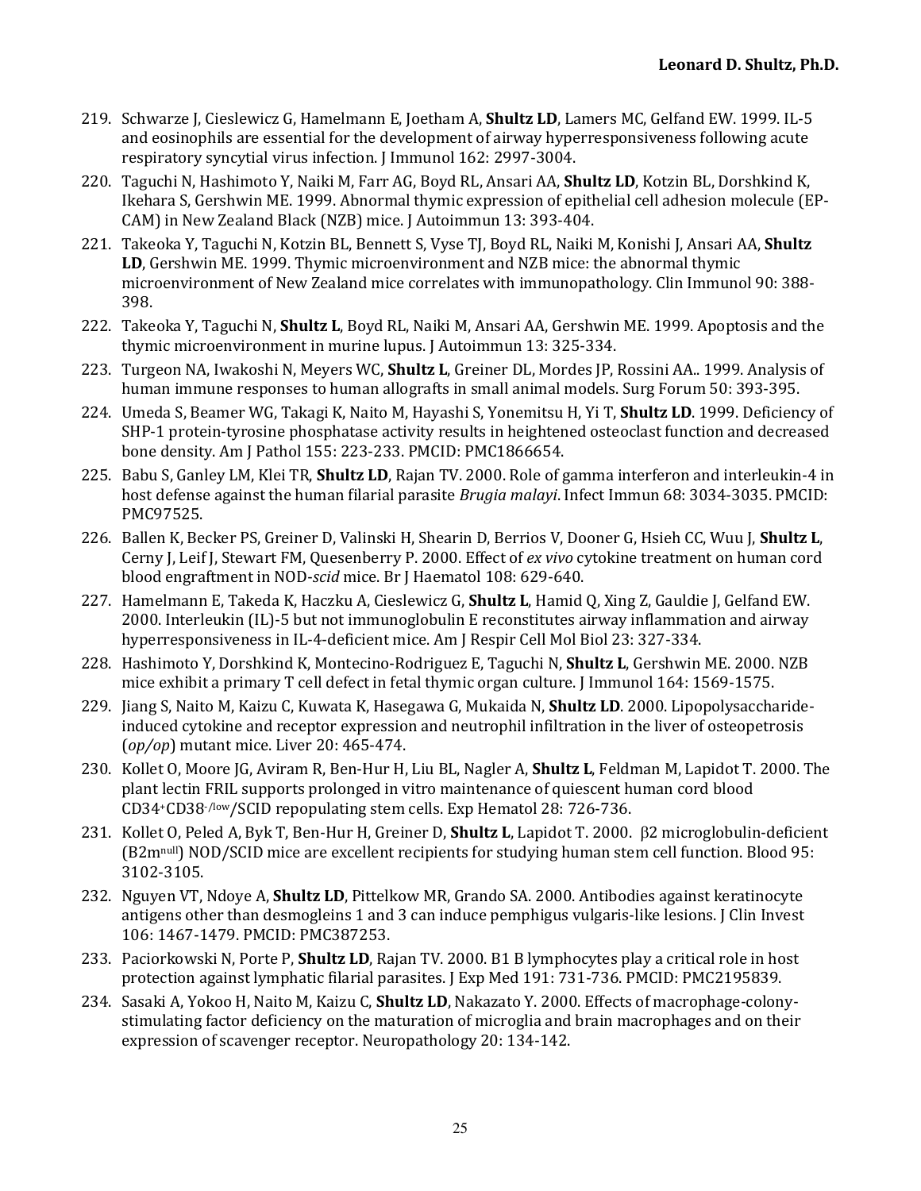219. Schwarze J, Cieslewicz G, Hamelmann E, Joetham A, **Shultz LD**, Lamers MC, Gelfand EW. 1999. IL-5 and eosinophils are essential for the development of airway hyperresponsiveness following acute respiratory syncytial virus infection. J Immunol 162: 2997-3004.

220. Taguchi N, Hashimoto Y, Naiki M, Farr AG, Boyd RL, Ansari AA, **Shultz LD**, Kotzin BL, Dorshkind K, Ikehara S, Gershwin ME. 1999. Abnormal thymic expression of epithelial cell adhesion molecule (EP-CAM) in New Zealand Black (NZB) mice. J Autoimmun 13: 393-404.

221. Takeoka Y, Taguchi N, Kotzin BL, Bennett S, Vyse TJ, Boyd RL, Naiki M, Konishi J, Ansari AA, **Shultz LD**, Gershwin ME. 1999. Thymic microenvironment and NZB mice: the abnormal thymic microenvironment of New Zealand mice correlates with immunopathology. Clin Immunol 90: 388-398.

222. Takeoka Y, Taguchi N, **Shultz L**, Boyd RL, Naiki M, Ansari AA, Gershwin ME. 1999. Apoptosis and the thymic microenvironment in murine lupus. J Autoimmun 13: 325-334.

223. Turgeon NA, Iwakoshi N, Meyers WC, **Shultz L**, Greiner DL, Mordes JP, Rossini AA.. 1999. Analysis of human immune responses to human allografts in small animal models. Surg Forum 50: 393-395.

224. Umeda S, Beamer WG, Takagi K, Naito M, Hayashi S, Yonemitsu H, Yi T, **Shultz LD**. 1999. Deficiency of SHP-1 protein-tyrosine phosphatase activity results in heightened osteoclast function and decreased bone density. Am J Pathol 155: 223-233. PMCID: PMC1866654.

225. Babu S, Ganley LM, Klei TR, **Shultz LD**, Rajan TV. 2000. Role of gamma interferon and interleukin-4 in host defense against the human filarial parasite *Brugia malayi*. Infect Immun 68: 3034-3035. PMCID: PMC97525.

226. Ballen K, Becker PS, Greiner D, Valinski H, Shearin D, Berrios V, Dooner G, Hsieh CC, Wuu J, **Shultz L**, Cerny J, Leif J, Stewart FM, Quesenberry P. 2000. Effect of *ex vivo* cytokine treatment on human cord blood engraftment in NOD-*scid* mice. Br J Haematol 108: 629-640.

227. Hamelmann E, Takeda K, Haczku A, Cieslewicz G, **Shultz L**, Hamid Q, Xing Z, Gauldie J, Gelfand EW. 2000. Interleukin (IL)-5 but not immunoglobulin E reconstitutes airway inflammation and airway hyperresponsiveness in IL-4-deficient mice. Am J Respir Cell Mol Biol 23: 327-334.

228. Hashimoto Y, Dorshkind K, Montecino-Rodriguez E, Taguchi N, **Shultz L**, Gershwin ME. 2000. NZB mice exhibit a primary T cell defect in fetal thymic organ culture. J Immunol 164: 1569-1575.

229. Jiang S, Naito M, Kaizu C, Kuwata K, Hasegawa G, Mukaida N, **Shultz LD**. 2000. Lipopolysaccharide-induced cytokine and receptor expression and neutrophil infiltration in the liver of osteopetrosis (*op/op*) mutant mice. Liver 20: 465-474.

230. Kollet O, Moore JG, Aviram R, Ben-Hur H, Liu BL, Nagler A, **Shultz L**, Feldman M, Lapidot T. 2000. The plant lectin FRIL supports prolonged in vitro maintenance of quiescent human cord blood $CD34^{+}CD38^{-/low}$/SCID repopulating stem cells. Exp Hematol 28: 726-736.

231. Kollet O, Peled A, Byk T, Ben-Hur H, Greiner D, **Shultz L**, Lapidot T. 2000. β2 microglobulin-deficient ($B2m^{null}$) NOD/SCID mice are excellent recipients for studying human stem cell function. Blood 95: 3102-3105.

232. Nguyen VT, Ndoye A, **Shultz LD**, Pittelkow MR, Grando SA. 2000. Antibodies against keratinocyte antigens other than desmogleins 1 and 3 can induce pemphigus vulgaris-like lesions. J Clin Invest 106: 1467-1479. PMCID: PMC387253.

233. Paciorkowski N, Porte P, **Shultz LD**, Rajan TV. 2000. B1 B lymphocytes play a critical role in host protection against lymphatic filarial parasites. J Exp Med 191: 731-736. PMCID: PMC2195839.

234. Sasaki A, Yokoo H, Naito M, Kaizu C, **Shultz LD**, Nakazato Y. 2000. Effects of macrophage-colony-stimulating factor deficiency on the maturation of microglia and brain macrophages and on their expression of scavenger receptor. Neuropathology 20: 134-142.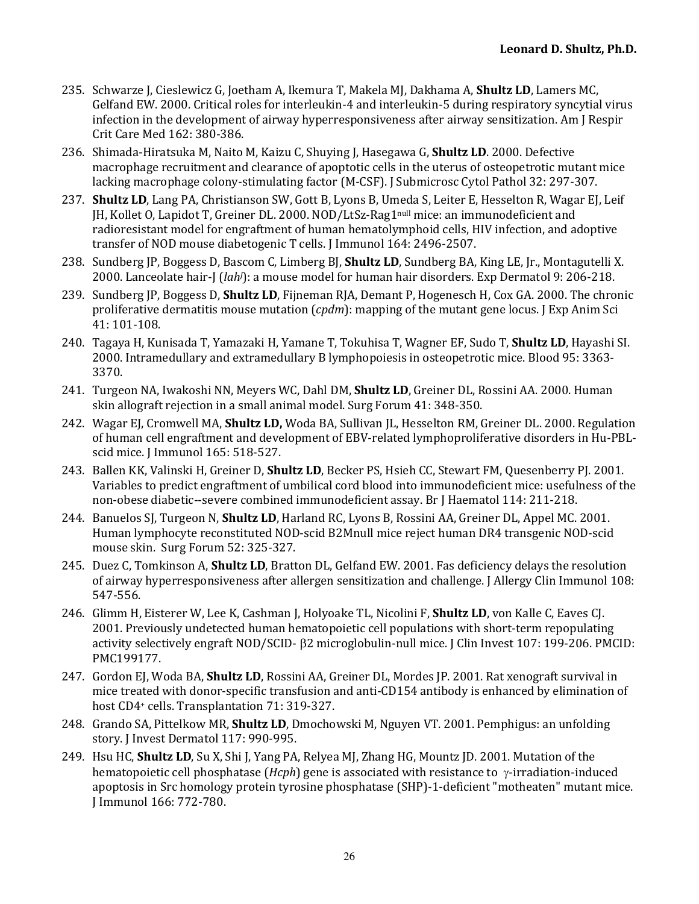235. Schwarze J, Cieslewicz G, Joetham A, Ikemura T, Makela MJ, Dakhama A, **Shultz LD**, Lamers MC, Gelfand EW. 2000. Critical roles for interleukin-4 and interleukin-5 during respiratory syncytial virus infection in the development of airway hyperresponsiveness after airway sensitization. Am J Respir Crit Care Med 162: 380-386.
236. Shimada-Hiratsuka M, Naito M, Kaizu C, Shuying J, Hasegawa G, **Shultz LD**. 2000. Defective macrophage recruitment and clearance of apoptotic cells in the uterus of osteopetrotic mutant mice lacking macrophage colony-stimulating factor (M-CSF). J Submicrosc Cytol Pathol 32: 297-307.
237. **Shultz LD**, Lang PA, Christianson SW, Gott B, Lyons B, Umeda S, Leiter E, Hesselton R, Wagar EJ, Leif JH, Kollet O, Lapidot T, Greiner DL. 2000. NOD/LtSz-Rag1$^{null}$ mice: an immunodeficient and radioresistant model for engraftment of human hematolymphoid cells, HIV infection, and adoptive transfer of NOD mouse diabetogenic T cells. J Immunol 164: 2496-2507.
238. Sundberg JP, Boggess D, Bascom C, Limberg BJ, **Shultz LD**, Sundberg BA, King LE, Jr., Montagutelli X. 2000. Lanceolate hair-J (*lah$^J$*): a mouse model for human hair disorders. Exp Dermatol 9: 206-218.
239. Sundberg JP, Boggess D, **Shultz LD**, Fijneman RJA, Demant P, Hogenesch H, Cox GA. 2000. The chronic proliferative dermatitis mouse mutation (*cpdm*): mapping of the mutant gene locus. J Exp Anim Sci 41: 101-108.
240. Tagaya H, Kunisada T, Yamazaki H, Yamane T, Tokuhisa T, Wagner EF, Sudo T, **Shultz LD**, Hayashi SI. 2000. Intramedullary and extramedullary B lymphopoiesis in osteopetrotic mice. Blood 95: 3363-3370.
241. Turgeon NA, Iwakoshi NN, Meyers WC, Dahl DM, **Shultz LD**, Greiner DL, Rossini AA. 2000. Human skin allograft rejection in a small animal model. Surg Forum 41: 348-350.
242. Wagar EJ, Cromwell MA, **Shultz LD,** Woda BA, Sullivan JL, Hesselton RM, Greiner DL. 2000. Regulation of human cell engraftment and development of EBV-related lymphoproliferative disorders in Hu-PBL-scid mice. J Immunol 165: 518-527.
243. Ballen KK, Valinski H, Greiner D, **Shultz LD**, Becker PS, Hsieh CC, Stewart FM, Quesenberry PJ. 2001. Variables to predict engraftment of umbilical cord blood into immunodeficient mice: usefulness of the non-obese diabetic--severe combined immunodeficient assay. Br J Haematol 114: 211-218.
244. Banuelos SJ, Turgeon N, **Shultz LD**, Harland RC, Lyons B, Rossini AA, Greiner DL, Appel MC. 2001. Human lymphocyte reconstituted NOD-scid B2Mnull mice reject human DR4 transgenic NOD-scid mouse skin. Surg Forum 52: 325-327.
245. Duez C, Tomkinson A, **Shultz LD**, Bratton DL, Gelfand EW. 2001. Fas deficiency delays the resolution of airway hyperresponsiveness after allergen sensitization and challenge. J Allergy Clin Immunol 108: 547-556.
246. Glimm H, Eisterer W, Lee K, Cashman J, Holyoake TL, Nicolini F, **Shultz LD**, von Kalle C, Eaves CJ. 2001. Previously undetected human hematopoietic cell populations with short-term repopulating activity selectively engraft NOD/SCID- $\beta$2 microglobulin-null mice. J Clin Invest 107: 199-206. PMCID: PMC199177.
247. Gordon EJ, Woda BA, **Shultz LD**, Rossini AA, Greiner DL, Mordes JP. 2001. Rat xenograft survival in mice treated with donor-specific transfusion and anti-CD154 antibody is enhanced by elimination of host $CD4^+$ cells. Transplantation 71: 319-327.
248. Grando SA, Pittelkow MR, **Shultz LD**, Dmochowski M, Nguyen VT. 2001. Pemphigus: an unfolding story. J Invest Dermatol 117: 990-995.
249. Hsu HC, **Shultz LD**, Su X, Shi J, Yang PA, Relyea MJ, Zhang HG, Mountz JD. 2001. Mutation of the hematopoietic cell phosphatase (*Hcph*) gene is associated with resistance to $\gamma$-irradiation-induced apoptosis in Src homology protein tyrosine phosphatase (SHP)-1-deficient "motheaten" mutant mice. J Immunol 166: 772-780.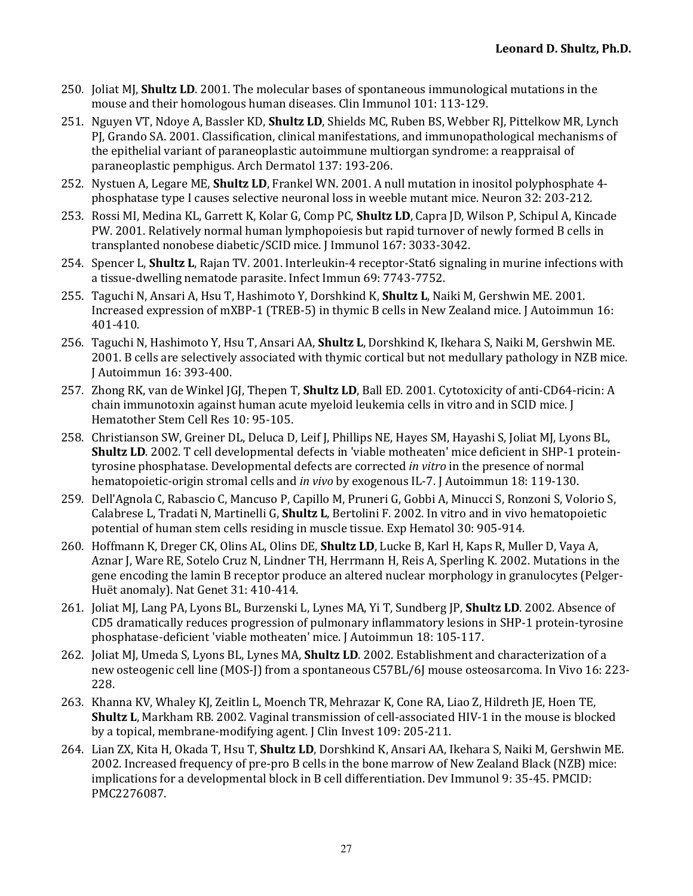250. Joliat MJ, **Shultz LD**. 2001. The molecular bases of spontaneous immunological mutations in the mouse and their homologous human diseases. Clin Immunol 101: 113-129.
251. Nguyen VT, Ndoye A, Bassler KD, **Shultz LD**, Shields MC, Ruben BS, Webber RJ, Pittelkow MR, Lynch PJ, Grando SA. 2001. Classification, clinical manifestations, and immunopathological mechanisms of the epithelial variant of paraneoplastic autoimmune multiorgan syndrome: a reappraisal of paraneoplastic pemphigus. Arch Dermatol 137: 193-206.
252. Nystuen A, Legare ME, **Shultz LD**, Frankel WN. 2001. A null mutation in inositol polyphosphate 4-phosphatase type I causes selective neuronal loss in weeble mutant mice. Neuron 32: 203-212.
253. Rossi MI, Medina KL, Garrett K, Kolar G, Comp PC, **Shultz LD**, Capra JD, Wilson P, Schipul A, Kincade PW. 2001. Relatively normal human lymphopoiesis but rapid turnover of newly formed B cells in transplanted nonobese diabetic/SCID mice. J Immunol 167: 3033-3042.
254. Spencer L, **Shultz L**, Rajan TV. 2001. Interleukin-4 receptor-Stat6 signaling in murine infections with a tissue-dwelling nematode parasite. Infect Immun 69: 7743-7752.
255. Taguchi N, Ansari A, Hsu T, Hashimoto Y, Dorshkind K, **Shultz L**, Naiki M, Gershwin ME. 2001. Increased expression of mXBP-1 (TREB-5) in thymic B cells in New Zealand mice. J Autoimmun 16: 401-410.
256. Taguchi N, Hashimoto Y, Hsu T, Ansari AA, **Shultz L**, Dorshkind K, Ikehara S, Naiki M, Gershwin ME. 2001. B cells are selectively associated with thymic cortical but not medullary pathology in NZB mice. J Autoimmun 16: 393-400.
257. Zhong RK, van de Winkel JGJ, Thepen T, **Shultz LD**, Ball ED. 2001. Cytotoxicity of anti-CD64-ricin: A chain immunotoxin against human acute myeloid leukemia cells in vitro and in SCID mice. J Hematother Stem Cell Res 10: 95-105.
258. Christianson SW, Greiner DL, Deluca D, Leif J, Phillips NE, Hayes SM, Hayashi S, Joliat MJ, Lyons BL, **Shultz LD**. 2002. T cell developmental defects in 'viable motheaten' mice deficient in SHP-1 protein-tyrosine phosphatase. Developmental defects are corrected *in vitro* in the presence of normal hematopoietic-origin stromal cells and *in vivo* by exogenous IL-7. J Autoimmun 18: 119-130.
259. Dell'Agnola C, Rabascio C, Mancuso P, Capillo M, Pruneri G, Gobbi A, Minucci S, Ronzoni S, Volorio S, Calabrese L, Tradati N, Martinelli G, **Shultz L**, Bertolini F. 2002. In vitro and in vivo hematopoietic potential of human stem cells residing in muscle tissue. Exp Hematol 30: 905-914.
260. Hoffmann K, Dreger CK, Olins AL, Olins DE, **Shultz LD**, Lucke B, Karl H, Kaps R, Muller D, Vaya A, Aznar J, Ware RE, Sotelo Cruz N, Lindner TH, Herrmann H, Reis A, Sperling K. 2002. Mutations in the gene encoding the lamin B receptor produce an altered nuclear morphology in granulocytes (Pelger-Huët anomaly). Nat Genet 31: 410-414.
261. Joliat MJ, Lang PA, Lyons BL, Burzenski L, Lynes MA, Yi T, Sundberg JP, **Shultz LD**. 2002. Absence of CD5 dramatically reduces progression of pulmonary inflammatory lesions in SHP-1 protein-tyrosine phosphatase-deficient 'viable motheaten' mice. J Autoimmun 18: 105-117.
262. Joliat MJ, Umeda S, Lyons BL, Lynes MA, **Shultz LD**. 2002. Establishment and characterization of a new osteogenic cell line (MOS-J) from a spontaneous C57BL/6J mouse osteosarcoma. In Vivo 16: 223-228.
263. Khanna KV, Whaley KJ, Zeitlin L, Moench TR, Mehrazar K, Cone RA, Liao Z, Hildreth JE, Hoen TE, **Shultz L**, Markham RB. 2002. Vaginal transmission of cell-associated HIV-1 in the mouse is blocked by a topical, membrane-modifying agent. J Clin Invest 109: 205-211.
264. Lian ZX, Kita H, Okada T, Hsu T, **Shultz LD**, Dorshkind K, Ansari AA, Ikehara S, Naiki M, Gershwin ME. 2002. Increased frequency of pre-pro B cells in the bone marrow of New Zealand Black (NZB) mice: implications for a developmental block in B cell differentiation. Dev Immunol 9: 35-45. PMCID: PMC2276087.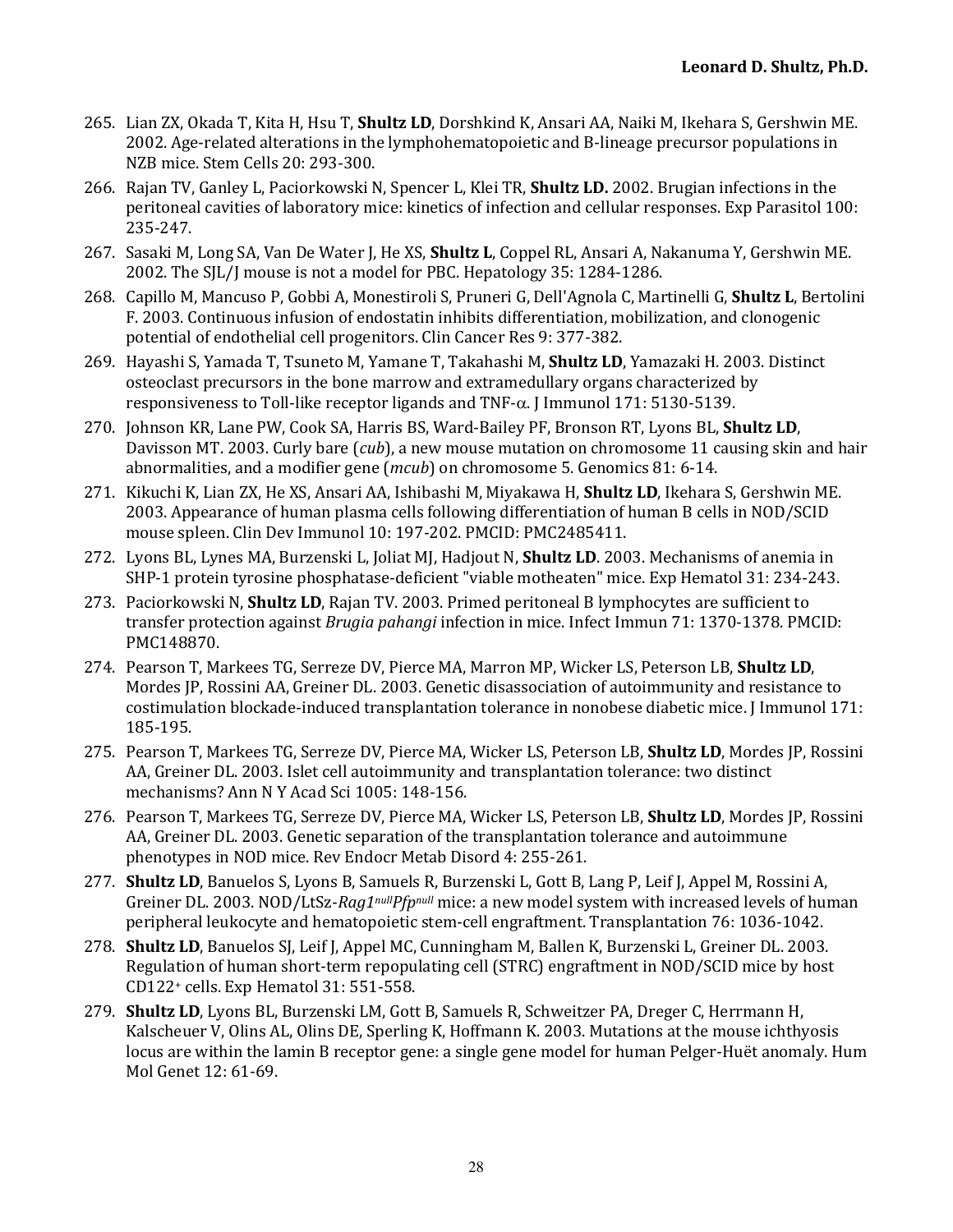265. Lian ZX, Okada T, Kita H, Hsu T, **Shultz LD**, Dorshkind K, Ansari AA, Naiki M, Ikehara S, Gershwin ME. 2002. Age-related alterations in the lymphohematopoietic and B-lineage precursor populations in NZB mice. Stem Cells 20: 293-300.
266. Rajan TV, Ganley L, Paciorkowski N, Spencer L, Klei TR, **Shultz LD.** 2002. Brugian infections in the peritoneal cavities of laboratory mice: kinetics of infection and cellular responses. Exp Parasitol 100: 235-247.
267. Sasaki M, Long SA, Van De Water J, He XS, **Shultz L**, Coppel RL, Ansari A, Nakanuma Y, Gershwin ME. 2002. The SJL/J mouse is not a model for PBC. Hepatology 35: 1284-1286.
268. Capillo M, Mancuso P, Gobbi A, Monestiroli S, Pruneri G, Dell'Agnola C, Martinelli G, **Shultz L**, Bertolini F. 2003. Continuous infusion of endostatin inhibits differentiation, mobilization, and clonogenic potential of endothelial cell progenitors. Clin Cancer Res 9: 377-382.
269. Hayashi S, Yamada T, Tsuneto M, Yamane T, Takahashi M, **Shultz LD**, Yamazaki H. 2003. Distinct osteoclast precursors in the bone marrow and extramedullary organs characterized by responsiveness to Toll-like receptor ligands and TNF-$\alpha$. J Immunol 171: 5130-5139.
270. Johnson KR, Lane PW, Cook SA, Harris BS, Ward-Bailey PF, Bronson RT, Lyons BL, **Shultz LD**, Davisson MT. 2003. Curly bare (*cub*), a new mouse mutation on chromosome 11 causing skin and hair abnormalities, and a modifier gene (*mcub*) on chromosome 5. Genomics 81: 6-14.
271. Kikuchi K, Lian ZX, He XS, Ansari AA, Ishibashi M, Miyakawa H, **Shultz LD**, Ikehara S, Gershwin ME. 2003. Appearance of human plasma cells following differentiation of human B cells in NOD/SCID mouse spleen. Clin Dev Immunol 10: 197-202. PMCID: PMC2485411.
272. Lyons BL, Lynes MA, Burzenski L, Joliat MJ, Hadjout N, **Shultz LD**. 2003. Mechanisms of anemia in SHP-1 protein tyrosine phosphatase-deficient "viable motheaten" mice. Exp Hematol 31: 234-243.
273. Paciorkowski N, **Shultz LD**, Rajan TV. 2003. Primed peritoneal B lymphocytes are sufficient to transfer protection against *Brugia pahangi* infection in mice. Infect Immun 71: 1370-1378. PMCID: PMC148870.
274. Pearson T, Markees TG, Serreze DV, Pierce MA, Marron MP, Wicker LS, Peterson LB, **Shultz LD**, Mordes JP, Rossini AA, Greiner DL. 2003. Genetic disassociation of autoimmunity and resistance to costimulation blockade-induced transplantation tolerance in nonobese diabetic mice. J Immunol 171: 185-195.
275. Pearson T, Markees TG, Serreze DV, Pierce MA, Wicker LS, Peterson LB, **Shultz LD**, Mordes JP, Rossini AA, Greiner DL. 2003. Islet cell autoimmunity and transplantation tolerance: two distinct mechanisms? Ann N Y Acad Sci 1005: 148-156.
276. Pearson T, Markees TG, Serreze DV, Pierce MA, Wicker LS, Peterson LB, **Shultz LD**, Mordes JP, Rossini AA, Greiner DL. 2003. Genetic separation of the transplantation tolerance and autoimmune phenotypes in NOD mice. Rev Endocr Metab Disord 4: 255-261.
277. **Shultz LD**, Banuelos S, Lyons B, Samuels R, Burzenski L, Gott B, Lang P, Leif J, Appel M, Rossini A, Greiner DL. 2003. NOD/LtSz-*Rag1^null^Pfp^null^* mice: a new model system with increased levels of human peripheral leukocyte and hematopoietic stem-cell engraftment. Transplantation 76: 1036-1042.
278. **Shultz LD**, Banuelos SJ, Leif J, Appel MC, Cunningham M, Ballen K, Burzenski L, Greiner DL. 2003. Regulation of human short-term repopulating cell (STRC) engraftment in NOD/SCID mice by host $CD122^{+}$ cells. Exp Hematol 31: 551-558.
279. **Shultz LD**, Lyons BL, Burzenski LM, Gott B, Samuels R, Schweitzer PA, Dreger C, Herrmann H, Kalscheuer V, Olins AL, Olins DE, Sperling K, Hoffmann K. 2003. Mutations at the mouse ichthyosis locus are within the lamin B receptor gene: a single gene model for human Pelger-Huët anomaly. Hum Mol Genet 12: 61-69.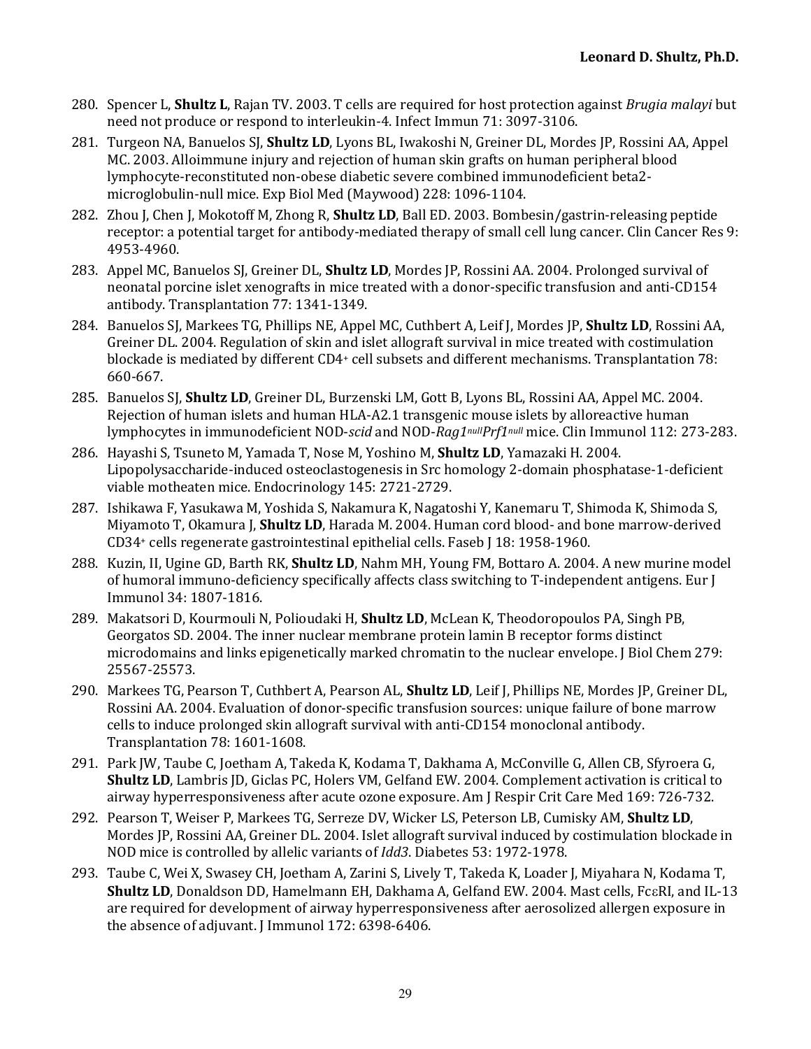280. Spencer L, **Shultz L**, Rajan TV. 2003. T cells are required for host protection against *Brugia malayi* but need not produce or respond to interleukin-4. Infect Immun 71: 3097-3106.

281. Turgeon NA, Banuelos SJ, **Shultz LD**, Lyons BL, Iwakoshi N, Greiner DL, Mordes JP, Rossini AA, Appel MC. 2003. Alloimmune injury and rejection of human skin grafts on human peripheral blood lymphocyte-reconstituted non-obese diabetic severe combined immunodeficient beta2-microglobulin-null mice. Exp Biol Med (Maywood) 228: 1096-1104.

282. Zhou J, Chen J, Mokotoff M, Zhong R, **Shultz LD**, Ball ED. 2003. Bombesin/gastrin-releasing peptide receptor: a potential target for antibody-mediated therapy of small cell lung cancer. Clin Cancer Res 9: 4953-4960.

283. Appel MC, Banuelos SJ, Greiner DL, **Shultz LD**, Mordes JP, Rossini AA. 2004. Prolonged survival of neonatal porcine islet xenografts in mice treated with a donor-specific transfusion and anti-CD154 antibody. Transplantation 77: 1341-1349.

284. Banuelos SJ, Markees TG, Phillips NE, Appel MC, Cuthbert A, Leif J, Mordes JP, **Shultz LD**, Rossini AA, Greiner DL. 2004. Regulation of skin and islet allograft survival in mice treated with costimulation blockade is mediated by different CD4+ cell subsets and different mechanisms. Transplantation 78: 660-667.

285. Banuelos SJ, **Shultz LD**, Greiner DL, Burzenski LM, Gott B, Lyons BL, Rossini AA, Appel MC. 2004. Rejection of human islets and human HLA-A2.1 transgenic mouse islets by alloreactive human lymphocytes in immunodeficient NOD-*scid* and NOD-*Rag1$^{null}$Prf1$^{null}$* mice. Clin Immunol 112: 273-283.

286. Hayashi S, Tsuneto M, Yamada T, Nose M, Yoshino M, **Shultz LD**, Yamazaki H. 2004. Lipopolysaccharide-induced osteoclastogenesis in Src homology 2-domain phosphatase-1-deficient viable motheaten mice. Endocrinology 145: 2721-2729.

287. Ishikawa F, Yasukawa M, Yoshida S, Nakamura K, Nagatoshi Y, Kanemaru T, Shimoda K, Shimoda S, Miyamoto T, Okamura J, **Shultz LD**, Harada M. 2004. Human cord blood- and bone marrow-derived CD34+ cells regenerate gastrointestinal epithelial cells. Faseb J 18: 1958-1960.

288. Kuzin, II, Ugine GD, Barth RK, **Shultz LD**, Nahm MH, Young FM, Bottaro A. 2004. A new murine model of humoral immuno-deficiency specifically affects class switching to T-independent antigens. Eur J Immunol 34: 1807-1816.

289. Makatsori D, Kourmouli N, Polioudaki H, **Shultz LD**, McLean K, Theodoropoulos PA, Singh PB, Georgatos SD. 2004. The inner nuclear membrane protein lamin B receptor forms distinct microdomains and links epigenetically marked chromatin to the nuclear envelope. J Biol Chem 279: 25567-25573.

290. Markees TG, Pearson T, Cuthbert A, Pearson AL, **Shultz LD**, Leif J, Phillips NE, Mordes JP, Greiner DL, Rossini AA. 2004. Evaluation of donor-specific transfusion sources: unique failure of bone marrow cells to induce prolonged skin allograft survival with anti-CD154 monoclonal antibody. Transplantation 78: 1601-1608.

291. Park JW, Taube C, Joetham A, Takeda K, Kodama T, Dakhama A, McConville G, Allen CB, Sfyroera G, **Shultz LD**, Lambris JD, Giclas PC, Holers VM, Gelfand EW. 2004. Complement activation is critical to airway hyperresponsiveness after acute ozone exposure. Am J Respir Crit Care Med 169: 726-732.

292. Pearson T, Weiser P, Markees TG, Serreze DV, Wicker LS, Peterson LB, Cumisky AM, **Shultz LD**, Mordes JP, Rossini AA, Greiner DL. 2004. Islet allograft survival induced by costimulation blockade in NOD mice is controlled by allelic variants of *Idd3*. Diabetes 53: 1972-1978.

293. Taube C, Wei X, Swasey CH, Joetham A, Zarini S, Lively T, Takeda K, Loader J, Miyahara N, Kodama T, **Shultz LD**, Donaldson DD, Hamelmann EH, Dakhama A, Gelfand EW. 2004. Mast cells, FcεRI, and IL-13 are required for development of airway hyperresponsiveness after aerosolized allergen exposure in the absence of adjuvant. J Immunol 172: 6398-6406.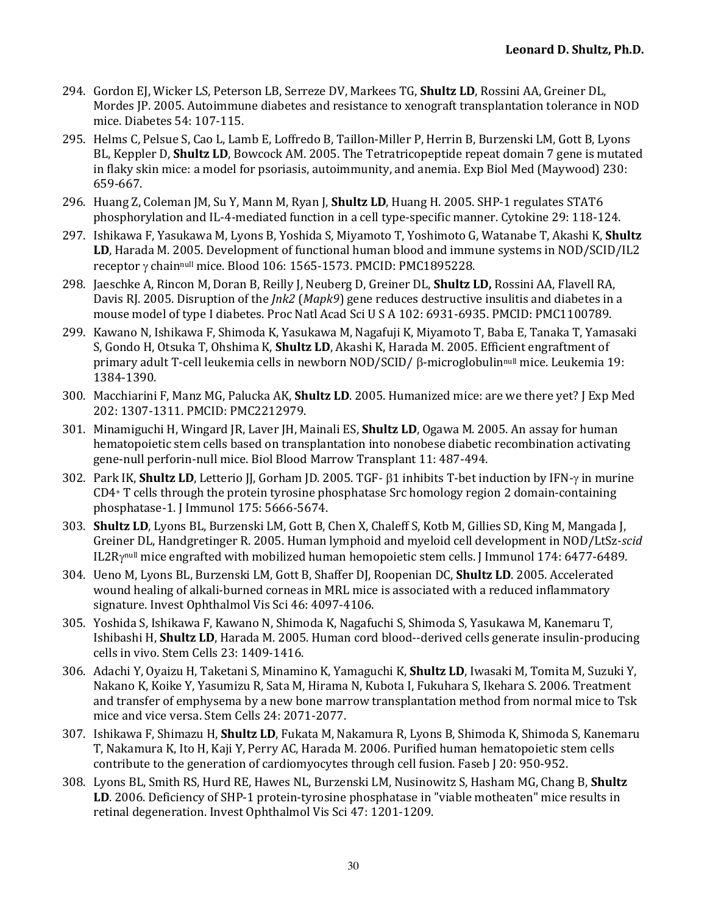294. Gordon EJ, Wicker LS, Peterson LB, Serreze DV, Markees TG, **Shultz LD**, Rossini AA, Greiner DL, Mordes JP. 2005. Autoimmune diabetes and resistance to xenograft transplantation tolerance in NOD mice. Diabetes 54: 107-115.

295. Helms C, Pelsue S, Cao L, Lamb E, Loffredo B, Taillon-Miller P, Herrin B, Burzenski LM, Gott B, Lyons BL, Keppler D, **Shultz LD**, Bowcock AM. 2005. The Tetratricopeptide repeat domain 7 gene is mutated in flaky skin mice: a model for psoriasis, autoimmunity, and anemia. Exp Biol Med (Maywood) 230: 659-667.

296. Huang Z, Coleman JM, Su Y, Mann M, Ryan J, **Shultz LD**, Huang H. 2005. SHP-1 regulates STAT6 phosphorylation and IL-4-mediated function in a cell type-specific manner. Cytokine 29: 118-124.

297. Ishikawa F, Yasukawa M, Lyons B, Yoshida S, Miyamoto T, Yoshimoto G, Watanabe T, Akashi K, **Shultz LD**, Harada M. 2005. Development of functional human blood and immune systems in NOD/SCID/IL2 receptor γ chain$^{null}$ mice. Blood 106: 1565-1573. PMCID: PMC1895228.

298. Jaeschke A, Rincon M, Doran B, Reilly J, Neuberg D, Greiner DL, **Shultz LD,** Rossini AA, Flavell RA, Davis RJ. 2005. Disruption of the *Jnk2* (*Mapk9*) gene reduces destructive insulitis and diabetes in a mouse model of type I diabetes. Proc Natl Acad Sci U S A 102: 6931-6935. PMCID: PMC1100789.

299. Kawano N, Ishikawa F, Shimoda K, Yasukawa M, Nagafuji K, Miyamoto T, Baba E, Tanaka T, Yamasaki S, Gondo H, Otsuka T, Ohshima K, **Shultz LD**, Akashi K, Harada M. 2005. Efficient engraftment of primary adult T-cell leukemia cells in newborn NOD/SCID/ β-microglobulin$^{null}$ mice. Leukemia 19: 1384-1390.

300. Macchiarini F, Manz MG, Palucka AK, **Shultz LD**. 2005. Humanized mice: are we there yet? J Exp Med 202: 1307-1311. PMCID: PMC2212979.

301. Minamiguchi H, Wingard JR, Laver JH, Mainali ES, **Shultz LD**, Ogawa M. 2005. An assay for human hematopoietic stem cells based on transplantation into nonobese diabetic recombination activating gene-null perforin-null mice. Biol Blood Marrow Transplant 11: 487-494.

302. Park IK, **Shultz LD**, Letterio JJ, Gorham JD. 2005. TGF- β1 inhibits T-bet induction by IFN-γ in murine CD4$^{+}$ T cells through the protein tyrosine phosphatase Src homology region 2 domain-containing phosphatase-1. J Immunol 175: 5666-5674.

303. **Shultz LD**, Lyons BL, Burzenski LM, Gott B, Chen X, Chaleff S, Kotb M, Gillies SD, King M, Mangada J, Greiner DL, Handgretinger R. 2005. Human lymphoid and myeloid cell development in NOD/LtSz-*scid* IL2Rγ$^{null}$ mice engrafted with mobilized human hemopoietic stem cells. J Immunol 174: 6477-6489.

304. Ueno M, Lyons BL, Burzenski LM, Gott B, Shaffer DJ, Roopenian DC, **Shultz LD**. 2005. Accelerated wound healing of alkali-burned corneas in MRL mice is associated with a reduced inflammatory signature. Invest Ophthalmol Vis Sci 46: 4097-4106.

305. Yoshida S, Ishikawa F, Kawano N, Shimoda K, Nagafuchi S, Shimoda S, Yasukawa M, Kanemaru T, Ishibashi H, **Shultz LD**, Harada M. 2005. Human cord blood--derived cells generate insulin-producing cells in vivo. Stem Cells 23: 1409-1416.

306. Adachi Y, Oyaizu H, Taketani S, Minamino K, Yamaguchi K, **Shultz LD**, Iwasaki M, Tomita M, Suzuki Y, Nakano K, Koike Y, Yasumizu R, Sata M, Hirama N, Kubota I, Fukuhara S, Ikehara S. 2006. Treatment and transfer of emphysema by a new bone marrow transplantation method from normal mice to Tsk mice and vice versa. Stem Cells 24: 2071-2077.

307. Ishikawa F, Shimazu H, **Shultz LD**, Fukata M, Nakamura R, Lyons B, Shimoda K, Shimoda S, Kanemaru T, Nakamura K, Ito H, Kaji Y, Perry AC, Harada M. 2006. Purified human hematopoietic stem cells contribute to the generation of cardiomyocytes through cell fusion. Faseb J 20: 950-952.

308. Lyons BL, Smith RS, Hurd RE, Hawes NL, Burzenski LM, Nusinowitz S, Hasham MG, Chang B, **Shultz LD**. 2006. Deficiency of SHP-1 protein-tyrosine phosphatase in "viable motheaten" mice results in retinal degeneration. Invest Ophthalmol Vis Sci 47: 1201-1209.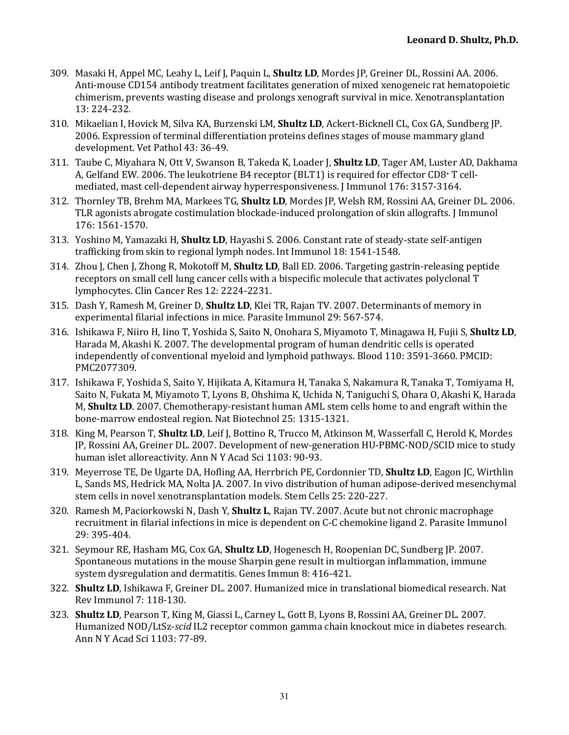309. Masaki H, Appel MC, Leahy L, Leif J, Paquin L, **Shultz LD**, Mordes JP, Greiner DL, Rossini AA. 2006. Anti-mouse CD154 antibody treatment facilitates generation of mixed xenogeneic rat hematopoietic chimerism, prevents wasting disease and prolongs xenograft survival in mice. Xenotransplantation 13: 224-232.
310. Mikaelian I, Hovick M, Silva KA, Burzenski LM, **Shultz LD**, Ackert-Bicknell CL, Cox GA, Sundberg JP. 2006. Expression of terminal differentiation proteins defines stages of mouse mammary gland development. Vet Pathol 43: 36-49.
311. Taube C, Miyahara N, Ott V, Swanson B, Takeda K, Loader J, **Shultz LD**, Tager AM, Luster AD, Dakhama A, Gelfand EW. 2006. The leukotriene B4 receptor (BLT1) is required for effector CD8+ T cell-mediated, mast cell-dependent airway hyperresponsiveness. J Immunol 176: 3157-3164.
312. Thornley TB, Brehm MA, Markees TG, **Shultz LD**, Mordes JP, Welsh RM, Rossini AA, Greiner DL. 2006. TLR agonists abrogate costimulation blockade-induced prolongation of skin allografts. J Immunol 176: 1561-1570.
313. Yoshino M, Yamazaki H, **Shultz LD**, Hayashi S. 2006. Constant rate of steady-state self-antigen trafficking from skin to regional lymph nodes. Int Immunol 18: 1541-1548.
314. Zhou J, Chen J, Zhong R, Mokotoff M, **Shultz LD**, Ball ED. 2006. Targeting gastrin-releasing peptide receptors on small cell lung cancer cells with a bispecific molecule that activates polyclonal T lymphocytes. Clin Cancer Res 12: 2224-2231.
315. Dash Y, Ramesh M, Greiner D, **Shultz LD**, Klei TR, Rajan TV. 2007. Determinants of memory in experimental filarial infections in mice. Parasite Immunol 29: 567-574.
316. Ishikawa F, Niiro H, Iino T, Yoshida S, Saito N, Onohara S, Miyamoto T, Minagawa H, Fujii S, **Shultz LD**, Harada M, Akashi K. 2007. The developmental program of human dendritic cells is operated independently of conventional myeloid and lymphoid pathways. Blood 110: 3591-3660. PMCID: PMC2077309.
317. Ishikawa F, Yoshida S, Saito Y, Hijikata A, Kitamura H, Tanaka S, Nakamura R, Tanaka T, Tomiyama H, Saito N, Fukata M, Miyamoto T, Lyons B, Ohshima K, Uchida N, Taniguchi S, Ohara O, Akashi K, Harada M, **Shultz LD**. 2007. Chemotherapy-resistant human AML stem cells home to and engraft within the bone-marrow endosteal region. Nat Biotechnol 25: 1315-1321.
318. King M, Pearson T, **Shultz LD**, Leif J, Bottino R, Trucco M, Atkinson M, Wasserfall C, Herold K, Mordes JP, Rossini AA, Greiner DL. 2007. Development of new-generation HU-PBMC-NOD/SCID mice to study human islet alloreactivity. Ann N Y Acad Sci 1103: 90-93.
319. Meyerrose TE, De Ugarte DA, Hofling AA, Herrbrich PE, Cordonnier TD, **Shultz LD**, Eagon JC, Wirthlin L, Sands MS, Hedrick MA, Nolta JA. 2007. In vivo distribution of human adipose-derived mesenchymal stem cells in novel xenotransplantation models. Stem Cells 25: 220-227.
320. Ramesh M, Paciorkowski N, Dash Y, **Shultz L**, Rajan TV. 2007. Acute but not chronic macrophage recruitment in filarial infections in mice is dependent on C-C chemokine ligand 2. Parasite Immunol 29: 395-404.
321. Seymour RE, Hasham MG, Cox GA, **Shultz LD**, Hogenesch H, Roopenian DC, Sundberg JP. 2007. Spontaneous mutations in the mouse Sharpin gene result in multiorgan inflammation, immune system dysregulation and dermatitis. Genes Immun 8: 416-421.
322. **Shultz LD**, Ishikawa F, Greiner DL. 2007. Humanized mice in translational biomedical research. Nat Rev Immunol 7: 118-130.
323. **Shultz LD**, Pearson T, King M, Giassi L, Carney L, Gott B, Lyons B, Rossini AA, Greiner DL. 2007. Humanized NOD/LtSz-*scid* IL2 receptor common gamma chain knockout mice in diabetes research. Ann N Y Acad Sci 1103: 77-89.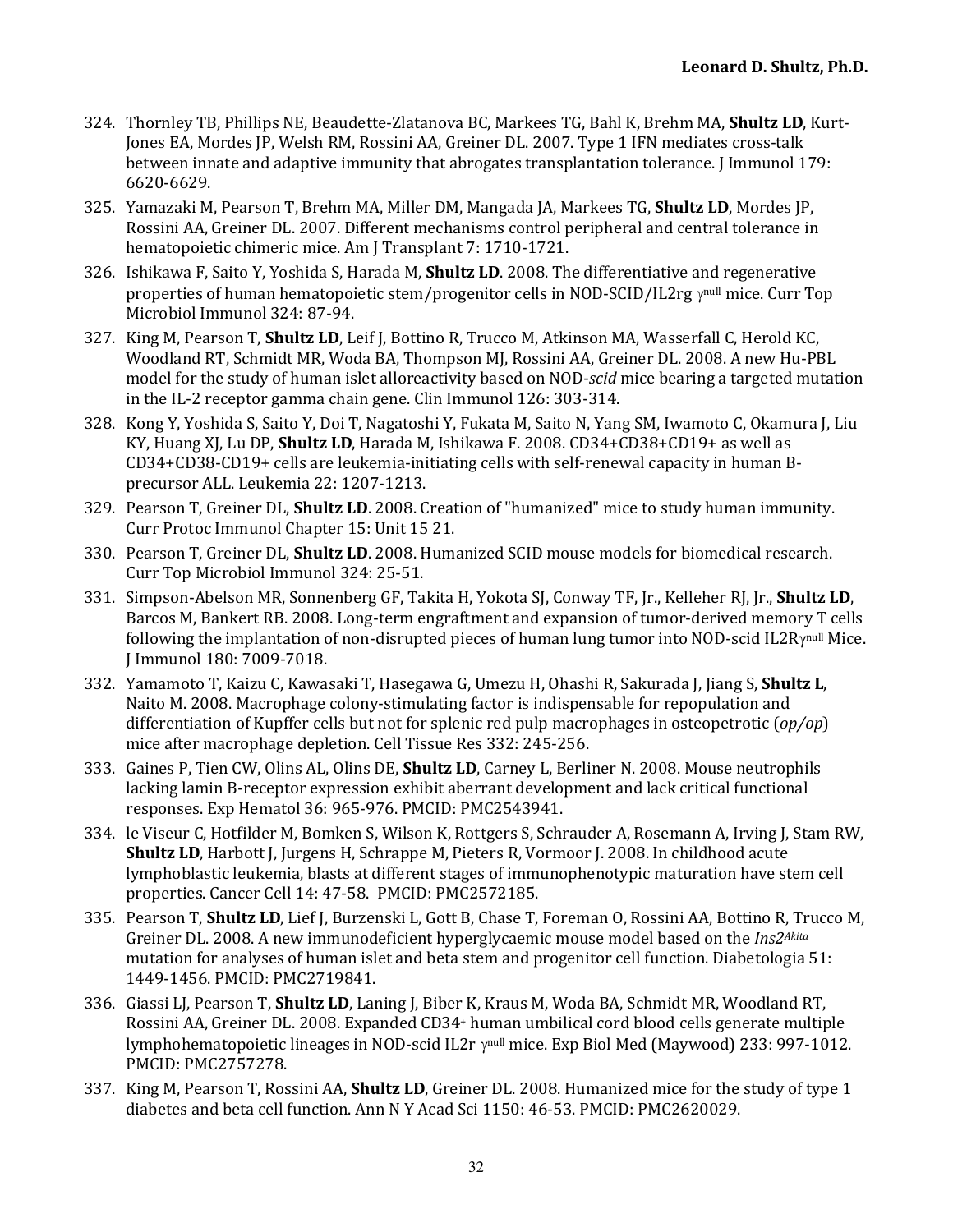324. Thornley TB, Phillips NE, Beaudette-Zlatanova BC, Markees TG, Bahl K, Brehm MA, **Shultz LD**, Kurt-Jones EA, Mordes JP, Welsh RM, Rossini AA, Greiner DL. 2007. Type 1 IFN mediates cross-talk between innate and adaptive immunity that abrogates transplantation tolerance. J Immunol 179: 6620-6629.

325. Yamazaki M, Pearson T, Brehm MA, Miller DM, Mangada JA, Markees TG, **Shultz LD**, Mordes JP, Rossini AA, Greiner DL. 2007. Different mechanisms control peripheral and central tolerance in hematopoietic chimeric mice. Am J Transplant 7: 1710-1721.

326. Ishikawa F, Saito Y, Yoshida S, Harada M, **Shultz LD**. 2008. The differentiative and regenerative properties of human hematopoietic stem/progenitor cells in NOD-SCID/IL2rg $\gamma^{null}$ mice. Curr Top Microbiol Immunol 324: 87-94.

327. King M, Pearson T, **Shultz LD**, Leif J, Bottino R, Trucco M, Atkinson MA, Wasserfall C, Herold KC, Woodland RT, Schmidt MR, Woda BA, Thompson MJ, Rossini AA, Greiner DL. 2008. A new Hu-PBL model for the study of human islet alloreactivity based on NOD-*scid* mice bearing a targeted mutation in the IL-2 receptor gamma chain gene. Clin Immunol 126: 303-314.

328. Kong Y, Yoshida S, Saito Y, Doi T, Nagatoshi Y, Fukata M, Saito N, Yang SM, Iwamoto C, Okamura J, Liu KY, Huang XJ, Lu DP, **Shultz LD**, Harada M, Ishikawa F. 2008. CD34+CD38+CD19+ as well as CD34+CD38-CD19+ cells are leukemia-initiating cells with self-renewal capacity in human B-precursor ALL. Leukemia 22: 1207-1213.

329. Pearson T, Greiner DL, **Shultz LD**. 2008. Creation of "humanized" mice to study human immunity. Curr Protoc Immunol Chapter 15: Unit 15 21.

330. Pearson T, Greiner DL, **Shultz LD**. 2008. Humanized SCID mouse models for biomedical research. Curr Top Microbiol Immunol 324: 25-51.

331. Simpson-Abelson MR, Sonnenberg GF, Takita H, Yokota SJ, Conway TF, Jr., Kelleher RJ, Jr., **Shultz LD**, Barcos M, Bankert RB. 2008. Long-term engraftment and expansion of tumor-derived memory T cells following the implantation of non-disrupted pieces of human lung tumor into NOD-scid IL2R$\gamma^{null}$ Mice. J Immunol 180: 7009-7018.

332. Yamamoto T, Kaizu C, Kawasaki T, Hasegawa G, Umezu H, Ohashi R, Sakurada J, Jiang S, **Shultz L**, Naito M. 2008. Macrophage colony-stimulating factor is indispensable for repopulation and differentiation of Kupffer cells but not for splenic red pulp macrophages in osteopetrotic (*op/op*) mice after macrophage depletion. Cell Tissue Res 332: 245-256.

333. Gaines P, Tien CW, Olins AL, Olins DE, **Shultz LD**, Carney L, Berliner N. 2008. Mouse neutrophils lacking lamin B-receptor expression exhibit aberrant development and lack critical functional responses. Exp Hematol 36: 965-976. PMCID: PMC2543941.

334. le Viseur C, Hotfilder M, Bomken S, Wilson K, Rottgers S, Schrauder A, Rosemann A, Irving J, Stam RW, **Shultz LD**, Harbott J, Jurgens H, Schrappe M, Pieters R, Vormoor J. 2008. In childhood acute lymphoblastic leukemia, blasts at different stages of immunophenotypic maturation have stem cell properties. Cancer Cell 14: 47-58. PMCID: PMC2572185.

335. Pearson T, **Shultz LD**, Lief J, Burzenski L, Gott B, Chase T, Foreman O, Rossini AA, Bottino R, Trucco M, Greiner DL. 2008. A new immunodeficient hyperglycaemic mouse model based on the *Ins2*$^{Akita}$ mutation for analyses of human islet and beta stem and progenitor cell function. Diabetologia 51: 1449-1456. PMCID: PMC2719841.

336. Giassi LJ, Pearson T, **Shultz LD**, Laning J, Biber K, Kraus M, Woda BA, Schmidt MR, Woodland RT, Rossini AA, Greiner DL. 2008. Expanded CD34$^{+}$ human umbilical cord blood cells generate multiple lymphohematopoietic lineages in NOD-scid IL2r $\gamma^{null}$ mice. Exp Biol Med (Maywood) 233: 997-1012. PMCID: PMC2757278.

337. King M, Pearson T, Rossini AA, **Shultz LD**, Greiner DL. 2008. Humanized mice for the study of type 1 diabetes and beta cell function. Ann N Y Acad Sci 1150: 46-53. PMCID: PMC2620029.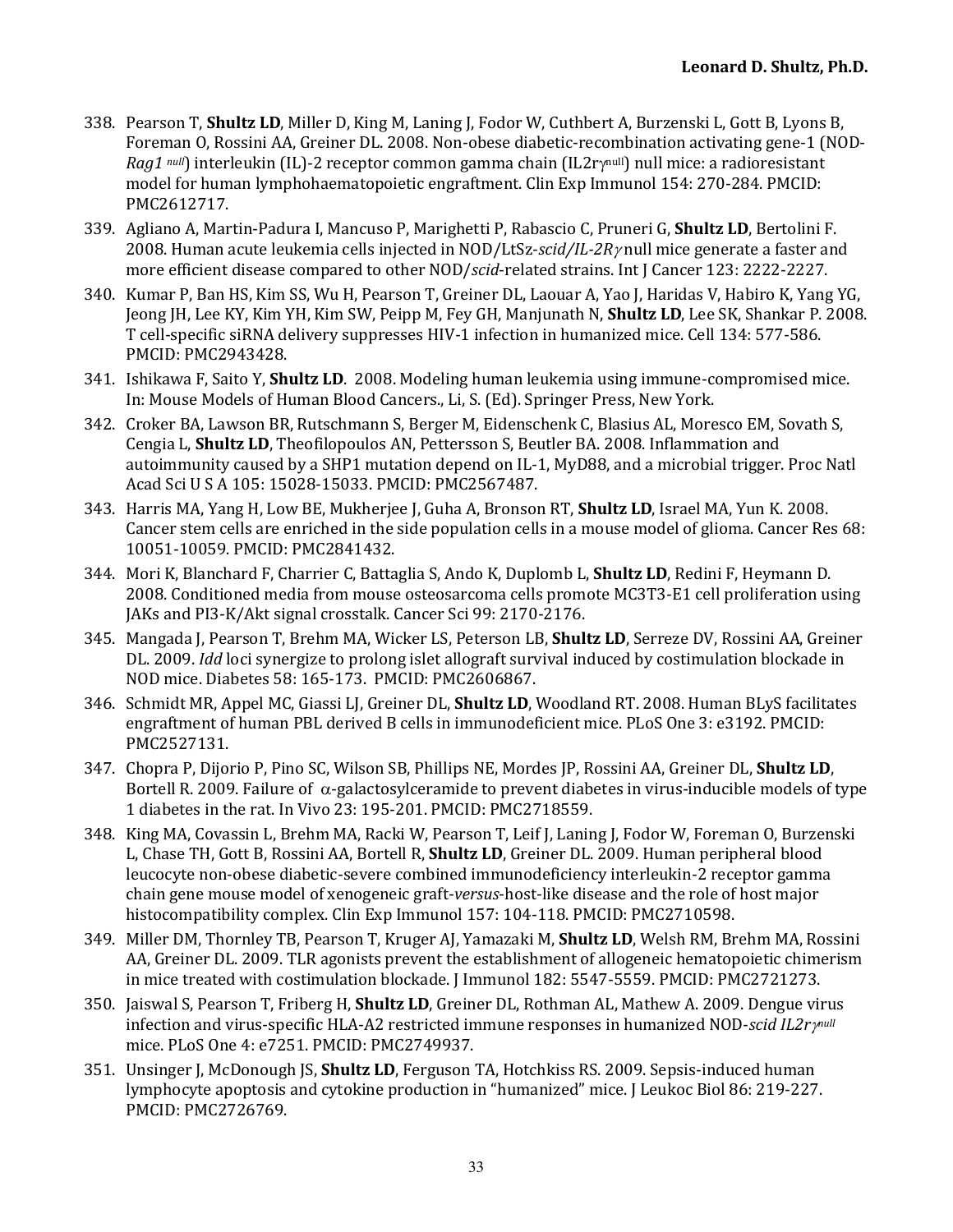338. Pearson T, **Shultz LD**, Miller D, King M, Laning J, Fodor W, Cuthbert A, Burzenski L, Gott B, Lyons B, Foreman O, Rossini AA, Greiner DL. 2008. Non-obese diabetic-recombination activating gene-1 (NOD-*Rag1* $^{null}$) interleukin (IL)-2 receptor common gamma chain (IL2r$\gamma^{null}$) null mice: a radioresistant model for human lymphohaematopoietic engraftment. Clin Exp Immunol 154: 270-284. PMCID: PMC2612717.

339. Agliano A, Martin-Padura I, Mancuso P, Marighetti P, Rabascio C, Pruneri G, **Shultz LD**, Bertolini F. 2008. Human acute leukemia cells injected in NOD/LtSz-*scid/IL-2R$\gamma$* null mice generate a faster and more efficient disease compared to other NOD/*scid*-related strains. Int J Cancer 123: 2222-2227.

340. Kumar P, Ban HS, Kim SS, Wu H, Pearson T, Greiner DL, Laouar A, Yao J, Haridas V, Habiro K, Yang YG, Jeong JH, Lee KY, Kim YH, Kim SW, Peipp M, Fey GH, Manjunath N, **Shultz LD**, Lee SK, Shankar P. 2008. T cell-specific siRNA delivery suppresses HIV-1 infection in humanized mice. Cell 134: 577-586. PMCID: PMC2943428.

341. Ishikawa F, Saito Y, **Shultz LD**. 2008. Modeling human leukemia using immune-compromised mice. In: Mouse Models of Human Blood Cancers., Li, S. (Ed). Springer Press, New York.

342. Croker BA, Lawson BR, Rutschmann S, Berger M, Eidenschenk C, Blasius AL, Moresco EM, Sovath S, Cengia L, **Shultz LD**, Theofilopoulos AN, Pettersson S, Beutler BA. 2008. Inflammation and autoimmunity caused by a SHP1 mutation depend on IL-1, MyD88, and a microbial trigger. Proc Natl Acad Sci U S A 105: 15028-15033. PMCID: PMC2567487.

343. Harris MA, Yang H, Low BE, Mukherjee J, Guha A, Bronson RT, **Shultz LD**, Israel MA, Yun K. 2008. Cancer stem cells are enriched in the side population cells in a mouse model of glioma. Cancer Res 68: 10051-10059. PMCID: PMC2841432.

344. Mori K, Blanchard F, Charrier C, Battaglia S, Ando K, Duplomb L, **Shultz LD**, Redini F, Heymann D. 2008. Conditioned media from mouse osteosarcoma cells promote MC3T3-E1 cell proliferation using JAKs and PI3-K/Akt signal crosstalk. Cancer Sci 99: 2170-2176.

345. Mangada J, Pearson T, Brehm MA, Wicker LS, Peterson LB, **Shultz LD**, Serreze DV, Rossini AA, Greiner DL. 2009. *Idd* loci synergize to prolong islet allograft survival induced by costimulation blockade in NOD mice. Diabetes 58: 165-173. PMCID: PMC2606867.

346. Schmidt MR, Appel MC, Giassi LJ, Greiner DL, **Shultz LD**, Woodland RT. 2008. Human BLyS facilitates engraftment of human PBL derived B cells in immunodeficient mice. PLoS One 3: e3192. PMCID: PMC2527131.

347. Chopra P, Dijorio P, Pino SC, Wilson SB, Phillips NE, Mordes JP, Rossini AA, Greiner DL, **Shultz LD**, Bortell R. 2009. Failure of $\alpha$-galactosylceramide to prevent diabetes in virus-inducible models of type 1 diabetes in the rat. In Vivo 23: 195-201. PMCID: PMC2718559.

348. King MA, Covassin L, Brehm MA, Racki W, Pearson T, Leif J, Laning J, Fodor W, Foreman O, Burzenski L, Chase TH, Gott B, Rossini AA, Bortell R, **Shultz LD**, Greiner DL. 2009. Human peripheral blood leucocyte non-obese diabetic-severe combined immunodeficiency interleukin-2 receptor gamma chain gene mouse model of xenogeneic graft-*versus*-host-like disease and the role of host major histocompatibility complex. Clin Exp Immunol 157: 104-118. PMCID: PMC2710598.

349. Miller DM, Thornley TB, Pearson T, Kruger AJ, Yamazaki M, **Shultz LD**, Welsh RM, Brehm MA, Rossini AA, Greiner DL. 2009. TLR agonists prevent the establishment of allogeneic hematopoietic chimerism in mice treated with costimulation blockade. J Immunol 182: 5547-5559. PMCID: PMC2721273.

350. Jaiswal S, Pearson T, Friberg H, **Shultz LD**, Greiner DL, Rothman AL, Mathew A. 2009. Dengue virus infection and virus-specific HLA-A2 restricted immune responses in humanized NOD-*scid IL2r$\gamma^{null}$* mice. PLoS One 4: e7251. PMCID: PMC2749937.

351. Unsinger J, McDonough JS, **Shultz LD**, Ferguson TA, Hotchkiss RS. 2009. Sepsis-induced human lymphocyte apoptosis and cytokine production in "humanized" mice. J Leukoc Biol 86: 219-227. PMCID: PMC2726769.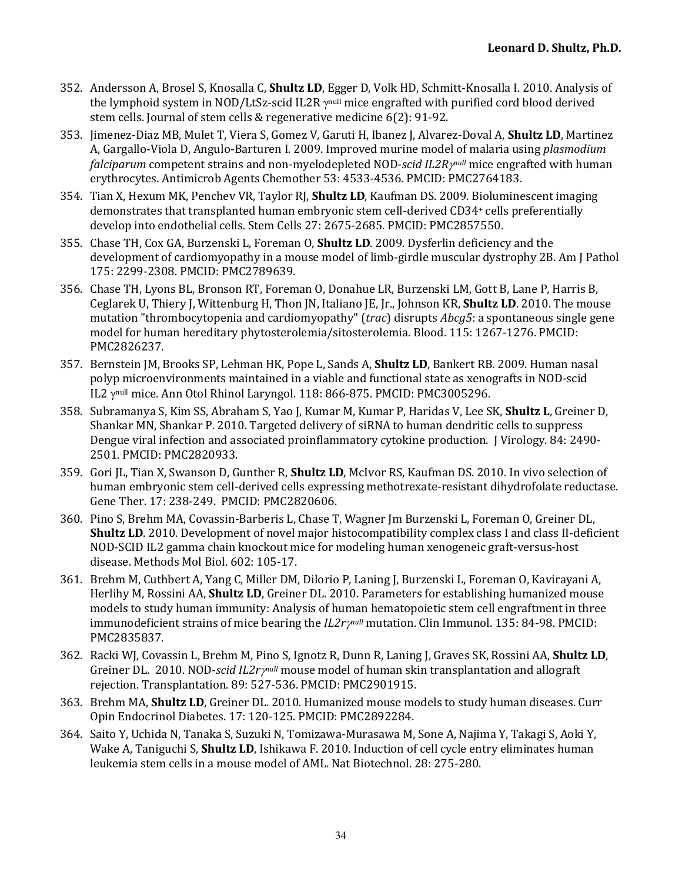352. Andersson A, Brosel S, Knosalla C, **Shultz LD**, Egger D, Volk HD, Schmitt-Knosalla I. 2010. Analysis of the lymphoid system in NOD/LtSz-scid IL2R $\gamma^{null}$ mice engrafted with purified cord blood derived stem cells. Journal of stem cells & regenerative medicine 6(2): 91-92.

353. Jimenez-Diaz MB, Mulet T, Viera S, Gomez V, Garuti H, Ibanez J, Alvarez-Doval A, **Shultz LD**, Martinez A, Gargallo-Viola D, Angulo-Barturen I. 2009. Improved murine model of malaria using *plasmodium falciparum* competent strains and non-myelodepleted NOD-*scid IL2R*$\gamma^{null}$ mice engrafted with human erythrocytes. Antimicrob Agents Chemother 53: 4533-4536. PMCID: PMC2764183.

354. Tian X, Hexum MK, Penchev VR, Taylor RJ, **Shultz LD**, Kaufman DS. 2009. Bioluminescent imaging demonstrates that transplanted human embryonic stem cell-derived $CD34^{+}$ cells preferentially develop into endothelial cells. Stem Cells 27: 2675-2685. PMCID: PMC2857550.

355. Chase TH, Cox GA, Burzenski L, Foreman O, **Shultz LD**. 2009. Dysferlin deficiency and the development of cardiomyopathy in a mouse model of limb-girdle muscular dystrophy 2B. Am J Pathol 175: 2299-2308. PMCID: PMC2789639.

356. Chase TH, Lyons BL, Bronson RT, Foreman O, Donahue LR, Burzenski LM, Gott B, Lane P, Harris B, Ceglarek U, Thiery J, Wittenburg H, Thon JN, Italiano JE, Jr., Johnson KR, **Shultz LD**. 2010. The mouse mutation "thrombocytopenia and cardiomyopathy" (*trac*) disrupts *Abcg5*: a spontaneous single gene model for human hereditary phytosterolemia/sitosterolemia. Blood. 115: 1267-1276. PMCID: PMC2826237.

357. Bernstein JM, Brooks SP, Lehman HK, Pope L, Sands A, **Shultz LD**, Bankert RB. 2009. Human nasal polyp microenvironments maintained in a viable and functional state as xenografts in NOD-scid IL2 $\gamma^{null}$ mice. Ann Otol Rhinol Laryngol. 118: 866-875. PMCID: PMC3005296.

358. Subramanya S, Kim SS, Abraham S, Yao J, Kumar M, Kumar P, Haridas V, Lee SK, **Shultz L**, Greiner D, Shankar MN, Shankar P. 2010. Targeted delivery of siRNA to human dendritic cells to suppress Dengue viral infection and associated proinflammatory cytokine production. J Virology. 84: 2490-2501. PMCID: PMC2820933.

359. Gori JL, Tian X, Swanson D, Gunther R, **Shultz LD**, McIvor RS, Kaufman DS. 2010. In vivo selection of human embryonic stem cell-derived cells expressing methotrexate-resistant dihydrofolate reductase. Gene Ther. 17: 238-249. PMCID: PMC2820606.

360. Pino S, Brehm MA, Covassin-Barberis L, Chase T, Wagner Jm Burzenski L, Foreman O, Greiner DL, **Shultz LD**. 2010. Development of novel major histocompatibility complex class I and class II-deficient NOD-SCID IL2 gamma chain knockout mice for modeling human xenogeneic graft-versus-host disease. Methods Mol Biol. 602: 105-17.

361. Brehm M, Cuthbert A, Yang C, Miller DM, Dilorio P, Laning J, Burzenski L, Foreman O, Kavirayani A, Herlihy M, Rossini AA, **Shultz LD**, Greiner DL. 2010. Parameters for establishing humanized mouse models to study human immunity: Analysis of human hematopoietic stem cell engraftment in three immunodeficient strains of mice bearing the *IL2r*$\gamma^{null}$ mutation. Clin Immunol. 135: 84-98. PMCID: PMC2835837.

362. Racki WJ, Covassin L, Brehm M, Pino S, Ignotz R, Dunn R, Laning J, Graves SK, Rossini AA, **Shultz LD**, Greiner DL. 2010. NOD-*scid IL2r*$\gamma^{null}$ mouse model of human skin transplantation and allograft rejection. Transplantation. 89: 527-536. PMCID: PMC2901915.

363. Brehm MA, **Shultz LD**, Greiner DL. 2010. Humanized mouse models to study human diseases. Curr Opin Endocrinol Diabetes. 17: 120-125. PMCID: PMC2892284.

364. Saito Y, Uchida N, Tanaka S, Suzuki N, Tomizawa-Murasawa M, Sone A, Najima Y, Takagi S, Aoki Y, Wake A, Taniguchi S, **Shultz LD**, Ishikawa F. 2010. Induction of cell cycle entry eliminates human leukemia stem cells in a mouse model of AML. Nat Biotechnol. 28: 275-280.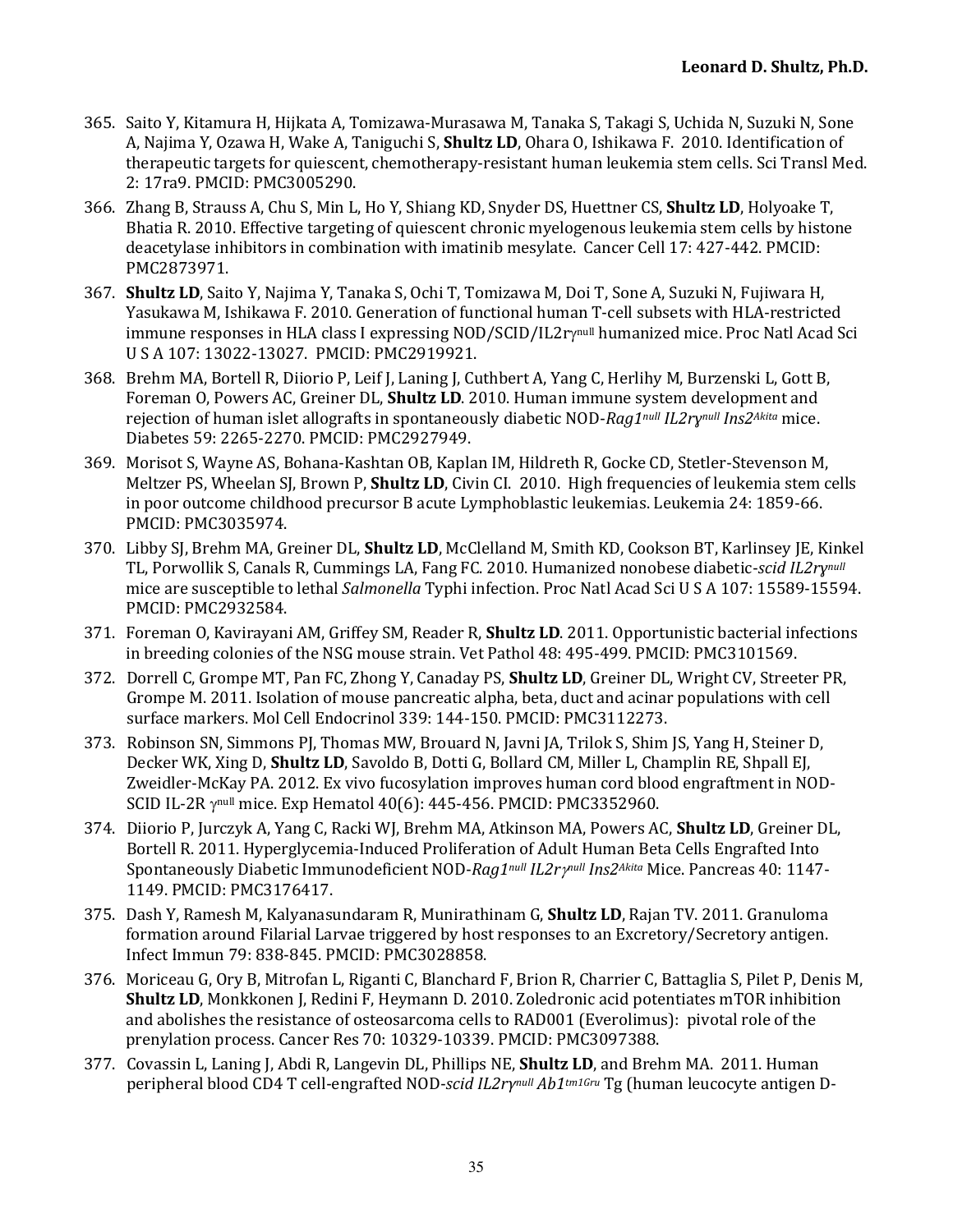365. Saito Y, Kitamura H, Hijkata A, Tomizawa-Murasawa M, Tanaka S, Takagi S, Uchida N, Suzuki N, Sone A, Najima Y, Ozawa H, Wake A, Taniguchi S, **Shultz LD**, Ohara O, Ishikawa F. 2010. Identification of therapeutic targets for quiescent, chemotherapy-resistant human leukemia stem cells. Sci Transl Med. 2: 17ra9. PMCID: PMC3005290.
366. Zhang B, Strauss A, Chu S, Min L, Ho Y, Shiang KD, Snyder DS, Huettner CS, **Shultz LD**, Holyoake T, Bhatia R. 2010. Effective targeting of quiescent chronic myelogenous leukemia stem cells by histone deacetylase inhibitors in combination with imatinib mesylate. Cancer Cell 17: 427-442. PMCID: PMC2873971.
367. **Shultz LD**, Saito Y, Najima Y, Tanaka S, Ochi T, Tomizawa M, Doi T, Sone A, Suzuki N, Fujiwara H, Yasukawa M, Ishikawa F. 2010. Generation of functional human T-cell subsets with HLA-restricted immune responses in HLA class I expressing NOD/SCID/IL2r$\gamma^{null}$ humanized mice. Proc Natl Acad Sci U S A 107: 13022-13027. PMCID: PMC2919921.
368. Brehm MA, Bortell R, Diiorio P, Leif J, Laning J, Cuthbert A, Yang C, Herlihy M, Burzenski L, Gott B, Foreman O, Powers AC, Greiner DL, **Shultz LD**. 2010. Human immune system development and rejection of human islet allografts in spontaneously diabetic NOD-*Rag1*$^{null}$ *IL2r*$\gamma^{null}$ *Ins2*$^{Akita}$ mice. Diabetes 59: 2265-2270. PMCID: PMC2927949.
369. Morisot S, Wayne AS, Bohana-Kashtan OB, Kaplan IM, Hildreth R, Gocke CD, Stetler-Stevenson M, Meltzer PS, Wheelan SJ, Brown P, **Shultz LD**, Civin CI. 2010. High frequencies of leukemia stem cells in poor outcome childhood precursor B acute Lymphoblastic leukemias. Leukemia 24: 1859-66. PMCID: PMC3035974.
370. Libby SJ, Brehm MA, Greiner DL, **Shultz LD**, McClelland M, Smith KD, Cookson BT, Karlinsey JE, Kinkel TL, Porwollik S, Canals R, Cummings LA, Fang FC. 2010. Humanized nonobese diabetic-*scid IL2r*$\gamma^{null}$ mice are susceptible to lethal *Salmonella* Typhi infection. Proc Natl Acad Sci U S A 107: 15589-15594. PMCID: PMC2932584.
371. Foreman O, Kavirayani AM, Griffey SM, Reader R, **Shultz LD**. 2011. Opportunistic bacterial infections in breeding colonies of the NSG mouse strain. Vet Pathol 48: 495-499. PMCID: PMC3101569.
372. Dorrell C, Grompe MT, Pan FC, Zhong Y, Canaday PS, **Shultz LD**, Greiner DL, Wright CV, Streeter PR, Grompe M. 2011. Isolation of mouse pancreatic alpha, beta, duct and acinar populations with cell surface markers. Mol Cell Endocrinol 339: 144-150. PMCID: PMC3112273.
373. Robinson SN, Simmons PJ, Thomas MW, Brouard N, Javni JA, Trilok S, Shim JS, Yang H, Steiner D, Decker WK, Xing D, **Shultz LD**, Savoldo B, Dotti G, Bollard CM, Miller L, Champlin RE, Shpall EJ, Zweidler-McKay PA. 2012. Ex vivo fucosylation improves human cord blood engraftment in NOD-SCID IL-2R $\gamma^{null}$ mice. Exp Hematol 40(6): 445-456. PMCID: PMC3352960.
374. Diiorio P, Jurczyk A, Yang C, Racki WJ, Brehm MA, Atkinson MA, Powers AC, **Shultz LD**, Greiner DL, Bortell R. 2011. Hyperglycemia-Induced Proliferation of Adult Human Beta Cells Engrafted Into Spontaneously Diabetic Immunodeficient NOD-*Rag1*$^{null}$ *IL2r*$\gamma^{null}$ *Ins2*$^{Akita}$ Mice. Pancreas 40: 1147-1149. PMCID: PMC3176417.
375. Dash Y, Ramesh M, Kalyanasundaram R, Munirathinam G, **Shultz LD**, Rajan TV. 2011. Granuloma formation around Filarial Larvae triggered by host responses to an Excretory/Secretory antigen. Infect Immun 79: 838-845. PMCID: PMC3028858.
376. Moriceau G, Ory B, Mitrofan L, Riganti C, Blanchard F, Brion R, Charrier C, Battaglia S, Pilet P, Denis M, **Shultz LD**, Monkkonen J, Redini F, Heymann D. 2010. Zoledronic acid potentiates mTOR inhibition and abolishes the resistance of osteosarcoma cells to RAD001 (Everolimus): pivotal role of the prenylation process. Cancer Res 70: 10329-10339. PMCID: PMC3097388.
377. Covassin L, Laning J, Abdi R, Langevin DL, Phillips NE, **Shultz LD**, and Brehm MA. 2011. Human peripheral blood CD4 T cell-engrafted NOD-*scid IL2r*$\gamma^{null}$ *Ab1*$^{tm1Gru}$ Tg (human leucocyte antigen D-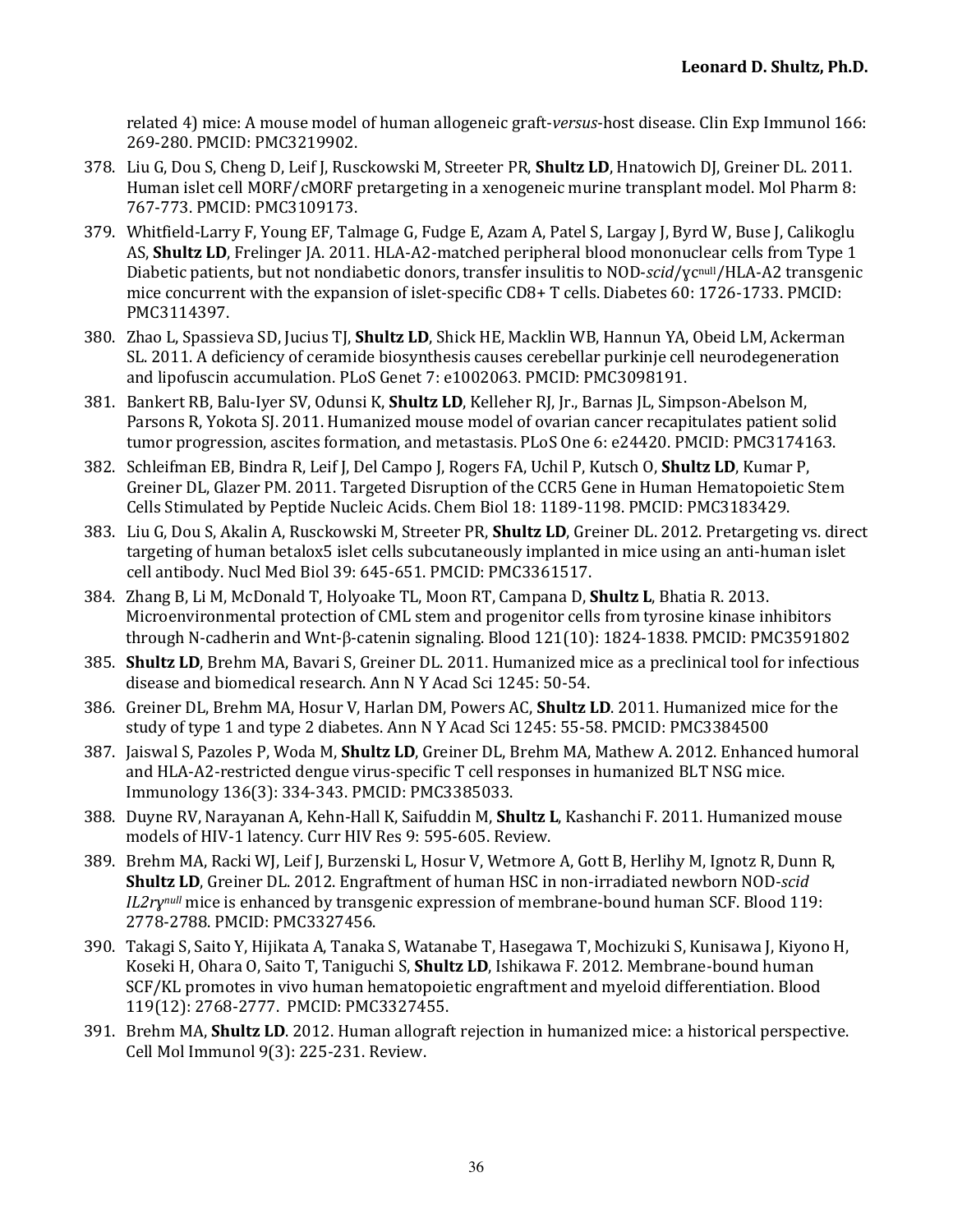related 4) mice: A mouse model of human allogeneic graft-*versus*-host disease. Clin Exp Immunol 166: 269-280. PMCID: PMC3219902.

378. Liu G, Dou S, Cheng D, Leif J, Rusckowski M, Streeter PR, **Shultz LD**, Hnatowich DJ, Greiner DL. 2011. Human islet cell MORF/cMORF pretargeting in a xenogeneic murine transplant model. Mol Pharm 8: 767-773. PMCID: PMC3109173.
379. Whitfield-Larry F, Young EF, Talmage G, Fudge E, Azam A, Patel S, Largay J, Byrd W, Buse J, Calikoglu AS, **Shultz LD**, Frelinger JA. 2011. HLA-A2-matched peripheral blood mononuclear cells from Type 1 Diabetic patients, but not nondiabetic donors, transfer insulitis to NOD-*scid*/$\gamma c^{null}$/HLA-A2 transgenic mice concurrent with the expansion of islet-specific CD8+ T cells. Diabetes 60: 1726-1733. PMCID: PMC3114397.
380. Zhao L, Spassieva SD, Jucius TJ, **Shultz LD**, Shick HE, Macklin WB, Hannun YA, Obeid LM, Ackerman SL. 2011. A deficiency of ceramide biosynthesis causes cerebellar purkinje cell neurodegeneration and lipofuscin accumulation. PLoS Genet 7: e1002063. PMCID: PMC3098191.
381. Bankert RB, Balu-Iyer SV, Odunsi K, **Shultz LD**, Kelleher RJ, Jr., Barnas JL, Simpson-Abelson M, Parsons R, Yokota SJ. 2011. Humanized mouse model of ovarian cancer recapitulates patient solid tumor progression, ascites formation, and metastasis. PLoS One 6: e24420. PMCID: PMC3174163.
382. Schleifman EB, Bindra R, Leif J, Del Campo J, Rogers FA, Uchil P, Kutsch O, **Shultz LD**, Kumar P, Greiner DL, Glazer PM. 2011. Targeted Disruption of the CCR5 Gene in Human Hematopoietic Stem Cells Stimulated by Peptide Nucleic Acids. Chem Biol 18: 1189-1198. PMCID: PMC3183429.
383. Liu G, Dou S, Akalin A, Rusckowski M, Streeter PR, **Shultz LD**, Greiner DL. 2012. Pretargeting vs. direct targeting of human betalox5 islet cells subcutaneously implanted in mice using an anti-human islet cell antibody. Nucl Med Biol 39: 645-651. PMCID: PMC3361517.
384. Zhang B, Li M, McDonald T, Holyoake TL, Moon RT, Campana D, **Shultz L**, Bhatia R. 2013. Microenvironmental protection of CML stem and progenitor cells from tyrosine kinase inhibitors through N-cadherin and Wnt-β-catenin signaling. Blood 121(10): 1824-1838. PMCID: PMC3591802
385. **Shultz LD**, Brehm MA, Bavari S, Greiner DL. 2011. Humanized mice as a preclinical tool for infectious disease and biomedical research. Ann N Y Acad Sci 1245: 50-54.
386. Greiner DL, Brehm MA, Hosur V, Harlan DM, Powers AC, **Shultz LD**. 2011. Humanized mice for the study of type 1 and type 2 diabetes. Ann N Y Acad Sci 1245: 55-58. PMCID: PMC3384500
387. Jaiswal S, Pazoles P, Woda M, **Shultz LD**, Greiner DL, Brehm MA, Mathew A. 2012. Enhanced humoral and HLA-A2-restricted dengue virus-specific T cell responses in humanized BLT NSG mice. Immunology 136(3): 334-343. PMCID: PMC3385033.
388. Duyne RV, Narayanan A, Kehn-Hall K, Saifuddin M, **Shultz L**, Kashanchi F. 2011. Humanized mouse models of HIV-1 latency. Curr HIV Res 9: 595-605. Review.
389. Brehm MA, Racki WJ, Leif J, Burzenski L, Hosur V, Wetmore A, Gott B, Herlihy M, Ignotz R, Dunn R, **Shultz LD**, Greiner DL. 2012. Engraftment of human HSC in non-irradiated newborn NOD-*scid* *IL2rγ*$^{null}$ mice is enhanced by transgenic expression of membrane-bound human SCF. Blood 119: 2778-2788. PMCID: PMC3327456.
390. Takagi S, Saito Y, Hijikata A, Tanaka S, Watanabe T, Hasegawa T, Mochizuki S, Kunisawa J, Kiyono H, Koseki H, Ohara O, Saito T, Taniguchi S, **Shultz LD**, Ishikawa F. 2012. Membrane-bound human SCF/KL promotes in vivo human hematopoietic engraftment and myeloid differentiation. Blood 119(12): 2768-2777. PMCID: PMC3327455.
391. Brehm MA, **Shultz LD**. 2012. Human allograft rejection in humanized mice: a historical perspective. Cell Mol Immunol 9(3): 225-231. Review.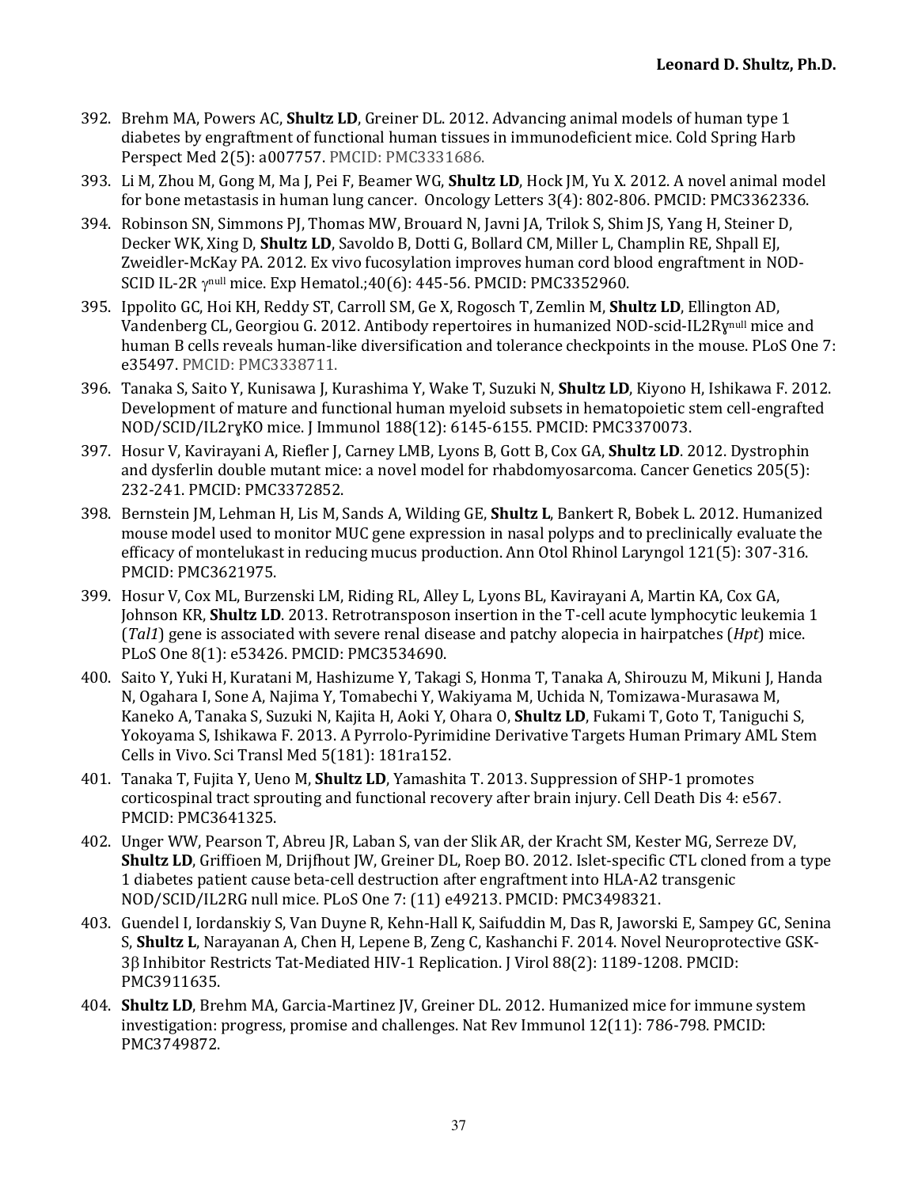392. Brehm MA, Powers AC, **Shultz LD**, Greiner DL. 2012. Advancing animal models of human type 1 diabetes by engraftment of functional human tissues in immunodeficient mice. Cold Spring Harb Perspect Med 2(5): a007757. PMCID: PMC3331686.

393. Li M, Zhou M, Gong M, Ma J, Pei F, Beamer WG, **Shultz LD**, Hock JM, Yu X. 2012. A novel animal model for bone metastasis in human lung cancer. Oncology Letters 3(4): 802-806. PMCID: PMC3362336.

394. Robinson SN, Simmons PJ, Thomas MW, Brouard N, Javni JA, Trilok S, Shim JS, Yang H, Steiner D, Decker WK, Xing D, **Shultz LD**, Savoldo B, Dotti G, Bollard CM, Miller L, Champlin RE, Shpall EJ, Zweidler-McKay PA. 2012. Ex vivo fucosylation improves human cord blood engraftment in NOD-SCID IL-2R $\gamma^{null}$ mice. Exp Hematol.;40(6): 445-56. PMCID: PMC3352960.

395. Ippolito GC, Hoi KH, Reddy ST, Carroll SM, Ge X, Rogosch T, Zemlin M, **Shultz LD**, Ellington AD, Vandenberg CL, Georgiou G. 2012. Antibody repertoires in humanized NOD-scid-IL2R$\gamma^{null}$ mice and human B cells reveals human-like diversification and tolerance checkpoints in the mouse. PLoS One 7: e35497. PMCID: PMC3338711.

396. Tanaka S, Saito Y, Kunisawa J, Kurashima Y, Wake T, Suzuki N, **Shultz LD**, Kiyono H, Ishikawa F. 2012. Development of mature and functional human myeloid subsets in hematopoietic stem cell-engrafted NOD/SCID/IL2rγKO mice. J Immunol 188(12): 6145-6155. PMCID: PMC3370073.

397. Hosur V, Kavirayani A, Riefler J, Carney LMB, Lyons B, Gott B, Cox GA, **Shultz LD**. 2012. Dystrophin and dysferlin double mutant mice: a novel model for rhabdomyosarcoma. Cancer Genetics 205(5): 232-241. PMCID: PMC3372852.

398. Bernstein JM, Lehman H, Lis M, Sands A, Wilding GE, **Shultz L**, Bankert R, Bobek L. 2012. Humanized mouse model used to monitor MUC gene expression in nasal polyps and to preclinically evaluate the efficacy of montelukast in reducing mucus production. Ann Otol Rhinol Laryngol 121(5): 307-316. PMCID: PMC3621975.

399. Hosur V, Cox ML, Burzenski LM, Riding RL, Alley L, Lyons BL, Kavirayani A, Martin KA, Cox GA, Johnson KR, **Shultz LD**. 2013. Retrotransposon insertion in the T-cell acute lymphocytic leukemia 1 (*Tal1*) gene is associated with severe renal disease and patchy alopecia in hairpatches (*Hpt*) mice. PLoS One 8(1): e53426. PMCID: PMC3534690.

400. Saito Y, Yuki H, Kuratani M, Hashizume Y, Takagi S, Honma T, Tanaka A, Shirouzu M, Mikuni J, Handa N, Ogahara I, Sone A, Najima Y, Tomabechi Y, Wakiyama M, Uchida N, Tomizawa-Murasawa M, Kaneko A, Tanaka S, Suzuki N, Kajita H, Aoki Y, Ohara O, **Shultz LD**, Fukami T, Goto T, Taniguchi S, Yokoyama S, Ishikawa F. 2013. A Pyrrolo-Pyrimidine Derivative Targets Human Primary AML Stem Cells in Vivo. Sci Transl Med 5(181): 181ra152.

401. Tanaka T, Fujita Y, Ueno M, **Shultz LD**, Yamashita T. 2013. Suppression of SHP-1 promotes corticospinal tract sprouting and functional recovery after brain injury. Cell Death Dis 4: e567. PMCID: PMC3641325.

402. Unger WW, Pearson T, Abreu JR, Laban S, van der Slik AR, der Kracht SM, Kester MG, Serreze DV, **Shultz LD**, Griffioen M, Drijfhout JW, Greiner DL, Roep BO. 2012. Islet-specific CTL cloned from a type 1 diabetes patient cause beta-cell destruction after engraftment into HLA-A2 transgenic NOD/SCID/IL2RG null mice. PLoS One 7: (11) e49213. PMCID: PMC3498321.

403. Guendel I, Iordanskiy S, Van Duyne R, Kehn-Hall K, Saifuddin M, Das R, Jaworski E, Sampey GC, Senina S, **Shultz L**, Narayanan A, Chen H, Lepene B, Zeng C, Kashanchi F. 2014. Novel Neuroprotective GSK-3β Inhibitor Restricts Tat-Mediated HIV-1 Replication. J Virol 88(2): 1189-1208. PMCID: PMC3911635.

404. **Shultz LD**, Brehm MA, Garcia-Martinez JV, Greiner DL. 2012. Humanized mice for immune system investigation: progress, promise and challenges. Nat Rev Immunol 12(11): 786-798. PMCID: PMC3749872.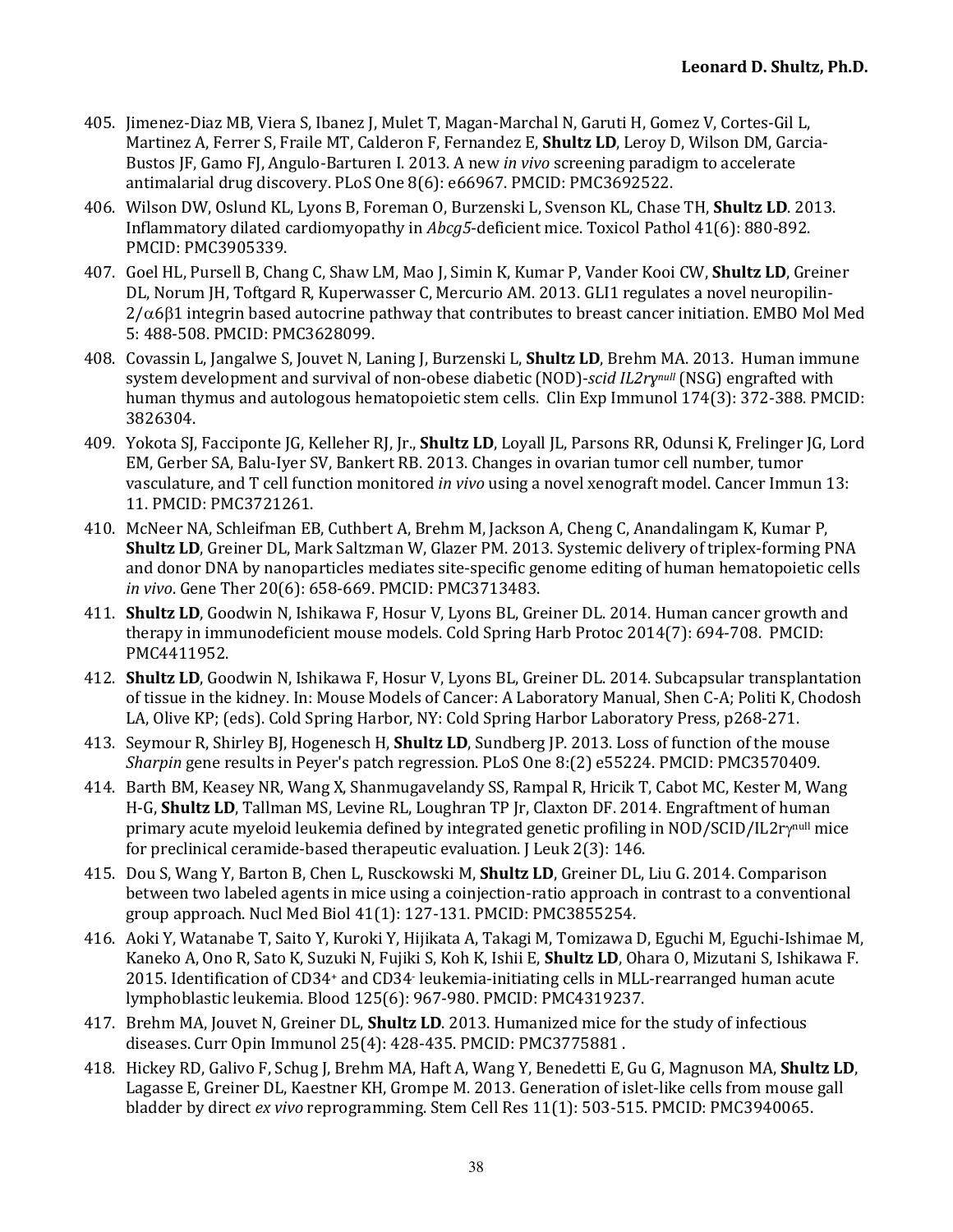405. Jimenez-Diaz MB, Viera S, Ibanez J, Mulet T, Magan-Marchal N, Garuti H, Gomez V, Cortes-Gil L, Martinez A, Ferrer S, Fraile MT, Calderon F, Fernandez E, **Shultz LD**, Leroy D, Wilson DM, Garcia-Bustos JF, Gamo FJ, Angulo-Barturen I. 2013. A new *in vivo* screening paradigm to accelerate antimalarial drug discovery. PLoS One 8(6): e66967. PMCID: PMC3692522.

406. Wilson DW, Oslund KL, Lyons B, Foreman O, Burzenski L, Svenson KL, Chase TH, **Shultz LD**. 2013. Inflammatory dilated cardiomyopathy in *Abcg5*-deficient mice. Toxicol Pathol 41(6): 880-892. PMCID: PMC3905339.

407. Goel HL, Pursell B, Chang C, Shaw LM, Mao J, Simin K, Kumar P, Vander Kooi CW, **Shultz LD**, Greiner DL, Norum JH, Toftgard R, Kuperwasser C, Mercurio AM. 2013. GLI1 regulates a novel neuropilin-2/$\alpha6\beta1$ integrin based autocrine pathway that contributes to breast cancer initiation. EMBO Mol Med 5: 488-508. PMCID: PMC3628099.

408. Covassin L, Jangalwe S, Jouvet N, Laning J, Burzenski L, **Shultz LD**, Brehm MA. 2013. Human immune system development and survival of non-obese diabetic (NOD)-*scid IL2rγ*$^{null}$ (NSG) engrafted with human thymus and autologous hematopoietic stem cells. Clin Exp Immunol 174(3): 372-388. PMCID: 3826304.

409. Yokota SJ, Facciponte JG, Kelleher RJ, Jr., **Shultz LD**, Loyall JL, Parsons RR, Odunsi K, Frelinger JG, Lord EM, Gerber SA, Balu-Iyer SV, Bankert RB. 2013. Changes in ovarian tumor cell number, tumor vasculature, and T cell function monitored *in vivo* using a novel xenograft model. Cancer Immun 13: 11. PMCID: PMC3721261.

410. McNeer NA, Schleifman EB, Cuthbert A, Brehm M, Jackson A, Cheng C, Anandalingam K, Kumar P, **Shultz LD**, Greiner DL, Mark Saltzman W, Glazer PM. 2013. Systemic delivery of triplex-forming PNA and donor DNA by nanoparticles mediates site-specific genome editing of human hematopoietic cells *in vivo*. Gene Ther 20(6): 658-669. PMCID: PMC3713483.

411. **Shultz LD**, Goodwin N, Ishikawa F, Hosur V, Lyons BL, Greiner DL. 2014. Human cancer growth and therapy in immunodeficient mouse models. Cold Spring Harb Protoc 2014(7): 694-708. PMCID: PMC4411952.

412. **Shultz LD**, Goodwin N, Ishikawa F, Hosur V, Lyons BL, Greiner DL. 2014. Subcapsular transplantation of tissue in the kidney. In: Mouse Models of Cancer: A Laboratory Manual, Shen C-A; Politi K, Chodosh LA, Olive KP; (eds). Cold Spring Harbor, NY: Cold Spring Harbor Laboratory Press, p268-271.

413. Seymour R, Shirley BJ, Hogenesch H, **Shultz LD**, Sundberg JP. 2013. Loss of function of the mouse *Sharpin* gene results in Peyer's patch regression. PLoS One 8:(2) e55224. PMCID: PMC3570409.

414. Barth BM, Keasey NR, Wang X, Shanmugavelandy SS, Rampal R, Hricik T, Cabot MC, Kester M, Wang H-G, **Shultz LD**, Tallman MS, Levine RL, Loughran TP Jr, Claxton DF. 2014. Engraftment of human primary acute myeloid leukemia defined by integrated genetic profiling in NOD/SCID/IL2rγ$^{null}$ mice for preclinical ceramide-based therapeutic evaluation. J Leuk 2(3): 146.

415. Dou S, Wang Y, Barton B, Chen L, Rusckowski M, **Shultz LD**, Greiner DL, Liu G. 2014. Comparison between two labeled agents in mice using a coinjection-ratio approach in contrast to a conventional group approach. Nucl Med Biol 41(1): 127-131. PMCID: PMC3855254.

416. Aoki Y, Watanabe T, Saito Y, Kuroki Y, Hijikata A, Takagi M, Tomizawa D, Eguchi M, Eguchi-Ishimae M, Kaneko A, Ono R, Sato K, Suzuki N, Fujiki S, Koh K, Ishii E, **Shultz LD**, Ohara O, Mizutani S, Ishikawa F. 2015. Identification of CD34$^{+}$ and CD34$^{-}$ leukemia-initiating cells in MLL-rearranged human acute lymphoblastic leukemia. Blood 125(6): 967-980. PMCID: PMC4319237.

417. Brehm MA, Jouvet N, Greiner DL, **Shultz LD**. 2013. Humanized mice for the study of infectious diseases. Curr Opin Immunol 25(4): 428-435. PMCID: PMC3775881 .

418. Hickey RD, Galivo F, Schug J, Brehm MA, Haft A, Wang Y, Benedetti E, Gu G, Magnuson MA, **Shultz LD**, Lagasse E, Greiner DL, Kaestner KH, Grompe M. 2013. Generation of islet-like cells from mouse gall bladder by direct *ex vivo* reprogramming. Stem Cell Res 11(1): 503-515. PMCID: PMC3940065.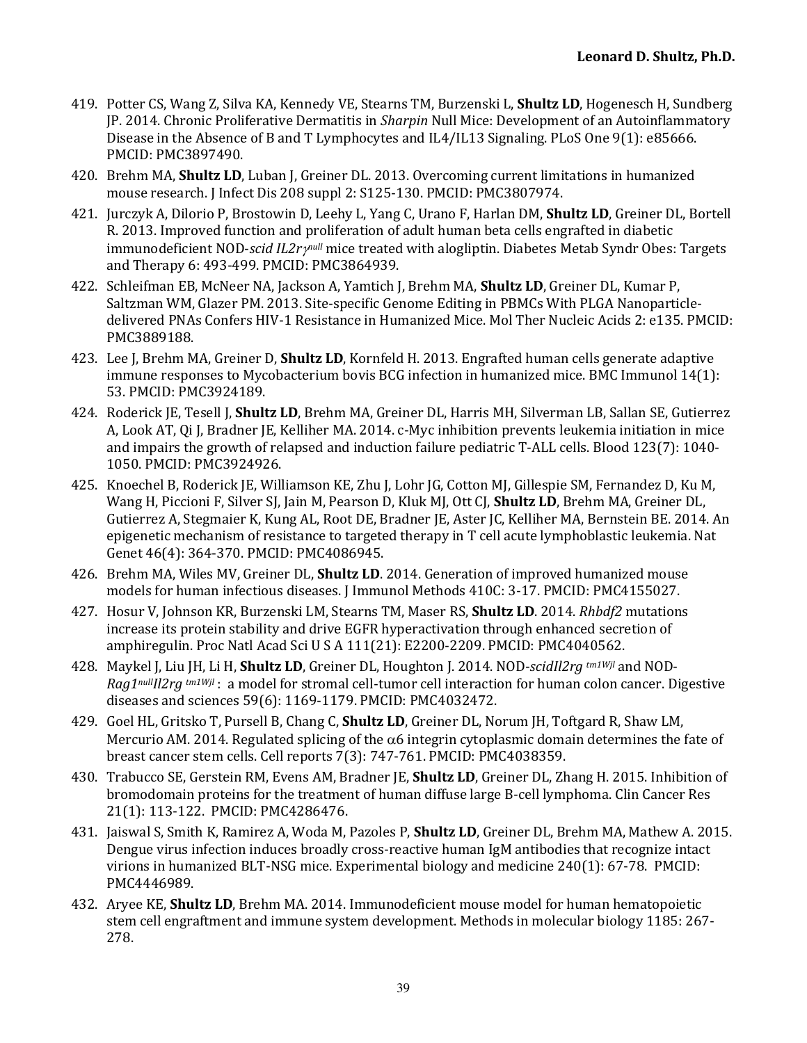419. Potter CS, Wang Z, Silva KA, Kennedy VE, Stearns TM, Burzenski L, **Shultz LD**, Hogenesch H, Sundberg JP. 2014. Chronic Proliferative Dermatitis in *Sharpin* Null Mice: Development of an Autoinflammatory Disease in the Absence of B and T Lymphocytes and IL4/IL13 Signaling. PLoS One 9(1): e85666. PMCID: PMC3897490.
420. Brehm MA, **Shultz LD**, Luban J, Greiner DL. 2013. Overcoming current limitations in humanized mouse research. J Infect Dis 208 suppl 2: S125-130. PMCID: PMC3807974.
421. Jurczyk A, Dilorio P, Brostowin D, Leehy L, Yang C, Urano F, Harlan DM, **Shultz LD**, Greiner DL, Bortell R. 2013. Improved function and proliferation of adult human beta cells engrafted in diabetic immunodeficient NOD-*scid IL2r*$\gamma^{null}$ mice treated with alogliptin. Diabetes Metab Syndr Obes: Targets and Therapy 6: 493-499. PMCID: PMC3864939.
422. Schleifman EB, McNeer NA, Jackson A, Yamtich J, Brehm MA, **Shultz LD**, Greiner DL, Kumar P, Saltzman WM, Glazer PM. 2013. Site-specific Genome Editing in PBMCs With PLGA Nanoparticle-delivered PNAs Confers HIV-1 Resistance in Humanized Mice. Mol Ther Nucleic Acids 2: e135. PMCID: PMC3889188.
423. Lee J, Brehm MA, Greiner D, **Shultz LD**, Kornfeld H. 2013. Engrafted human cells generate adaptive immune responses to Mycobacterium bovis BCG infection in humanized mice. BMC Immunol 14(1): 53. PMCID: PMC3924189.
424. Roderick JE, Tesell J, **Shultz LD**, Brehm MA, Greiner DL, Harris MH, Silverman LB, Sallan SE, Gutierrez A, Look AT, Qi J, Bradner JE, Kelliher MA. 2014. c-Myc inhibition prevents leukemia initiation in mice and impairs the growth of relapsed and induction failure pediatric T-ALL cells. Blood 123(7): 1040-1050. PMCID: PMC3924926.
425. Knoechel B, Roderick JE, Williamson KE, Zhu J, Lohr JG, Cotton MJ, Gillespie SM, Fernandez D, Ku M, Wang H, Piccioni F, Silver SJ, Jain M, Pearson D, Kluk MJ, Ott CJ, **Shultz LD**, Brehm MA, Greiner DL, Gutierrez A, Stegmaier K, Kung AL, Root DE, Bradner JE, Aster JC, Kelliher MA, Bernstein BE. 2014. An epigenetic mechanism of resistance to targeted therapy in T cell acute lymphoblastic leukemia. Nat Genet 46(4): 364-370. PMCID: PMC4086945.
426. Brehm MA, Wiles MV, Greiner DL, **Shultz LD**. 2014. Generation of improved humanized mouse models for human infectious diseases. J Immunol Methods 410C: 3-17. PMCID: PMC4155027.
427. Hosur V, Johnson KR, Burzenski LM, Stearns TM, Maser RS, **Shultz LD**. 2014. *Rhbdf2* mutations increase its protein stability and drive EGFR hyperactivation through enhanced secretion of amphiregulin. Proc Natl Acad Sci U S A 111(21): E2200-2209. PMCID: PMC4040562.
428. Maykel J, Liu JH, Li H, **Shultz LD**, Greiner DL, Houghton J. 2014. NOD-*scidIl2rg* $^{tm1Wjl}$ and NOD-*Rag1*$^{null}$*Il2rg* $^{tm1Wjl}$ : a model for stromal cell-tumor cell interaction for human colon cancer. Digestive diseases and sciences 59(6): 1169-1179. PMCID: PMC4032472.
429. Goel HL, Gritsko T, Pursell B, Chang C, **Shultz LD**, Greiner DL, Norum JH, Toftgard R, Shaw LM, Mercurio AM. 2014. Regulated splicing of the $\alpha$6 integrin cytoplasmic domain determines the fate of breast cancer stem cells. Cell reports 7(3): 747-761. PMCID: PMC4038359.
430. Trabucco SE, Gerstein RM, Evens AM, Bradner JE, **Shultz LD**, Greiner DL, Zhang H. 2015. Inhibition of bromodomain proteins for the treatment of human diffuse large B-cell lymphoma. Clin Cancer Res 21(1): 113-122. PMCID: PMC4286476.
431. Jaiswal S, Smith K, Ramirez A, Woda M, Pazoles P, **Shultz LD**, Greiner DL, Brehm MA, Mathew A. 2015. Dengue virus infection induces broadly cross-reactive human IgM antibodies that recognize intact virions in humanized BLT-NSG mice. Experimental biology and medicine 240(1): 67-78. PMCID: PMC4446989.
432. Aryee KE, **Shultz LD**, Brehm MA. 2014. Immunodeficient mouse model for human hematopoietic stem cell engraftment and immune system development. Methods in molecular biology 1185: 267-278.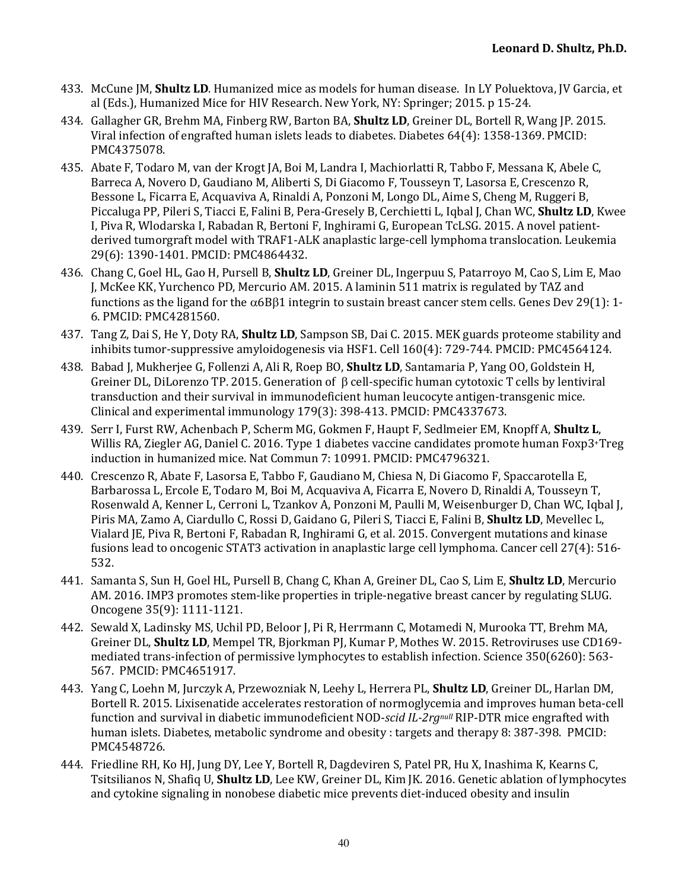433. McCune JM, **Shultz LD**. Humanized mice as models for human disease. In LY Poluektova, JV Garcia, et al (Eds.), Humanized Mice for HIV Research. New York, NY: Springer; 2015. p 15-24.
434. Gallagher GR, Brehm MA, Finberg RW, Barton BA, **Shultz LD**, Greiner DL, Bortell R, Wang JP. 2015. Viral infection of engrafted human islets leads to diabetes. Diabetes 64(4): 1358-1369. PMCID: PMC4375078.
435. Abate F, Todaro M, van der Krogt JA, Boi M, Landra I, Machiorlatti R, Tabbo F, Messana K, Abele C, Barreca A, Novero D, Gaudiano M, Aliberti S, Di Giacomo F, Tousseyn T, Lasorsa E, Crescenzo R, Bessone L, Ficarra E, Acquaviva A, Rinaldi A, Ponzoni M, Longo DL, Aime S, Cheng M, Ruggeri B, Piccaluga PP, Pileri S, Tiacci E, Falini B, Pera-Gresely B, Cerchietti L, Iqbal J, Chan WC, **Shultz LD**, Kwee I, Piva R, Wlodarska I, Rabadan R, Bertoni F, Inghirami G, European TcLSG. 2015. A novel patient-derived tumorgraft model with TRAF1-ALK anaplastic large-cell lymphoma translocation. Leukemia 29(6): 1390-1401. PMCID: PMC4864432.
436. Chang C, Goel HL, Gao H, Pursell B, **Shultz LD**, Greiner DL, Ingerpuu S, Patarroyo M, Cao S, Lim E, Mao J, McKee KK, Yurchenco PD, Mercurio AM. 2015. A laminin 511 matrix is regulated by TAZ and functions as the ligand for the $\alpha$6B$\beta$1 integrin to sustain breast cancer stem cells. Genes Dev 29(1): 1-6. PMCID: PMC4281560.
437. Tang Z, Dai S, He Y, Doty RA, **Shultz LD**, Sampson SB, Dai C. 2015. MEK guards proteome stability and inhibits tumor-suppressive amyloidogenesis via HSF1. Cell 160(4): 729-744. PMCID: PMC4564124.
438. Babad J, Mukherjee G, Follenzi A, Ali R, Roep BO, **Shultz LD**, Santamaria P, Yang OO, Goldstein H, Greiner DL, DiLorenzo TP. 2015. Generation of $\beta$ cell-specific human cytotoxic T cells by lentiviral transduction and their survival in immunodeficient human leucocyte antigen-transgenic mice. Clinical and experimental immunology 179(3): 398-413. PMCID: PMC4337673.
439. Serr I, Furst RW, Achenbach P, Scherm MG, Gokmen F, Haupt F, Sedlmeier EM, Knopff A, **Shultz L**, Willis RA, Ziegler AG, Daniel C. 2016. Type 1 diabetes vaccine candidates promote human Foxp3$^{+}$Treg induction in humanized mice. Nat Commun 7: 10991. PMCID: PMC4796321.
440. Crescenzo R, Abate F, Lasorsa E, Tabbo F, Gaudiano M, Chiesa N, Di Giacomo F, Spaccarotella E, Barbarossa L, Ercole E, Todaro M, Boi M, Acquaviva A, Ficarra E, Novero D, Rinaldi A, Tousseyn T, Rosenwald A, Kenner L, Cerroni L, Tzankov A, Ponzoni M, Paulli M, Weisenburger D, Chan WC, Iqbal J, Piris MA, Zamo A, Ciardullo C, Rossi D, Gaidano G, Pileri S, Tiacci E, Falini B, **Shultz LD**, Mevellec L, Vialard JE, Piva R, Bertoni F, Rabadan R, Inghirami G, et al. 2015. Convergent mutations and kinase fusions lead to oncogenic STAT3 activation in anaplastic large cell lymphoma. Cancer cell 27(4): 516-532.
441. Samanta S, Sun H, Goel HL, Pursell B, Chang C, Khan A, Greiner DL, Cao S, Lim E, **Shultz LD**, Mercurio AM. 2016. IMP3 promotes stem-like properties in triple-negative breast cancer by regulating SLUG. Oncogene 35(9): 1111-1121.
442. Sewald X, Ladinsky MS, Uchil PD, Beloor J, Pi R, Herrmann C, Motamedi N, Murooka TT, Brehm MA, Greiner DL, **Shultz LD**, Mempel TR, Bjorkman PJ, Kumar P, Mothes W. 2015. Retroviruses use CD169-mediated trans-infection of permissive lymphocytes to establish infection. Science 350(6260): 563-567. PMCID: PMC4651917.
443. Yang C, Loehn M, Jurczyk A, Przewozniak N, Leehy L, Herrera PL, **Shultz LD**, Greiner DL, Harlan DM, Bortell R. 2015. Lixisenatide accelerates restoration of normoglycemia and improves human beta-cell function and survival in diabetic immunodeficient NOD-*scid IL-2rg$^{null}$* RIP-DTR mice engrafted with human islets. Diabetes, metabolic syndrome and obesity : targets and therapy 8: 387-398. PMCID: PMC4548726.
444. Friedline RH, Ko HJ, Jung DY, Lee Y, Bortell R, Dagdeviren S, Patel PR, Hu X, Inashima K, Kearns C, Tsitsilianos N, Shafiq U, **Shultz LD**, Lee KW, Greiner DL, Kim JK. 2016. Genetic ablation of lymphocytes and cytokine signaling in nonobese diabetic mice prevents diet-induced obesity and insulin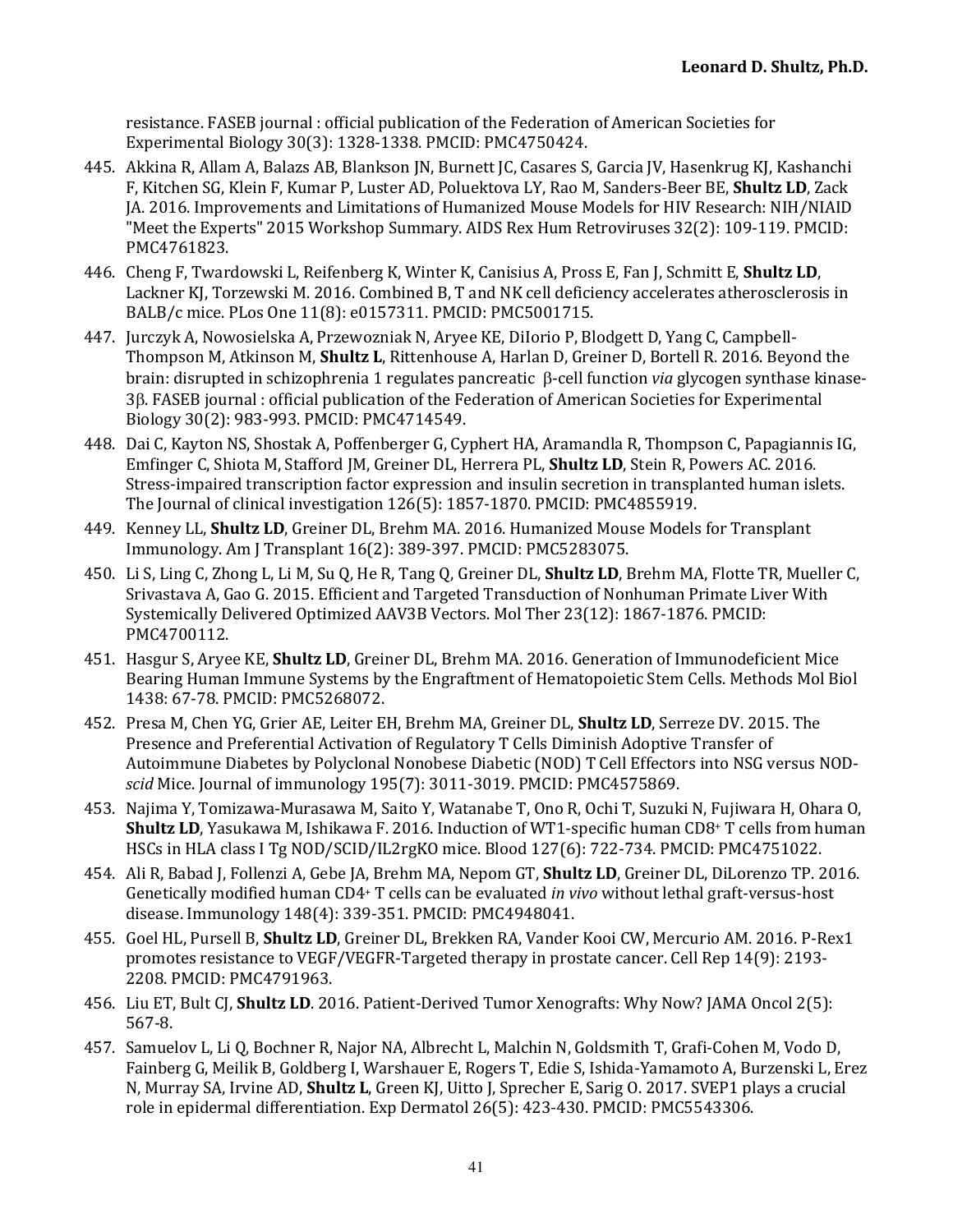resistance. FASEB journal : official publication of the Federation of American Societies for Experimental Biology 30(3): 1328-1338. PMCID: PMC4750424.

445. Akkina R, Allam A, Balazs AB, Blankson JN, Burnett JC, Casares S, Garcia JV, Hasenkrug KJ, Kashanchi F, Kitchen SG, Klein F, Kumar P, Luster AD, Poluektova LY, Rao M, Sanders-Beer BE, **Shultz LD**, Zack JA. 2016. Improvements and Limitations of Humanized Mouse Models for HIV Research: NIH/NIAID "Meet the Experts" 2015 Workshop Summary. AIDS Rex Hum Retroviruses 32(2): 109-119. PMCID: PMC4761823.
446. Cheng F, Twardowski L, Reifenberg K, Winter K, Canisius A, Pross E, Fan J, Schmitt E, **Shultz LD**, Lackner KJ, Torzewski M. 2016. Combined B, T and NK cell deficiency accelerates atherosclerosis in BALB/c mice. PLos One 11(8): e0157311. PMCID: PMC5001715.
447. Jurczyk A, Nowosielska A, Przewozniak N, Aryee KE, DiIorio P, Blodgett D, Yang C, Campbell-Thompson M, Atkinson M, **Shultz L**, Rittenhouse A, Harlan D, Greiner D, Bortell R. 2016. Beyond the brain: disrupted in schizophrenia 1 regulates pancreatic β-cell function *via* glycogen synthase kinase-3β. FASEB journal : official publication of the Federation of American Societies for Experimental Biology 30(2): 983-993. PMCID: PMC4714549.
448. Dai C, Kayton NS, Shostak A, Poffenberger G, Cyphert HA, Aramandla R, Thompson C, Papagiannis IG, Emfinger C, Shiota M, Stafford JM, Greiner DL, Herrera PL, **Shultz LD**, Stein R, Powers AC. 2016. Stress-impaired transcription factor expression and insulin secretion in transplanted human islets. The Journal of clinical investigation 126(5): 1857-1870. PMCID: PMC4855919.
449. Kenney LL, **Shultz LD**, Greiner DL, Brehm MA. 2016. Humanized Mouse Models for Transplant Immunology. Am J Transplant 16(2): 389-397. PMCID: PMC5283075.
450. Li S, Ling C, Zhong L, Li M, Su Q, He R, Tang Q, Greiner DL, **Shultz LD**, Brehm MA, Flotte TR, Mueller C, Srivastava A, Gao G. 2015. Efficient and Targeted Transduction of Nonhuman Primate Liver With Systemically Delivered Optimized AAV3B Vectors. Mol Ther 23(12): 1867-1876. PMCID: PMC4700112.
451. Hasgur S, Aryee KE, **Shultz LD**, Greiner DL, Brehm MA. 2016. Generation of Immunodeficient Mice Bearing Human Immune Systems by the Engraftment of Hematopoietic Stem Cells. Methods Mol Biol 1438: 67-78. PMCID: PMC5268072.
452. Presa M, Chen YG, Grier AE, Leiter EH, Brehm MA, Greiner DL, **Shultz LD**, Serreze DV. 2015. The Presence and Preferential Activation of Regulatory T Cells Diminish Adoptive Transfer of Autoimmune Diabetes by Polyclonal Nonobese Diabetic (NOD) T Cell Effectors into NSG versus NOD-*scid* Mice. Journal of immunology 195(7): 3011-3019. PMCID: PMC4575869.
453. Najima Y, Tomizawa-Murasawa M, Saito Y, Watanabe T, Ono R, Ochi T, Suzuki N, Fujiwara H, Ohara O, **Shultz LD**, Yasukawa M, Ishikawa F. 2016. Induction of WT1-specific human CD8+ T cells from human HSCs in HLA class I Tg NOD/SCID/IL2rgKO mice. Blood 127(6): 722-734. PMCID: PMC4751022.
454. Ali R, Babad J, Follenzi A, Gebe JA, Brehm MA, Nepom GT, **Shultz LD**, Greiner DL, DiLorenzo TP. 2016. Genetically modified human CD4+ T cells can be evaluated *in vivo* without lethal graft-versus-host disease. Immunology 148(4): 339-351. PMCID: PMC4948041.
455. Goel HL, Pursell B, **Shultz LD**, Greiner DL, Brekken RA, Vander Kooi CW, Mercurio AM. 2016. P-Rex1 promotes resistance to VEGF/VEGFR-Targeted therapy in prostate cancer. Cell Rep 14(9): 2193-2208. PMCID: PMC4791963.
456. Liu ET, Bult CJ, **Shultz LD**. 2016. Patient-Derived Tumor Xenografts: Why Now? JAMA Oncol 2(5): 567-8.
457. Samuelov L, Li Q, Bochner R, Najor NA, Albrecht L, Malchin N, Goldsmith T, Grafi-Cohen M, Vodo D, Fainberg G, Meilik B, Goldberg I, Warshauer E, Rogers T, Edie S, Ishida-Yamamoto A, Burzenski L, Erez N, Murray SA, Irvine AD, **Shultz L**, Green KJ, Uitto J, Sprecher E, Sarig O. 2017. SVEP1 plays a crucial role in epidermal differentiation. Exp Dermatol 26(5): 423-430. PMCID: PMC5543306.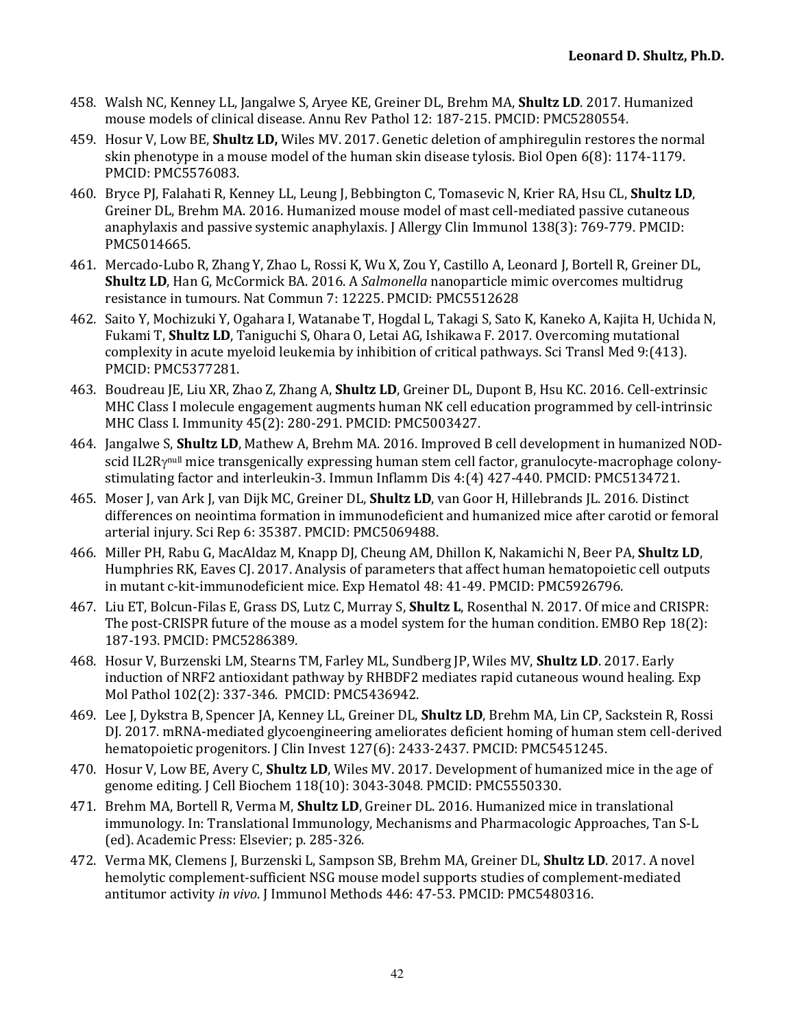458. Walsh NC, Kenney LL, Jangalwe S, Aryee KE, Greiner DL, Brehm MA, **Shultz LD**. 2017. Humanized mouse models of clinical disease. Annu Rev Pathol 12: 187-215. PMCID: PMC5280554.
459. Hosur V, Low BE, **Shultz LD,** Wiles MV. 2017. Genetic deletion of amphiregulin restores the normal skin phenotype in a mouse model of the human skin disease tylosis. Biol Open 6(8): 1174-1179. PMCID: PMC5576083.
460. Bryce PJ, Falahati R, Kenney LL, Leung J, Bebbington C, Tomasevic N, Krier RA, Hsu CL, **Shultz LD**, Greiner DL, Brehm MA. 2016. Humanized mouse model of mast cell-mediated passive cutaneous anaphylaxis and passive systemic anaphylaxis. J Allergy Clin Immunol 138(3): 769-779. PMCID: PMC5014665.
461. Mercado-Lubo R, Zhang Y, Zhao L, Rossi K, Wu X, Zou Y, Castillo A, Leonard J, Bortell R, Greiner DL, **Shultz LD**, Han G, McCormick BA. 2016. A *Salmonella* nanoparticle mimic overcomes multidrug resistance in tumours. Nat Commun 7: 12225. PMCID: PMC5512628
462. Saito Y, Mochizuki Y, Ogahara I, Watanabe T, Hogdal L, Takagi S, Sato K, Kaneko A, Kajita H, Uchida N, Fukami T, **Shultz LD**, Taniguchi S, Ohara O, Letai AG, Ishikawa F. 2017. Overcoming mutational complexity in acute myeloid leukemia by inhibition of critical pathways. Sci Transl Med 9:(413). PMCID: PMC5377281.
463. Boudreau JE, Liu XR, Zhao Z, Zhang A, **Shultz LD**, Greiner DL, Dupont B, Hsu KC. 2016. Cell-extrinsic MHC Class I molecule engagement augments human NK cell education programmed by cell-intrinsic MHC Class I. Immunity 45(2): 280-291. PMCID: PMC5003427.
464. Jangalwe S, **Shultz LD**, Mathew A, Brehm MA. 2016. Improved B cell development in humanized NOD-scid IL2R$\gamma^{null}$ mice transgenically expressing human stem cell factor, granulocyte-macrophage colony-stimulating factor and interleukin-3. Immun Inflamm Dis 4:(4) 427-440. PMCID: PMC5134721.
465. Moser J, van Ark J, van Dijk MC, Greiner DL, **Shultz LD**, van Goor H, Hillebrands JL. 2016. Distinct differences on neointima formation in immunodeficient and humanized mice after carotid or femoral arterial injury. Sci Rep 6: 35387. PMCID: PMC5069488.
466. Miller PH, Rabu G, MacAldaz M, Knapp DJ, Cheung AM, Dhillon K, Nakamichi N, Beer PA, **Shultz LD**, Humphries RK, Eaves CJ. 2017. Analysis of parameters that affect human hematopoietic cell outputs in mutant c-kit-immunodeficient mice. Exp Hematol 48: 41-49. PMCID: PMC5926796.
467. Liu ET, Bolcun-Filas E, Grass DS, Lutz C, Murray S, **Shultz L**, Rosenthal N. 2017. Of mice and CRISPR: The post-CRISPR future of the mouse as a model system for the human condition. EMBO Rep 18(2): 187-193. PMCID: PMC5286389.
468. Hosur V, Burzenski LM, Stearns TM, Farley ML, Sundberg JP, Wiles MV, **Shultz LD**. 2017. Early induction of NRF2 antioxidant pathway by RHBDF2 mediates rapid cutaneous wound healing. Exp Mol Pathol 102(2): 337-346. PMCID: PMC5436942.
469. Lee J, Dykstra B, Spencer JA, Kenney LL, Greiner DL, **Shultz LD**, Brehm MA, Lin CP, Sackstein R, Rossi DJ. 2017. mRNA-mediated glycoengineering ameliorates deficient homing of human stem cell-derived hematopoietic progenitors. J Clin Invest 127(6): 2433-2437. PMCID: PMC5451245.
470. Hosur V, Low BE, Avery C, **Shultz LD**, Wiles MV. 2017. Development of humanized mice in the age of genome editing. J Cell Biochem 118(10): 3043-3048. PMCID: PMC5550330.
471. Brehm MA, Bortell R, Verma M, **Shultz LD**, Greiner DL. 2016. Humanized mice in translational immunology. In: Translational Immunology, Mechanisms and Pharmacologic Approaches, Tan S-L (ed). Academic Press: Elsevier; p. 285-326.
472. Verma MK, Clemens J, Burzenski L, Sampson SB, Brehm MA, Greiner DL, **Shultz LD**. 2017. A novel hemolytic complement-sufficient NSG mouse model supports studies of complement-mediated antitumor activity *in vivo*. J Immunol Methods 446: 47-53. PMCID: PMC5480316.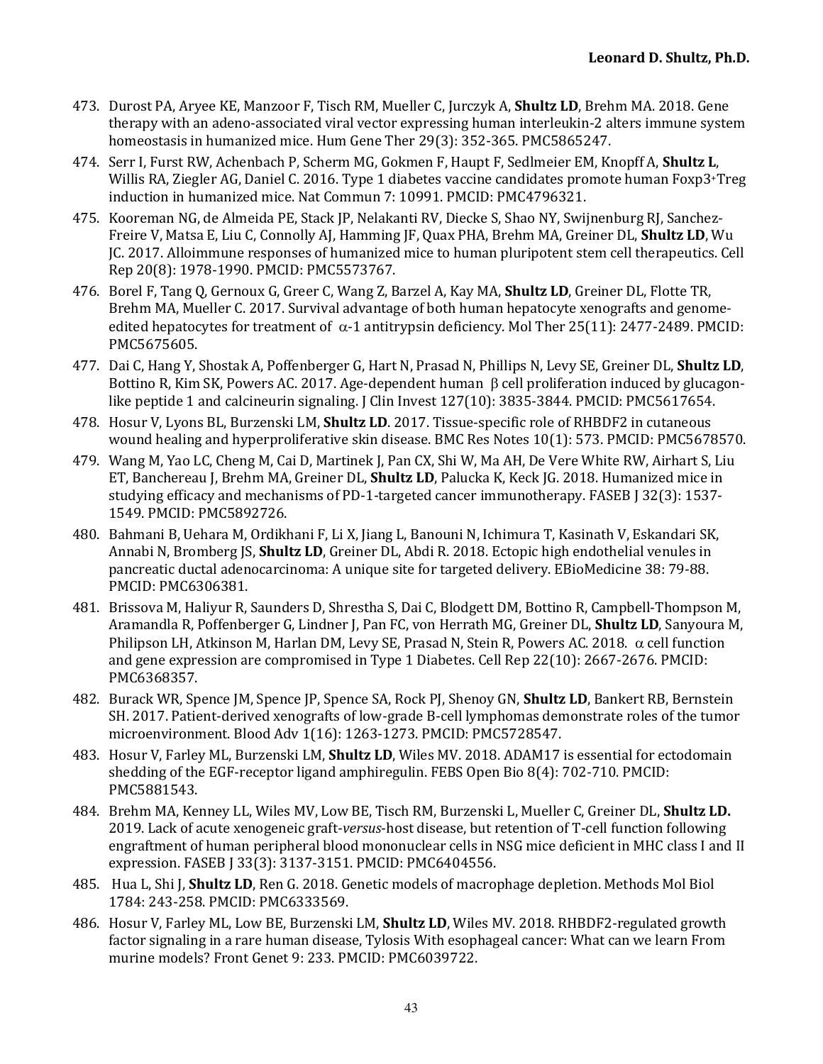473. Durost PA, Aryee KE, Manzoor F, Tisch RM, Mueller C, Jurczyk A, **Shultz LD**, Brehm MA. 2018. Gene therapy with an adeno-associated viral vector expressing human interleukin-2 alters immune system homeostasis in humanized mice. Hum Gene Ther 29(3): 352-365. PMC5865247.
474. Serr I, Furst RW, Achenbach P, Scherm MG, Gokmen F, Haupt F, Sedlmeier EM, Knopff A, **Shultz L**, Willis RA, Ziegler AG, Daniel C. 2016. Type 1 diabetes vaccine candidates promote human Foxp3+Treg induction in humanized mice. Nat Commun 7: 10991. PMCID: PMC4796321.
475. Kooreman NG, de Almeida PE, Stack JP, Nelakanti RV, Diecke S, Shao NY, Swijnenburg RJ, Sanchez-Freire V, Matsa E, Liu C, Connolly AJ, Hamming JF, Quax PHA, Brehm MA, Greiner DL, **Shultz LD**, Wu JC. 2017. Alloimmune responses of humanized mice to human pluripotent stem cell therapeutics. Cell Rep 20(8): 1978-1990. PMCID: PMC5573767.
476. Borel F, Tang Q, Gernoux G, Greer C, Wang Z, Barzel A, Kay MA, **Shultz LD**, Greiner DL, Flotte TR, Brehm MA, Mueller C. 2017. Survival advantage of both human hepatocyte xenografts and genome-edited hepatocytes for treatment of $\alpha$-1 antitrypsin deficiency. Mol Ther 25(11): 2477-2489. PMCID: PMC5675605.
477. Dai C, Hang Y, Shostak A, Poffenberger G, Hart N, Prasad N, Phillips N, Levy SE, Greiner DL, **Shultz LD**, Bottino R, Kim SK, Powers AC. 2017. Age-dependent human $\beta$ cell proliferation induced by glucagon-like peptide 1 and calcineurin signaling. J Clin Invest 127(10): 3835-3844. PMCID: PMC5617654.
478. Hosur V, Lyons BL, Burzenski LM, **Shultz LD**. 2017. Tissue-specific role of RHBDF2 in cutaneous wound healing and hyperproliferative skin disease. BMC Res Notes 10(1): 573. PMCID: PMC5678570.
479. Wang M, Yao LC, Cheng M, Cai D, Martinek J, Pan CX, Shi W, Ma AH, De Vere White RW, Airhart S, Liu ET, Banchereau J, Brehm MA, Greiner DL, **Shultz LD**, Palucka K, Keck JG. 2018. Humanized mice in studying efficacy and mechanisms of PD-1-targeted cancer immunotherapy. FASEB J 32(3): 1537-1549. PMCID: PMC5892726.
480. Bahmani B, Uehara M, Ordikhani F, Li X, Jiang L, Banouni N, Ichimura T, Kasinath V, Eskandari SK, Annabi N, Bromberg JS, **Shultz LD**, Greiner DL, Abdi R. 2018. Ectopic high endothelial venules in pancreatic ductal adenocarcinoma: A unique site for targeted delivery. EBioMedicine 38: 79-88. PMCID: PMC6306381.
481. Brissova M, Haliyur R, Saunders D, Shrestha S, Dai C, Blodgett DM, Bottino R, Campbell-Thompson M, Aramandla R, Poffenberger G, Lindner J, Pan FC, von Herrath MG, Greiner DL, **Shultz LD**, Sanyoura M, Philipson LH, Atkinson M, Harlan DM, Levy SE, Prasad N, Stein R, Powers AC. 2018. $\alpha$ cell function and gene expression are compromised in Type 1 Diabetes. Cell Rep 22(10): 2667-2676. PMCID: PMC6368357.
482. Burack WR, Spence JM, Spence JP, Spence SA, Rock PJ, Shenoy GN, **Shultz LD**, Bankert RB, Bernstein SH. 2017. Patient-derived xenografts of low-grade B-cell lymphomas demonstrate roles of the tumor microenvironment. Blood Adv 1(16): 1263-1273. PMCID: PMC5728547.
483. Hosur V, Farley ML, Burzenski LM, **Shultz LD**, Wiles MV. 2018. ADAM17 is essential for ectodomain shedding of the EGF-receptor ligand amphiregulin. FEBS Open Bio 8(4): 702-710. PMCID: PMC5881543.
484. Brehm MA, Kenney LL, Wiles MV, Low BE, Tisch RM, Burzenski L, Mueller C, Greiner DL, **Shultz LD.** 2019. Lack of acute xenogeneic graft-*versus*-host disease, but retention of T-cell function following engraftment of human peripheral blood mononuclear cells in NSG mice deficient in MHC class I and II expression. FASEB J 33(3): 3137-3151. PMCID: PMC6404556.
485. Hua L, Shi J, **Shultz LD**, Ren G. 2018. Genetic models of macrophage depletion. Methods Mol Biol 1784: 243-258. PMCID: PMC6333569.
486. Hosur V, Farley ML, Low BE, Burzenski LM, **Shultz LD**, Wiles MV. 2018. RHBDF2-regulated growth factor signaling in a rare human disease, Tylosis With esophageal cancer: What can we learn From murine models? Front Genet 9: 233. PMCID: PMC6039722.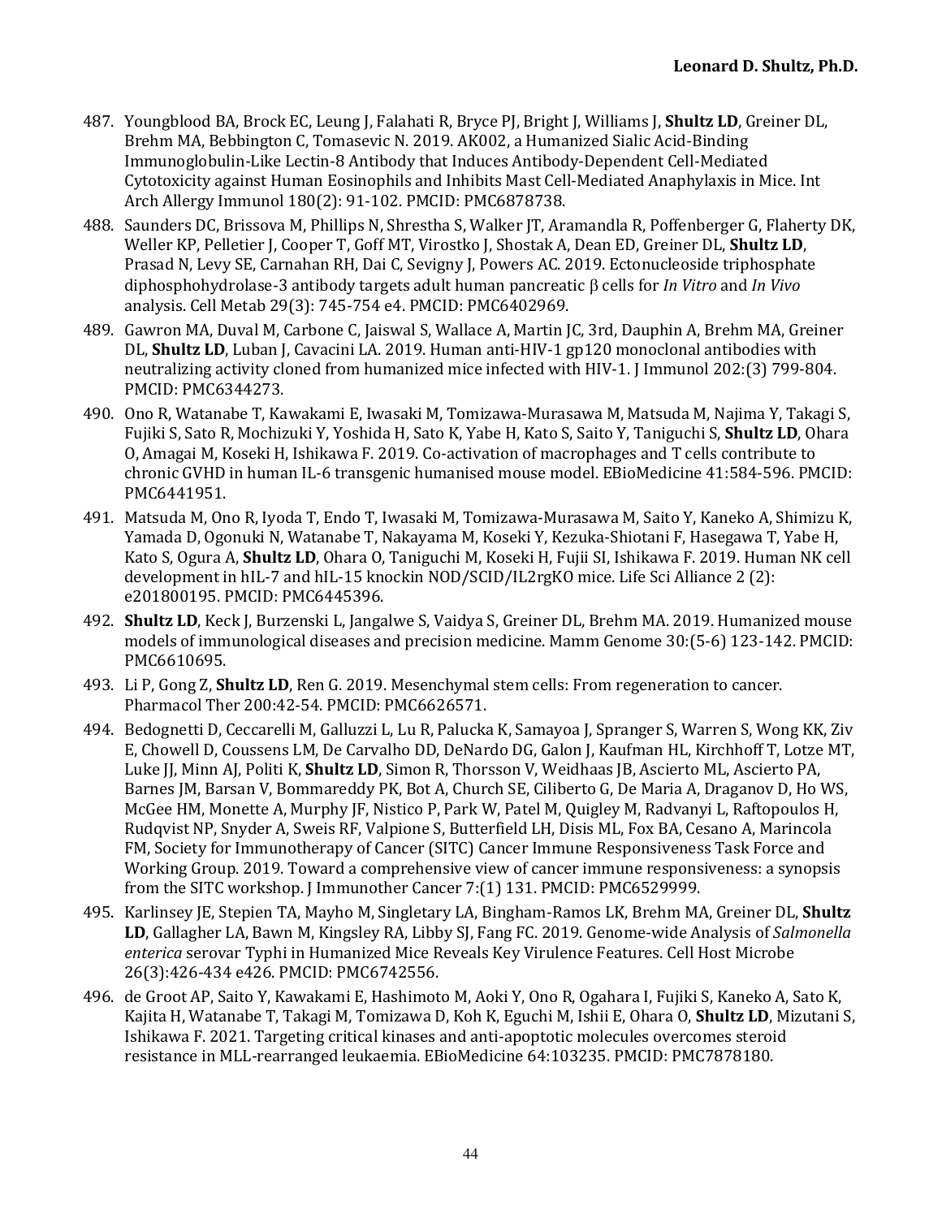487. Youngblood BA, Brock EC, Leung J, Falahati R, Bryce PJ, Bright J, Williams J, **Shultz LD**, Greiner DL, Brehm MA, Bebbington C, Tomasevic N. 2019. AK002, a Humanized Sialic Acid-Binding Immunoglobulin-Like Lectin-8 Antibody that Induces Antibody-Dependent Cell-Mediated Cytotoxicity against Human Eosinophils and Inhibits Mast Cell-Mediated Anaphylaxis in Mice. Int Arch Allergy Immunol 180(2): 91-102. PMCID: PMC6878738.
488. Saunders DC, Brissova M, Phillips N, Shrestha S, Walker JT, Aramandla R, Poffenberger G, Flaherty DK, Weller KP, Pelletier J, Cooper T, Goff MT, Virostko J, Shostak A, Dean ED, Greiner DL, **Shultz LD**, Prasad N, Levy SE, Carnahan RH, Dai C, Sevigny J, Powers AC. 2019. Ectonucleoside triphosphate diphosphohydrolase-3 antibody targets adult human pancreatic β cells for *In Vitro* and *In Vivo* analysis. Cell Metab 29(3): 745-754 e4. PMCID: PMC6402969.
489. Gawron MA, Duval M, Carbone C, Jaiswal S, Wallace A, Martin JC, 3rd, Dauphin A, Brehm MA, Greiner DL, **Shultz LD**, Luban J, Cavacini LA. 2019. Human anti-HIV-1 gp120 monoclonal antibodies with neutralizing activity cloned from humanized mice infected with HIV-1. J Immunol 202:(3) 799-804. PMCID: PMC6344273.
490. Ono R, Watanabe T, Kawakami E, Iwasaki M, Tomizawa-Murasawa M, Matsuda M, Najima Y, Takagi S, Fujiki S, Sato R, Mochizuki Y, Yoshida H, Sato K, Yabe H, Kato S, Saito Y, Taniguchi S, **Shultz LD**, Ohara O, Amagai M, Koseki H, Ishikawa F. 2019. Co-activation of macrophages and T cells contribute to chronic GVHD in human IL-6 transgenic humanised mouse model. EBioMedicine 41:584-596. PMCID: PMC6441951.
491. Matsuda M, Ono R, Iyoda T, Endo T, Iwasaki M, Tomizawa-Murasawa M, Saito Y, Kaneko A, Shimizu K, Yamada D, Ogonuki N, Watanabe T, Nakayama M, Koseki Y, Kezuka-Shiotani F, Hasegawa T, Yabe H, Kato S, Ogura A, **Shultz LD**, Ohara O, Taniguchi M, Koseki H, Fujii SI, Ishikawa F. 2019. Human NK cell development in hIL-7 and hIL-15 knockin NOD/SCID/IL2rgKO mice. Life Sci Alliance 2 (2): e201800195. PMCID: PMC6445396.
492. **Shultz LD**, Keck J, Burzenski L, Jangalwe S, Vaidya S, Greiner DL, Brehm MA. 2019. Humanized mouse models of immunological diseases and precision medicine. Mamm Genome 30:(5-6) 123-142. PMCID: PMC6610695.
493. Li P, Gong Z, **Shultz LD**, Ren G. 2019. Mesenchymal stem cells: From regeneration to cancer. Pharmacol Ther 200:42-54. PMCID: PMC6626571.
494. Bedognetti D, Ceccarelli M, Galluzzi L, Lu R, Palucka K, Samayoa J, Spranger S, Warren S, Wong KK, Ziv E, Chowell D, Coussens LM, De Carvalho DD, DeNardo DG, Galon J, Kaufman HL, Kirchhoff T, Lotze MT, Luke JJ, Minn AJ, Politi K, **Shultz LD**, Simon R, Thorsson V, Weidhaas JB, Ascierto ML, Ascierto PA, Barnes JM, Barsan V, Bommareddy PK, Bot A, Church SE, Ciliberto G, De Maria A, Draganov D, Ho WS, McGee HM, Monette A, Murphy JF, Nistico P, Park W, Patel M, Quigley M, Radvanyi L, Raftopoulos H, Rudqvist NP, Snyder A, Sweis RF, Valpione S, Butterfield LH, Disis ML, Fox BA, Cesano A, Marincola FM, Society for Immunotherapy of Cancer (SITC) Cancer Immune Responsiveness Task Force and Working Group. 2019. Toward a comprehensive view of cancer immune responsiveness: a synopsis from the SITC workshop. J Immunother Cancer 7:(1) 131. PMCID: PMC6529999.
495. Karlinsey JE, Stepien TA, Mayho M, Singletary LA, Bingham-Ramos LK, Brehm MA, Greiner DL, **Shultz LD**, Gallagher LA, Bawn M, Kingsley RA, Libby SJ, Fang FC. 2019. Genome-wide Analysis of *Salmonella enterica* serovar Typhi in Humanized Mice Reveals Key Virulence Features. Cell Host Microbe 26(3):426-434 e426. PMCID: PMC6742556.
496. de Groot AP, Saito Y, Kawakami E, Hashimoto M, Aoki Y, Ono R, Ogahara I, Fujiki S, Kaneko A, Sato K, Kajita H, Watanabe T, Takagi M, Tomizawa D, Koh K, Eguchi M, Ishii E, Ohara O, **Shultz LD**, Mizutani S, Ishikawa F. 2021. Targeting critical kinases and anti-apoptotic molecules overcomes steroid resistance in MLL-rearranged leukaemia. EBioMedicine 64:103235. PMCID: PMC7878180.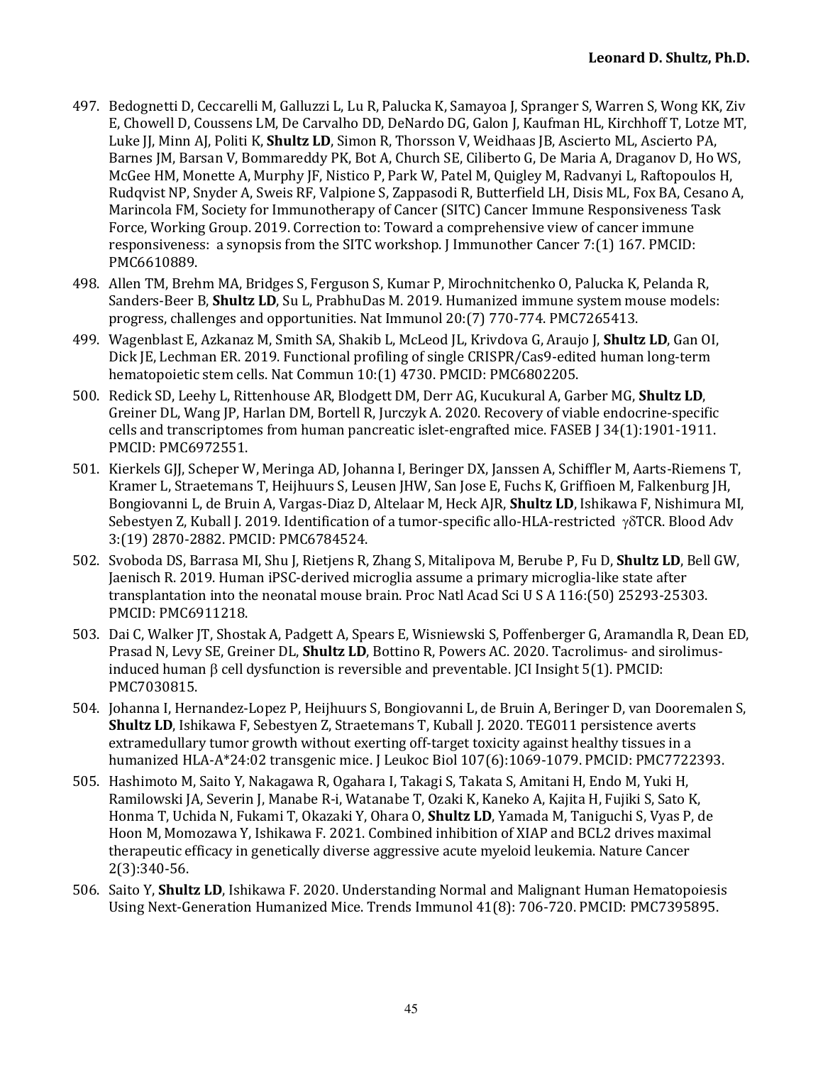497. Bedognetti D, Ceccarelli M, Galluzzi L, Lu R, Palucka K, Samayoa J, Spranger S, Warren S, Wong KK, Ziv E, Chowell D, Coussens LM, De Carvalho DD, DeNardo DG, Galon J, Kaufman HL, Kirchhoff T, Lotze MT, Luke JJ, Minn AJ, Politi K, **Shultz LD**, Simon R, Thorsson V, Weidhaas JB, Ascierto ML, Ascierto PA, Barnes JM, Barsan V, Bommareddy PK, Bot A, Church SE, Ciliberto G, De Maria A, Draganov D, Ho WS, McGee HM, Monette A, Murphy JF, Nistico P, Park W, Patel M, Quigley M, Radvanyi L, Raftopoulos H, Rudqvist NP, Snyder A, Sweis RF, Valpione S, Zappasodi R, Butterfield LH, Disis ML, Fox BA, Cesano A, Marincola FM, Society for Immunotherapy of Cancer (SITC) Cancer Immune Responsiveness Task Force, Working Group. 2019. Correction to: Toward a comprehensive view of cancer immune responsiveness: a synopsis from the SITC workshop. J Immunother Cancer 7:(1) 167. PMCID: PMC6610889.
498. Allen TM, Brehm MA, Bridges S, Ferguson S, Kumar P, Mirochnitchenko O, Palucka K, Pelanda R, Sanders-Beer B, **Shultz LD**, Su L, PrabhuDas M. 2019. Humanized immune system mouse models: progress, challenges and opportunities. Nat Immunol 20:(7) 770-774. PMC7265413.
499. Wagenblast E, Azkanaz M, Smith SA, Shakib L, McLeod JL, Krivdova G, Araujo J, **Shultz LD**, Gan OI, Dick JE, Lechman ER. 2019. Functional profiling of single CRISPR/Cas9-edited human long-term hematopoietic stem cells. Nat Commun 10:(1) 4730. PMCID: PMC6802205.
500. Redick SD, Leehy L, Rittenhouse AR, Blodgett DM, Derr AG, Kucukural A, Garber MG, **Shultz LD**, Greiner DL, Wang JP, Harlan DM, Bortell R, Jurczyk A. 2020. Recovery of viable endocrine-specific cells and transcriptomes from human pancreatic islet-engrafted mice. FASEB J 34(1):1901-1911. PMCID: PMC6972551.
501. Kierkels GJJ, Scheper W, Meringa AD, Johanna I, Beringer DX, Janssen A, Schiffler M, Aarts-Riemens T, Kramer L, Straetemans T, Heijhuurs S, Leusen JHW, San Jose E, Fuchs K, Griffioen M, Falkenburg JH, Bongiovanni L, de Bruin A, Vargas-Diaz D, Altelaar M, Heck AJR, **Shultz LD**, Ishikawa F, Nishimura MI, Sebestyen Z, Kuball J. 2019. Identification of a tumor-specific allo-HLA-restricted γδTCR. Blood Adv 3:(19) 2870-2882. PMCID: PMC6784524.
502. Svoboda DS, Barrasa MI, Shu J, Rietjens R, Zhang S, Mitalipova M, Berube P, Fu D, **Shultz LD**, Bell GW, Jaenisch R. 2019. Human iPSC-derived microglia assume a primary microglia-like state after transplantation into the neonatal mouse brain. Proc Natl Acad Sci U S A 116:(50) 25293-25303. PMCID: PMC6911218.
503. Dai C, Walker JT, Shostak A, Padgett A, Spears E, Wisniewski S, Poffenberger G, Aramandla R, Dean ED, Prasad N, Levy SE, Greiner DL, **Shultz LD**, Bottino R, Powers AC. 2020. Tacrolimus- and sirolimus-induced human β cell dysfunction is reversible and preventable. JCI Insight 5(1). PMCID: PMC7030815.
504. Johanna I, Hernandez-Lopez P, Heijhuurs S, Bongiovanni L, de Bruin A, Beringer D, van Dooremalen S, **Shultz LD**, Ishikawa F, Sebestyen Z, Straetemans T, Kuball J. 2020. TEG011 persistence averts extramedullary tumor growth without exerting off-target toxicity against healthy tissues in a humanized HLA-A*24:02 transgenic mice. J Leukoc Biol 107(6):1069-1079. PMCID: PMC7722393.
505. Hashimoto M, Saito Y, Nakagawa R, Ogahara I, Takagi S, Takata S, Amitani H, Endo M, Yuki H, Ramilowski JA, Severin J, Manabe R-i, Watanabe T, Ozaki K, Kaneko A, Kajita H, Fujiki S, Sato K, Honma T, Uchida N, Fukami T, Okazaki Y, Ohara O, **Shultz LD**, Yamada M, Taniguchi S, Vyas P, de Hoon M, Momozawa Y, Ishikawa F. 2021. Combined inhibition of XIAP and BCL2 drives maximal therapeutic efficacy in genetically diverse aggressive acute myeloid leukemia. Nature Cancer 2(3):340-56.
506. Saito Y, **Shultz LD**, Ishikawa F. 2020. Understanding Normal and Malignant Human Hematopoiesis Using Next-Generation Humanized Mice. Trends Immunol 41(8): 706-720. PMCID: PMC7395895.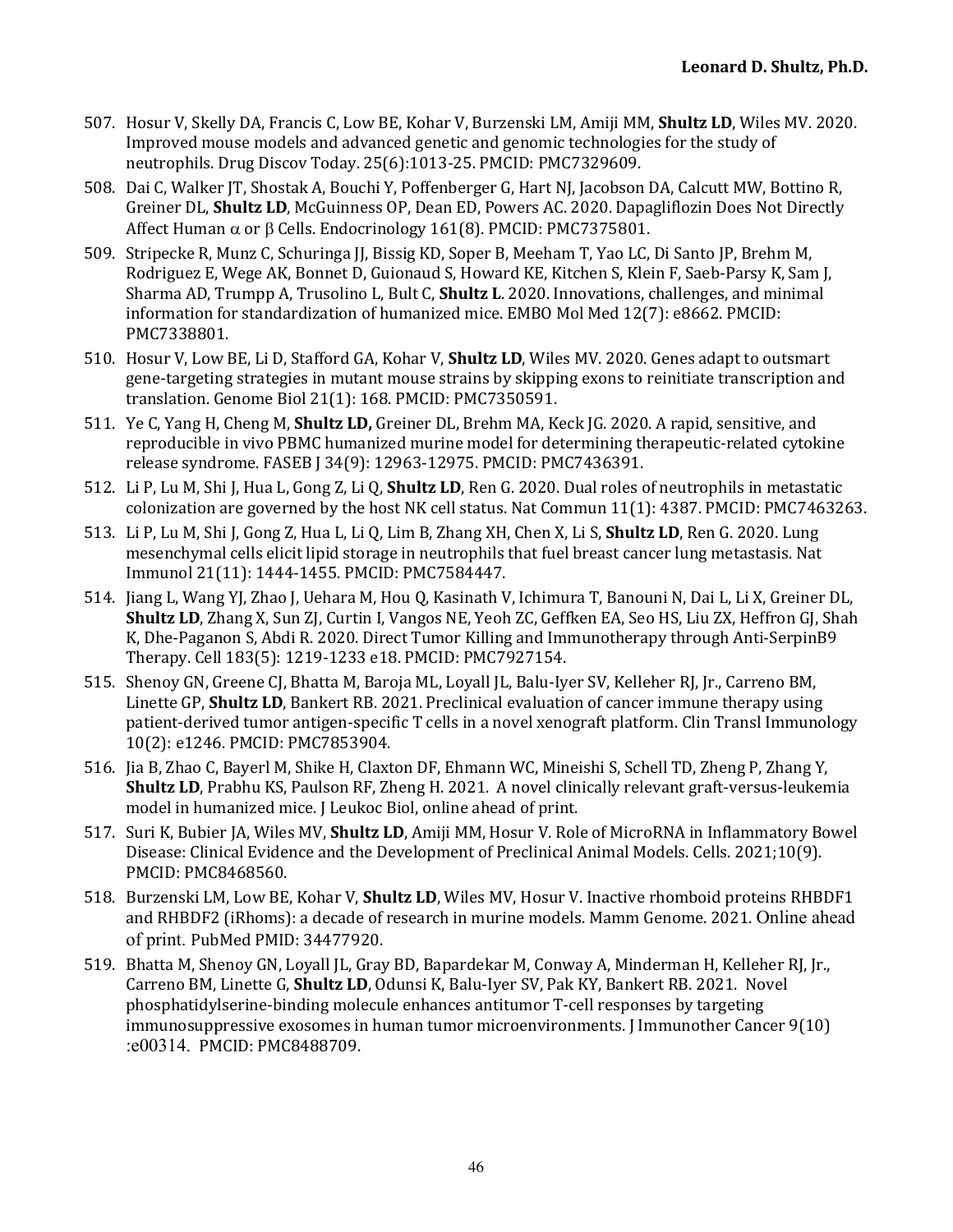507. Hosur V, Skelly DA, Francis C, Low BE, Kohar V, Burzenski LM, Amiji MM, **Shultz LD**, Wiles MV. 2020. Improved mouse models and advanced genetic and genomic technologies for the study of neutrophils. Drug Discov Today. 25(6):1013-25. PMCID: PMC7329609.
508. Dai C, Walker JT, Shostak A, Bouchi Y, Poffenberger G, Hart NJ, Jacobson DA, Calcutt MW, Bottino R, Greiner DL, **Shultz LD**, McGuinness OP, Dean ED, Powers AC. 2020. Dapagliflozin Does Not Directly Affect Human $\alpha$ or $\beta$ Cells. Endocrinology 161(8). PMCID: PMC7375801.
509. Stripecke R, Munz C, Schuringa JJ, Bissig KD, Soper B, Meeham T, Yao LC, Di Santo JP, Brehm M, Rodriguez E, Wege AK, Bonnet D, Guionaud S, Howard KE, Kitchen S, Klein F, Saeb-Parsy K, Sam J, Sharma AD, Trumpp A, Trusolino L, Bult C, **Shultz L**. 2020. Innovations, challenges, and minimal information for standardization of humanized mice. EMBO Mol Med 12(7): e8662. PMCID: PMC7338801.
510. Hosur V, Low BE, Li D, Stafford GA, Kohar V, **Shultz LD**, Wiles MV. 2020. Genes adapt to outsmart gene-targeting strategies in mutant mouse strains by skipping exons to reinitiate transcription and translation. Genome Biol 21(1): 168. PMCID: PMC7350591.
511. Ye C, Yang H, Cheng M, **Shultz LD,** Greiner DL, Brehm MA, Keck JG. 2020. A rapid, sensitive, and reproducible in vivo PBMC humanized murine model for determining therapeutic-related cytokine release syndrome. FASEB J 34(9): 12963-12975. PMCID: PMC7436391.
512. Li P, Lu M, Shi J, Hua L, Gong Z, Li Q, **Shultz LD**, Ren G. 2020. Dual roles of neutrophils in metastatic colonization are governed by the host NK cell status. Nat Commun 11(1): 4387. PMCID: PMC7463263.
513. Li P, Lu M, Shi J, Gong Z, Hua L, Li Q, Lim B, Zhang XH, Chen X, Li S, **Shultz LD**, Ren G. 2020. Lung mesenchymal cells elicit lipid storage in neutrophils that fuel breast cancer lung metastasis. Nat Immunol 21(11): 1444-1455. PMCID: PMC7584447.
514. Jiang L, Wang YJ, Zhao J, Uehara M, Hou Q, Kasinath V, Ichimura T, Banouni N, Dai L, Li X, Greiner DL, **Shultz LD**, Zhang X, Sun ZJ, Curtin I, Vangos NE, Yeoh ZC, Geffken EA, Seo HS, Liu ZX, Heffron GJ, Shah K, Dhe-Paganon S, Abdi R. 2020. Direct Tumor Killing and Immunotherapy through Anti-SerpinB9 Therapy. Cell 183(5): 1219-1233 e18. PMCID: PMC7927154.
515. Shenoy GN, Greene CJ, Bhatta M, Baroja ML, Loyall JL, Balu-Iyer SV, Kelleher RJ, Jr., Carreno BM, Linette GP, **Shultz LD**, Bankert RB. 2021. Preclinical evaluation of cancer immune therapy using patient-derived tumor antigen-specific T cells in a novel xenograft platform. Clin Transl Immunology 10(2): e1246. PMCID: PMC7853904.
516. Jia B, Zhao C, Bayerl M, Shike H, Claxton DF, Ehmann WC, Mineishi S, Schell TD, Zheng P, Zhang Y, **Shultz LD**, Prabhu KS, Paulson RF, Zheng H. 2021. A novel clinically relevant graft-versus-leukemia model in humanized mice. J Leukoc Biol, online ahead of print.
517. Suri K, Bubier JA, Wiles MV, **Shultz LD**, Amiji MM, Hosur V. Role of MicroRNA in Inflammatory Bowel Disease: Clinical Evidence and the Development of Preclinical Animal Models. Cells. 2021;10(9). PMCID: PMC8468560.
518. Burzenski LM, Low BE, Kohar V, **Shultz LD**, Wiles MV, Hosur V. Inactive rhomboid proteins RHBDF1 and RHBDF2 (iRhoms): a decade of research in murine models. Mamm Genome. 2021. Online ahead of print. PubMed PMID: 34477920.
519. Bhatta M, Shenoy GN, Loyall JL, Gray BD, Bapardekar M, Conway A, Minderman H, Kelleher RJ, Jr., Carreno BM, Linette G, **Shultz LD**, Odunsi K, Balu-Iyer SV, Pak KY, Bankert RB. 2021. Novel phosphatidylserine-binding molecule enhances antitumor T-cell responses by targeting immunosuppressive exosomes in human tumor microenvironments. J Immunother Cancer 9(10) :e00314. PMCID: PMC8488709.